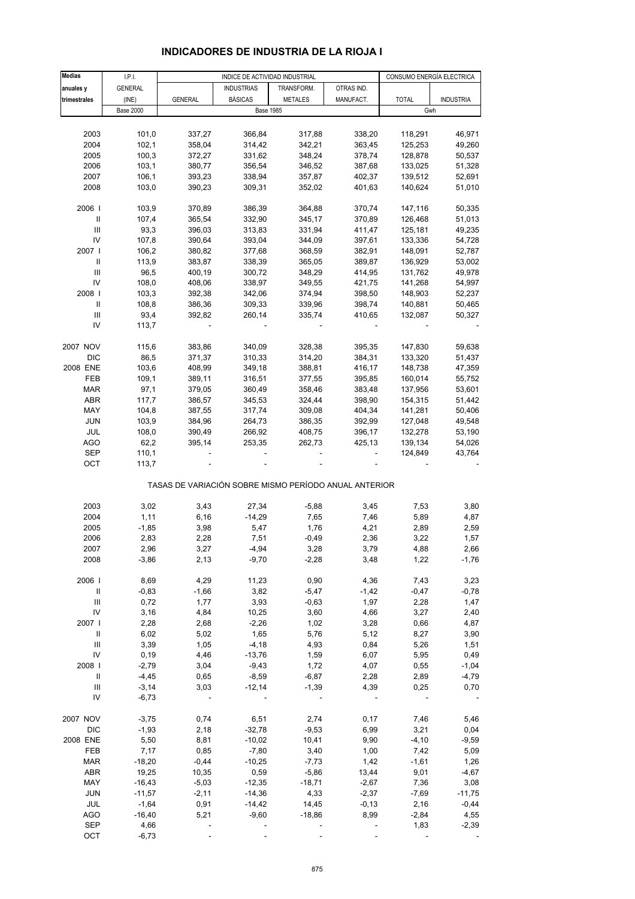# INDICADORES DE INDUSTRIA DE LA RIOJA I

| Medias anuales y trimestrales | I.P.I. GENERAL (INE) | INDICE DE ACTIVIDAD INDUSTRIAL | | | | CONSUMO ENERGÍA ELECTRICA | |
|---|---|---|---|---|---|---|---|
| | | GENERAL | INDUSTRIAS BÁSICAS | TRANSFORM. METALES | OTRAS IND. MANUFACT. | TOTAL | INDUSTRIA |
| | Base 2000 | Base 1985 | | | | Gwh | |
| 2003 | 101,0 | 337,27 | 366,84 | 317,88 | 338,20 | 118,291 | 46,971 |
| 2004 | 102,1 | 358,04 | 314,42 | 342,21 | 363,45 | 125,253 | 49,260 |
| 2005 | 100,3 | 372,27 | 331,62 | 348,24 | 378,74 | 128,878 | 50,537 |
| 2006 | 103,1 | 380,77 | 356,54 | 346,52 | 387,68 | 133,025 | 51,328 |
| 2007 | 106,1 | 393,23 | 338,94 | 357,87 | 402,37 | 139,512 | 52,691 |
| 2008 | 103,0 | 390,23 | 309,31 | 352,02 | 401,63 | 140,624 | 51,010 |
| 2006 I | 103,9 | 370,89 | 386,39 | 364,88 | 370,74 | 147,116 | 50,335 |
| II | 107,4 | 365,54 | 332,90 | 345,17 | 370,89 | 126,468 | 51,013 |
| III | 93,3 | 396,03 | 313,83 | 331,94 | 411,47 | 125,181 | 49,235 |
| IV | 107,8 | 390,64 | 393,04 | 344,09 | 397,61 | 133,336 | 54,728 |
| 2007 I | 106,2 | 380,82 | 377,68 | 368,59 | 382,91 | 148,091 | 52,787 |
| II | 113,9 | 383,87 | 338,39 | 365,05 | 389,87 | 136,929 | 53,002 |
| III | 96,5 | 400,19 | 300,72 | 348,29 | 414,95 | 131,762 | 49,978 |
| IV | 108,0 | 408,06 | 338,97 | 349,55 | 421,75 | 141,268 | 54,997 |
| 2008 I | 103,3 | 392,38 | 342,06 | 374,94 | 398,50 | 148,903 | 52,237 |
| II | 108,8 | 386,36 | 309,33 | 339,96 | 398,74 | 140,881 | 50,465 |
| III | 93,4 | 392,82 | 260,14 | 335,74 | 410,65 | 132,087 | 50,327 |
| IV | 113,7 | - | - | - | - | - | - |
| 2007 NOV | 115,6 | 383,86 | 340,09 | 328,38 | 395,35 | 147,830 | 59,638 |
| DIC | 86,5 | 371,37 | 310,33 | 314,20 | 384,31 | 133,320 | 51,437 |
| 2008 ENE | 103,6 | 408,99 | 349,18 | 388,81 | 416,17 | 148,738 | 47,359 |
| FEB | 109,1 | 389,11 | 316,51 | 377,55 | 395,85 | 160,014 | 55,752 |
| MAR | 97,1 | 379,05 | 360,49 | 358,46 | 383,48 | 137,956 | 53,601 |
| ABR | 117,7 | 386,57 | 345,53 | 324,44 | 398,90 | 154,315 | 51,442 |
| MAY | 104,8 | 387,55 | 317,74 | 309,08 | 404,34 | 141,281 | 50,406 |
| JUN | 103,9 | 384,96 | 264,73 | 386,35 | 392,99 | 127,048 | 49,548 |
| JUL | 108,0 | 390,49 | 266,92 | 408,75 | 396,17 | 132,278 | 53,190 |
| AGO | 62,2 | 395,14 | 253,35 | 262,73 | 425,13 | 139,134 | 54,026 |
| SEP | 110,1 | - | - | - | - | 124,849 | 43,764 |
| OCT | 113,7 | - | - | - | - | - | - |
| TASAS DE VARIACIÓN SOBRE MISMO PERÍODO ANUAL ANTERIOR | | | | | | | |
| 2003 | 3,02 | 3,43 | 27,34 | -5,88 | 3,45 | 7,53 | 3,80 |
| 2004 | 1,11 | 6,16 | -14,29 | 7,65 | 7,46 | 5,89 | 4,87 |
| 2005 | -1,85 | 3,98 | 5,47 | 1,76 | 4,21 | 2,89 | 2,59 |
| 2006 | 2,83 | 2,28 | 7,51 | -0,49 | 2,36 | 3,22 | 1,57 |
| 2007 | 2,96 | 3,27 | -4,94 | 3,28 | 3,79 | 4,88 | 2,66 |
| 2008 | -3,86 | 2,13 | -9,70 | -2,28 | 3,48 | 1,22 | -1,76 |
| 2006 I | 8,69 | 4,29 | 11,23 | 0,90 | 4,36 | 7,43 | 3,23 |
| II | -0,83 | -1,66 | 3,82 | -5,47 | -1,42 | -0,47 | -0,78 |
| III | 0,72 | 1,77 | 3,93 | -0,63 | 1,97 | 2,28 | 1,47 |
| IV | 3,16 | 4,84 | 10,25 | 3,60 | 4,66 | 3,27 | 2,40 |
| 2007 I | 2,28 | 2,68 | -2,26 | 1,02 | 3,28 | 0,66 | 4,87 |
| II | 6,02 | 5,02 | 1,65 | 5,76 | 5,12 | 8,27 | 3,90 |
| III | 3,39 | 1,05 | -4,18 | 4,93 | 0,84 | 5,26 | 1,51 |
| IV | 0,19 | 4,46 | -13,76 | 1,59 | 6,07 | 5,95 | 0,49 |
| 2008 I | -2,79 | 3,04 | -9,43 | 1,72 | 4,07 | 0,55 | -1,04 |
| II | -4,45 | 0,65 | -8,59 | -6,87 | 2,28 | 2,89 | -4,79 |
| III | -3,14 | 3,03 | -12,14 | -1,39 | 4,39 | 0,25 | 0,70 |
| IV | -6,73 | - | - | - | - | - | - |
| 2007 NOV | -3,75 | 0,74 | 6,51 | 2,74 | 0,17 | 7,46 | 5,46 |
| DIC | -1,93 | 2,18 | -32,78 | -9,53 | 6,99 | 3,21 | 0,04 |
| 2008 ENE | 5,50 | 8,81 | -10,02 | 10,41 | 9,90 | -4,10 | -9,59 |
| FEB | 7,17 | 0,85 | -7,80 | 3,40 | 1,00 | 7,42 | 5,09 |
| MAR | -18,20 | -0,44 | -10,25 | -7,73 | 1,42 | -1,61 | 1,26 |
| ABR | 19,25 | 10,35 | 0,59 | -5,86 | 13,44 | 9,01 | -4,67 |
| MAY | -16,43 | -5,03 | -12,35 | -18,71 | -2,67 | 7,36 | 3,08 |
| JUN | -11,57 | -2,11 | -14,36 | 4,33 | -2,37 | -7,69 | -11,75 |
| JUL | -1,64 | 0,91 | -14,42 | 14,45 | -0,13 | 2,16 | -0,44 |
| AGO | -16,40 | 5,21 | -9,60 | -18,86 | 8,99 | -2,84 | 4,55 |
| SEP | 4,66 | - | - | - | - | 1,83 | -2,39 |
| OCT | -6,73 | - | - | - | - | - | - |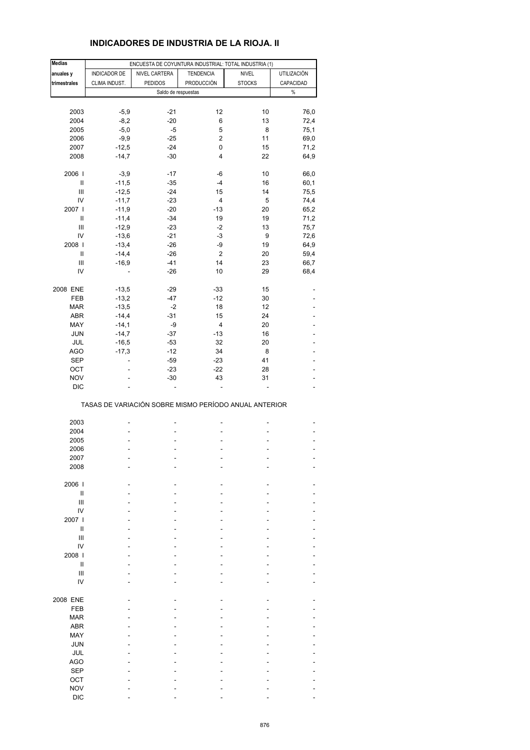# INDICADORES DE INDUSTRIA DE LA RIOJA. II

| Medias anuales y trimestrales | ENCUESTA DE COYUNTURA INDUSTRIAL: TOTAL INDUSTRIA (1) | | | | |
|---|---|---|---|---|---|
| | INDICADOR DE CLIMA INDUST. | NIVEL CARTERA PEDIDOS | TENDENCIA PRODUCCIÓN | NIVEL STOCKS | UTILIZACIÓN CAPACIDAD |
| | Saldo de respuestas | | | | % |
| 2003 | -5,9 | -21 | 12 | 10 | 76,0 |
| 2004 | -8,2 | -20 | 6 | 13 | 72,4 |
| 2005 | -5,0 | -5 | 5 | 8 | 75,1 |
| 2006 | -9,9 | -25 | 2 | 11 | 69,0 |
| 2007 | -12,5 | -24 | 0 | 15 | 71,2 |
| 2008 | -14,7 | -30 | 4 | 22 | 64,9 |
| 2006 I | -3,9 | -17 | -6 | 10 | 66,0 |
| II | -11,5 | -35 | -4 | 16 | 60,1 |
| III | -12,5 | -24 | 15 | 14 | 75,5 |
| IV | -11,7 | -23 | 4 | 5 | 74,4 |
| 2007 I | -11,9 | -20 | -13 | 20 | 65,2 |
| II | -11,4 | -34 | 19 | 19 | 71,2 |
| III | -12,9 | -23 | -2 | 13 | 75,7 |
| IV | -13,6 | -21 | -3 | 9 | 72,6 |
| 2008 I | -13,4 | -26 | -9 | 19 | 64,9 |
| II | -14,4 | -26 | 2 | 20 | 59,4 |
| III | -16,9 | -41 | 14 | 23 | 66,7 |
| IV | - | -26 | 10 | 29 | 68,4 |
| 2008 ENE | -13,5 | -29 | -33 | 15 | - |
| FEB | -13,2 | -47 | -12 | 30 | - |
| MAR | -13,5 | -2 | 18 | 12 | - |
| ABR | -14,4 | -31 | 15 | 24 | - |
| MAY | -14,1 | -9 | 4 | 20 | - |
| JUN | -14,7 | -37 | -13 | 16 | - |
| JUL | -16,5 | -53 | 32 | 20 | - |
| AGO | -17,3 | -12 | 34 | 8 | - |
| SEP | - | -59 | -23 | 41 | - |
| OCT | - | -23 | -22 | 28 | - |
| NOV | - | -30 | 43 | 31 | - |
| DIC | - | - | - | - | - |
| TASAS DE VARIACIÓN SOBRE MISMO PERÍODO ANUAL ANTERIOR | | | | | |
| 2003 | - | - | - | - | - |
| 2004 | - | - | - | - | - |
| 2005 | - | - | - | - | - |
| 2006 | - | - | - | - | - |
| 2007 | - | - | - | - | - |
| 2008 | - | - | - | - | - |
| 2006 I | - | - | - | - | - |
| II | - | - | - | - | - |
| III | - | - | - | - | - |
| IV | - | - | - | - | - |
| 2007 I | - | - | - | - | - |
| II | - | - | - | - | - |
| III | - | - | - | - | - |
| IV | - | - | - | - | - |
| 2008 I | - | - | - | - | - |
| II | - | - | - | - | - |
| III | - | - | - | - | - |
| IV | - | - | - | - | - |
| 2008 ENE | - | - | - | - | - |
| FEB | - | - | - | - | - |
| MAR | - | - | - | - | - |
| ABR | - | - | - | - | - |
| MAY | - | - | - | - | - |
| JUN | - | - | - | - | - |
| JUL | - | - | - | - | - |
| AGO | - | - | - | - | - |
| SEP | - | - | - | - | - |
| OCT | - | - | - | - | - |
| NOV | - | - | - | - | - |
| DIC | - | - | - | - | - |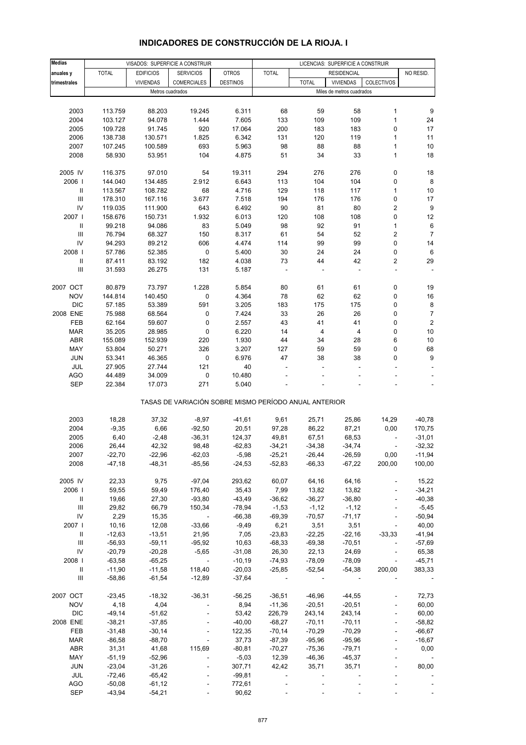# INDICADORES DE CONSTRUCCIÓN DE LA RIOJA. I

| Medias anuales y trimestrales | VISADOS: SUPERFICIE A CONSTRUIR | | | | LICENCIAS: SUPERFICIE A CONSTRUIR | | | | |
|---|---|---|---|---|---|---|---|---|---|
| | TOTAL | EDIFICIOS VIVIENDAS | SERVICIOS COMERCIALES | OTROS DESTINOS | TOTAL | RESIDENCIAL | | | NO RESID. |
| | | | | | | TOTAL | VIVIENDAS | COLECTIVOS | |
| | Metros cuadrados | | | | Miles de metros cuadrados | | | | |
| 2003 | 113.759 | 88.203 | 19.245 | 6.311 | 68 | 59 | 58 | 1 | 9 |
| 2004 | 103.127 | 94.078 | 1.444 | 7.605 | 133 | 109 | 109 | 1 | 24 |
| 2005 | 109.728 | 91.745 | 920 | 17.064 | 200 | 183 | 183 | 0 | 17 |
| 2006 | 138.738 | 130.571 | 1.825 | 6.342 | 131 | 120 | 119 | 1 | 11 |
| 2007 | 107.245 | 100.589 | 693 | 5.963 | 98 | 88 | 88 | 1 | 10 |
| 2008 | 58.930 | 53.951 | 104 | 4.875 | 51 | 34 | 33 | 1 | 18 |
| 2005 IV | 116.375 | 97.010 | 54 | 19.311 | 294 | 276 | 276 | 0 | 18 |
| 2006 I | 144.040 | 134.485 | 2.912 | 6.643 | 113 | 104 | 104 | 0 | 8 |
| II | 113.567 | 108.782 | 68 | 4.716 | 129 | 118 | 117 | 1 | 10 |
| III | 178.310 | 167.116 | 3.677 | 7.518 | 194 | 176 | 176 | 0 | 17 |
| IV | 119.035 | 111.900 | 643 | 6.492 | 90 | 81 | 80 | 2 | 9 |
| 2007 I | 158.676 | 150.731 | 1.932 | 6.013 | 120 | 108 | 108 | 0 | 12 |
| II | 99.218 | 94.086 | 83 | 5.049 | 98 | 92 | 91 | 1 | 6 |
| III | 76.794 | 68.327 | 150 | 8.317 | 61 | 54 | 52 | 2 | 7 |
| IV | 94.293 | 89.212 | 606 | 4.474 | 114 | 99 | 99 | 0 | 14 |
| 2008 I | 57.786 | 52.385 | 0 | 5.400 | 30 | 24 | 24 | 0 | 6 |
| II | 87.411 | 83.192 | 182 | 4.038 | 73 | 44 | 42 | 2 | 29 |
| III | 31.593 | 26.275 | 131 | 5.187 | - | - | - | - | - |
| 2007 OCT | 80.879 | 73.797 | 1.228 | 5.854 | 80 | 61 | 61 | 0 | 19 |
| NOV | 144.814 | 140.450 | 0 | 4.364 | 78 | 62 | 62 | 0 | 16 |
| DIC | 57.185 | 53.389 | 591 | 3.205 | 183 | 175 | 175 | 0 | 8 |
| 2008 ENE | 75.988 | 68.564 | 0 | 7.424 | 33 | 26 | 26 | 0 | 7 |
| FEB | 62.164 | 59.607 | 0 | 2.557 | 43 | 41 | 41 | 0 | 2 |
| MAR | 35.205 | 28.985 | 0 | 6.220 | 14 | 4 | 4 | 0 | 10 |
| ABR | 155.089 | 152.939 | 220 | 1.930 | 44 | 34 | 28 | 6 | 10 |
| MAY | 53.804 | 50.271 | 326 | 3.207 | 127 | 59 | 59 | 0 | 68 |
| JUN | 53.341 | 46.365 | 0 | 6.976 | 47 | 38 | 38 | 0 | 9 |
| JUL | 27.905 | 27.744 | 121 | 40 | - | - | - | - | - |
| AGO | 44.489 | 34.009 | 0 | 10.480 | - | - | - | - | - |
| SEP | 22.384 | 17.073 | 271 | 5.040 | - | - | - | - | - |
| **TASAS DE VARIACIÓN SOBRE MISMO PERÍODO ANUAL ANTERIOR** | | | | | | | | | |
| 2003 | 18,28 | 37,32 | -8,97 | -41,61 | 9,61 | 25,71 | 25,86 | 14,29 | -40,78 |
| 2004 | -9,35 | 6,66 | -92,50 | 20,51 | 97,28 | 86,22 | 87,21 | 0,00 | 170,75 |
| 2005 | 6,40 | -2,48 | -36,31 | 124,37 | 49,81 | 67,51 | 68,53 | - | -31,01 |
| 2006 | 26,44 | 42,32 | 98,48 | -62,83 | -34,21 | -34,38 | -34,74 | - | -32,32 |
| 2007 | -22,70 | -22,96 | -62,03 | -5,98 | -25,21 | -26,44 | -26,59 | 0,00 | -11,94 |
| 2008 | -47,18 | -48,31 | -85,56 | -24,53 | -52,83 | -66,33 | -67,22 | 200,00 | 100,00 |
| 2005 IV | 22,33 | 9,75 | -97,04 | 293,62 | 60,07 | 64,16 | 64,16 | - | 15,22 |
| 2006 I | 59,55 | 59,49 | 176,40 | 35,43 | 7,99 | 13,82 | 13,82 | - | -34,21 |
| II | 19,66 | 27,30 | -93,80 | -43,49 | -36,62 | -36,27 | -36,80 | - | -40,38 |
| III | 29,82 | 66,79 | 150,34 | -78,94 | -1,53 | -1,12 | -1,12 | - | -5,45 |
| IV | 2,29 | 15,35 | - | -66,38 | -69,39 | -70,57 | -71,17 | - | -50,94 |
| 2007 I | 10,16 | 12,08 | -33,66 | -9,49 | 6,21 | 3,51 | 3,51 | - | 40,00 |
| II | -12,63 | -13,51 | 21,95 | 7,05 | -23,83 | -22,25 | -22,16 | -33,33 | -41,94 |
| III | -56,93 | -59,11 | -95,92 | 10,63 | -68,33 | -69,38 | -70,51 | - | -57,69 |
| IV | -20,79 | -20,28 | -5,65 | -31,08 | 26,30 | 22,13 | 24,69 | - | 65,38 |
| 2008 I | -63,58 | -65,25 | - | -10,19 | -74,93 | -78,09 | -78,09 | - | -45,71 |
| II | -11,90 | -11,58 | 118,40 | -20,03 | -25,85 | -52,54 | -54,38 | 200,00 | 383,33 |
| III | -58,86 | -61,54 | -12,89 | -37,64 | - | - | - | - | - |
| 2007 OCT | -23,45 | -18,32 | -36,31 | -56,25 | -36,51 | -46,96 | -44,55 | - | 72,73 |
| NOV | 4,18 | 4,04 | - | 8,94 | -11,36 | -20,51 | -20,51 | - | 60,00 |
| DIC | -49,14 | -51,62 | - | 53,42 | 226,79 | 243,14 | 243,14 | - | 60,00 |
| 2008 ENE | -38,21 | -37,85 | - | -40,00 | -68,27 | -70,11 | -70,11 | - | -58,82 |
| FEB | -31,48 | -30,14 | - | 122,35 | -70,14 | -70,29 | -70,29 | - | -66,67 |
| MAR | -86,58 | -88,70 | - | 37,73 | -87,39 | -95,96 | -95,96 | - | -16,67 |
| ABR | 31,31 | 41,68 | 115,69 | -80,81 | -70,27 | -75,36 | -79,71 | - | 0,00 |
| MAY | -51,19 | -52,96 | - | -5,03 | 12,39 | -46,36 | -45,37 | - | - |
| JUN | -23,04 | -31,26 | - | 307,71 | 42,42 | 35,71 | 35,71 | - | 80,00 |
| JUL | -72,46 | -65,42 | - | -99,81 | - | - | - | - | - |
| AGO | -50,08 | -61,12 | - | 772,61 | - | - | - | - | - |
| SEP | -43,94 | -54,21 | - | 90,62 | - | - | - | - | - |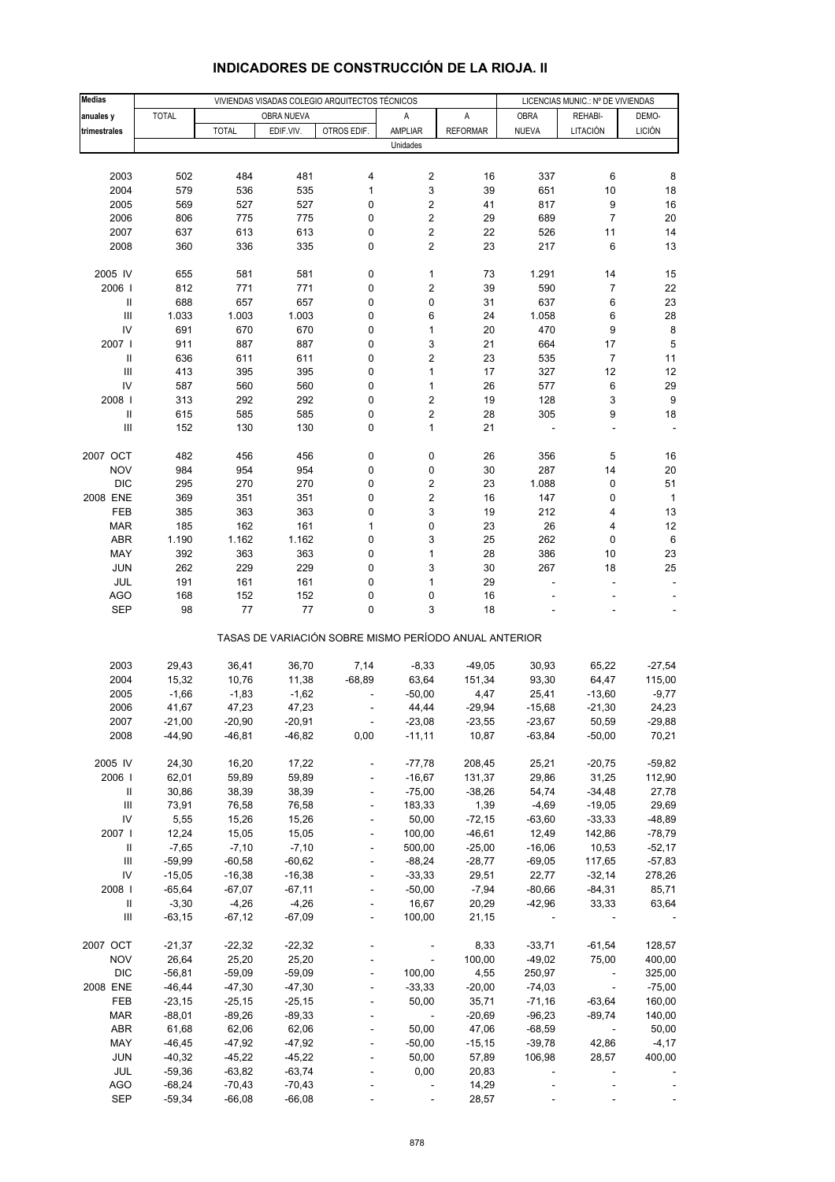# INDICADORES DE CONSTRUCCIÓN DE LA RIOJA. II

| Medias anuales y trimestrales | VIVIENDAS VISADAS COLEGIO ARQUITECTOS TÉCNICOS | | | | | | LICENCIAS MUNIC.: Nº DE VIVIENDAS | | |
|---|---|---|---|---|---|---|---|---|---|
| | TOTAL | OBRA NUEVA | | | A AMPLIAR | A REFORMAR | OBRA NUEVA | REHABI-LITACIÓN | DEMO-LICIÓN |
| | | TOTAL | EDIF.VIV. | OTROS EDIF. | | | | | |
| | Unidades | | | | | | | | |
| 2003 | 502 | 484 | 481 | 4 | 2 | 16 | 337 | 6 | 8 |
| 2004 | 579 | 536 | 535 | 1 | 3 | 39 | 651 | 10 | 18 |
| 2005 | 569 | 527 | 527 | 0 | 2 | 41 | 817 | 9 | 16 |
| 2006 | 806 | 775 | 775 | 0 | 2 | 29 | 689 | 7 | 20 |
| 2007 | 637 | 613 | 613 | 0 | 2 | 22 | 526 | 11 | 14 |
| 2008 | 360 | 336 | 335 | 0 | 2 | 23 | 217 | 6 | 13 |
| 2005 IV | 655 | 581 | 581 | 0 | 1 | 73 | 1.291 | 14 | 15 |
| 2006 I | 812 | 771 | 771 | 0 | 2 | 39 | 590 | 7 | 22 |
| II | 688 | 657 | 657 | 0 | 0 | 31 | 637 | 6 | 23 |
| III | 1.033 | 1.003 | 1.003 | 0 | 6 | 24 | 1.058 | 6 | 28 |
| IV | 691 | 670 | 670 | 0 | 1 | 20 | 470 | 9 | 8 |
| 2007 I | 911 | 887 | 887 | 0 | 3 | 21 | 664 | 17 | 5 |
| II | 636 | 611 | 611 | 0 | 2 | 23 | 535 | 7 | 11 |
| III | 413 | 395 | 395 | 0 | 1 | 17 | 327 | 12 | 12 |
| IV | 587 | 560 | 560 | 0 | 1 | 26 | 577 | 6 | 29 |
| 2008 I | 313 | 292 | 292 | 0 | 2 | 19 | 128 | 3 | 9 |
| II | 615 | 585 | 585 | 0 | 2 | 28 | 305 | 9 | 18 |
| III | 152 | 130 | 130 | 0 | 1 | 21 | - | - | - |
| 2007 OCT | 482 | 456 | 456 | 0 | 0 | 26 | 356 | 5 | 16 |
| NOV | 984 | 954 | 954 | 0 | 0 | 30 | 287 | 14 | 20 |
| DIC | 295 | 270 | 270 | 0 | 2 | 23 | 1.088 | 0 | 51 |
| 2008 ENE | 369 | 351 | 351 | 0 | 2 | 16 | 147 | 0 | 1 |
| FEB | 385 | 363 | 363 | 0 | 3 | 19 | 212 | 4 | 13 |
| MAR | 185 | 162 | 161 | 1 | 0 | 23 | 26 | 4 | 12 |
| ABR | 1.190 | 1.162 | 1.162 | 0 | 3 | 25 | 262 | 0 | 6 |
| MAY | 392 | 363 | 363 | 0 | 1 | 28 | 386 | 10 | 23 |
| JUN | 262 | 229 | 229 | 0 | 3 | 30 | 267 | 18 | 25 |
| JUL | 191 | 161 | 161 | 0 | 1 | 29 | - | - | - |
| AGO | 168 | 152 | 152 | 0 | 0 | 16 | - | - | - |
| SEP | 98 | 77 | 77 | 0 | 3 | 18 | - | - | - |
| | TASAS DE VARIACIÓN SOBRE MISMO PERÍODO ANUAL ANTERIOR | | | | | | | | |
| 2003 | 29,43 | 36,41 | 36,70 | 7,14 | -8,33 | -49,05 | 30,93 | 65,22 | -27,54 |
| 2004 | 15,32 | 10,76 | 11,38 | -68,89 | 63,64 | 151,34 | 93,30 | 64,47 | 115,00 |
| 2005 | -1,66 | -1,83 | -1,62 | - | -50,00 | 4,47 | 25,41 | -13,60 | -9,77 |
| 2006 | 41,67 | 47,23 | 47,23 | - | 44,44 | -29,94 | -15,68 | -21,30 | 24,23 |
| 2007 | -21,00 | -20,90 | -20,91 | - | -23,08 | -23,55 | -23,67 | 50,59 | -29,88 |
| 2008 | -44,90 | -46,81 | -46,82 | 0,00 | -11,11 | 10,87 | -63,84 | -50,00 | 70,21 |
| 2005 IV | 24,30 | 16,20 | 17,22 | - | -77,78 | 208,45 | 25,21 | -20,75 | -59,82 |
| 2006 I | 62,01 | 59,89 | 59,89 | - | -16,67 | 131,37 | 29,86 | 31,25 | 112,90 |
| II | 30,86 | 38,39 | 38,39 | - | -75,00 | -38,26 | 54,74 | -34,48 | 27,78 |
| III | 73,91 | 76,58 | 76,58 | - | 183,33 | 1,39 | -4,69 | -19,05 | 29,69 |
| IV | 5,55 | 15,26 | 15,26 | - | 50,00 | -72,15 | -63,60 | -33,33 | -48,89 |
| 2007 I | 12,24 | 15,05 | 15,05 | - | 100,00 | -46,61 | 12,49 | 142,86 | -78,79 |
| II | -7,65 | -7,10 | -7,10 | - | 500,00 | -25,00 | -16,06 | 10,53 | -52,17 |
| III | -59,99 | -60,58 | -60,62 | - | -88,24 | -28,77 | -69,05 | 117,65 | -57,83 |
| IV | -15,05 | -16,38 | -16,38 | - | -33,33 | 29,51 | 22,77 | -32,14 | 278,26 |
| 2008 I | -65,64 | -67,07 | -67,11 | - | -50,00 | -7,94 | -80,66 | -84,31 | 85,71 |
| II | -3,30 | -4,26 | -4,26 | - | 16,67 | 20,29 | -42,96 | 33,33 | 63,64 |
| III | -63,15 | -67,12 | -67,09 | - | 100,00 | 21,15 | - | - | - |
| 2007 OCT | -21,37 | -22,32 | -22,32 | - | - | 8,33 | -33,71 | -61,54 | 128,57 |
| NOV | 26,64 | 25,20 | 25,20 | - | - | 100,00 | -49,02 | 75,00 | 400,00 |
| DIC | -56,81 | -59,09 | -59,09 | - | 100,00 | 4,55 | 250,97 | - | 325,00 |
| 2008 ENE | -46,44 | -47,30 | -47,30 | - | -33,33 | -20,00 | -74,03 | - | -75,00 |
| FEB | -23,15 | -25,15 | -25,15 | - | 50,00 | 35,71 | -71,16 | -63,64 | 160,00 |
| MAR | -88,01 | -89,26 | -89,33 | - | - | -20,69 | -96,23 | -89,74 | 140,00 |
| ABR | 61,68 | 62,06 | 62,06 | - | 50,00 | 47,06 | -68,59 | - | 50,00 |
| MAY | -46,45 | -47,92 | -47,92 | - | -50,00 | -15,15 | -39,78 | 42,86 | -4,17 |
| JUN | -40,32 | -45,22 | -45,22 | - | 50,00 | 57,89 | 106,98 | 28,57 | 400,00 |
| JUL | -59,36 | -63,82 | -63,74 | - | 0,00 | 20,83 | - | - | - |
| AGO | -68,24 | -70,43 | -70,43 | - | - | 14,29 | - | - | - |
| SEP | -59,34 | -66,08 | -66,08 | - | - | 28,57 | - | - | - |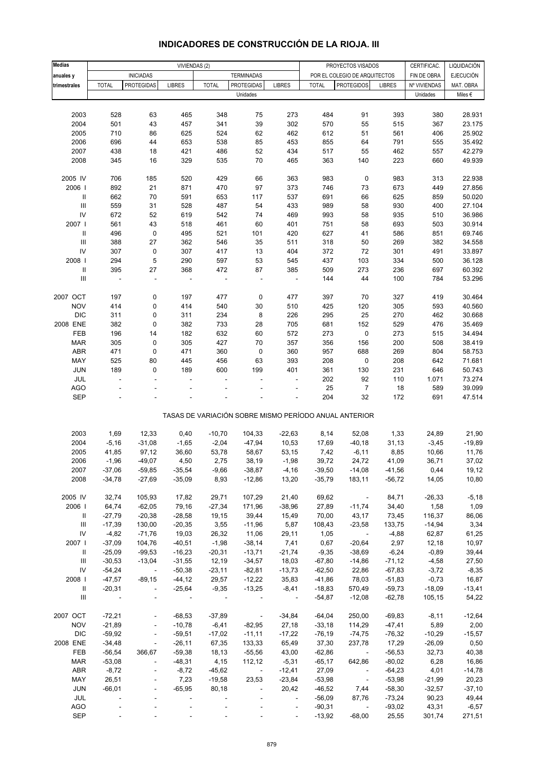# INDICADORES DE CONSTRUCCIÓN DE LA RIOJA. III

| Medias anuales y trimestrales | VIVIENDAS (2) | | | | | | PROYECTOS VISADOS POR EL COLEGIO DE ARQUITECTOS | | | CERTIFICAC. FIN DE OBRA | LIQUIDACIÓN EJECUCIÓN MAT. OBRA |
|---|---|---|---|---|---|---|---|---|---|---|---|
| | INICIADAS | | | TERMINADAS | | | | | | | |
| | TOTAL | PROTEGIDAS | LIBRES | TOTAL | PROTEGIDAS | LIBRES | TOTAL | PROTEGIDOS | LIBRES | Nº VIVIENDAS | |
| | Unidades | | | | | | | | | Unidades | Miles € |
| 2003 | 528 | 63 | 465 | 348 | 75 | 273 | 484 | 91 | 393 | 380 | 28.931 |
| 2004 | 501 | 43 | 457 | 341 | 39 | 302 | 570 | 55 | 515 | 367 | 23.175 |
| 2005 | 710 | 86 | 625 | 524 | 62 | 462 | 612 | 51 | 561 | 406 | 25.902 |
| 2006 | 696 | 44 | 653 | 538 | 85 | 453 | 855 | 64 | 791 | 555 | 35.492 |
| 2007 | 438 | 18 | 421 | 486 | 52 | 434 | 517 | 55 | 462 | 557 | 42.279 |
| 2008 | 345 | 16 | 329 | 535 | 70 | 465 | 363 | 140 | 223 | 660 | 49.939 |
| 2005 IV | 706 | 185 | 520 | 429 | 66 | 363 | 983 | 0 | 983 | 313 | 22.938 |
| 2006 I | 892 | 21 | 871 | 470 | 97 | 373 | 746 | 73 | 673 | 449 | 27.856 |
| II | 662 | 70 | 591 | 653 | 117 | 537 | 691 | 66 | 625 | 859 | 50.020 |
| III | 559 | 31 | 528 | 487 | 54 | 433 | 989 | 58 | 930 | 400 | 27.104 |
| IV | 672 | 52 | 619 | 542 | 74 | 469 | 993 | 58 | 935 | 510 | 36.986 |
| 2007 I | 561 | 43 | 518 | 461 | 60 | 401 | 751 | 58 | 693 | 503 | 30.914 |
| II | 496 | 0 | 495 | 521 | 101 | 420 | 627 | 41 | 586 | 851 | 69.746 |
| III | 388 | 27 | 362 | 546 | 35 | 511 | 318 | 50 | 269 | 382 | 34.558 |
| IV | 307 | 0 | 307 | 417 | 13 | 404 | 372 | 72 | 301 | 491 | 33.897 |
| 2008 I | 294 | 5 | 290 | 597 | 53 | 545 | 437 | 103 | 334 | 500 | 36.128 |
| II | 395 | 27 | 368 | 472 | 87 | 385 | 509 | 273 | 236 | 697 | 60.392 |
| III | - | - | - | - | - | - | 144 | 44 | 100 | 784 | 53.296 |
| 2007 OCT | 197 | 0 | 197 | 477 | 0 | 477 | 397 | 70 | 327 | 419 | 30.464 |
| NOV | 414 | 0 | 414 | 540 | 30 | 510 | 425 | 120 | 305 | 593 | 40.560 |
| DIC | 311 | 0 | 311 | 234 | 8 | 226 | 295 | 25 | 270 | 462 | 30.668 |
| 2008 ENE | 382 | 0 | 382 | 733 | 28 | 705 | 681 | 152 | 529 | 476 | 35.469 |
| FEB | 196 | 14 | 182 | 632 | 60 | 572 | 273 | 0 | 273 | 515 | 34.494 |
| MAR | 305 | 0 | 305 | 427 | 70 | 357 | 356 | 156 | 200 | 508 | 38.419 |
| ABR | 471 | 0 | 471 | 360 | 0 | 360 | 957 | 688 | 269 | 804 | 58.753 |
| MAY | 525 | 80 | 445 | 456 | 63 | 393 | 208 | 0 | 208 | 642 | 71.681 |
| JUN | 189 | 0 | 189 | 600 | 199 | 401 | 361 | 130 | 231 | 646 | 50.743 |
| JUL | - | - | - | - | - | - | 202 | 92 | 110 | 1.071 | 73.274 |
| AGO | - | - | - | - | - | - | 25 | 7 | 18 | 589 | 39.099 |
| SEP | - | - | - | - | - | - | 204 | 32 | 172 | 691 | 47.514 |
| TASAS DE VARIACIÓN SOBRE MISMO PERÍODO ANUAL ANTERIOR | | | | | | | | | | | |
| 2003 | 1,69 | 12,33 | 0,40 | -10,70 | 104,33 | -22,63 | 8,14 | 52,08 | 1,33 | 24,89 | 21,90 |
| 2004 | -5,16 | -31,08 | -1,65 | -2,04 | -47,94 | 10,53 | 17,69 | -40,18 | 31,13 | -3,45 | -19,89 |
| 2005 | 41,85 | 97,12 | 36,60 | 53,78 | 58,67 | 53,15 | 7,42 | -6,11 | 8,85 | 10,66 | 11,76 |
| 2006 | -1,96 | -49,07 | 4,50 | 2,75 | 38,19 | -1,98 | 39,72 | 24,72 | 41,09 | 36,71 | 37,02 |
| 2007 | -37,06 | -59,85 | -35,54 | -9,66 | -38,87 | -4,16 | -39,50 | -14,08 | -41,56 | 0,44 | 19,12 |
| 2008 | -34,78 | -27,69 | -35,09 | 8,93 | -12,86 | 13,20 | -35,79 | 183,11 | -56,72 | 14,05 | 10,80 |
| 2005 IV | 32,74 | 105,93 | 17,82 | 29,71 | 107,29 | 21,40 | 69,62 | - | 84,71 | -26,33 | -5,18 |
| 2006 I | 64,74 | -62,05 | 79,16 | -27,34 | 171,96 | -38,96 | 27,89 | -11,74 | 34,40 | 1,58 | 1,09 |
| II | -27,79 | -20,38 | -28,58 | 19,15 | 39,44 | 15,49 | 70,00 | 43,17 | 73,45 | 116,37 | 86,06 |
| III | -17,39 | 130,00 | -20,35 | 3,55 | -11,96 | 5,87 | 108,43 | -23,58 | 133,75 | -14,94 | 3,34 |
| IV | -4,82 | -71,76 | 19,03 | 26,32 | 11,06 | 29,11 | 1,05 | - | -4,88 | 62,87 | 61,25 |
| 2007 I | -37,09 | 104,76 | -40,51 | -1,98 | -38,14 | 7,41 | 0,67 | -20,64 | 2,97 | 12,18 | 10,97 |
| II | -25,09 | -99,53 | -16,23 | -20,31 | -13,71 | -21,74 | -9,35 | -38,69 | -6,24 | -0,89 | 39,44 |
| III | -30,53 | -13,04 | -31,55 | 12,19 | -34,57 | 18,03 | -67,80 | -14,86 | -71,12 | -4,58 | 27,50 |
| IV | -54,24 | - | -50,38 | -23,11 | -82,81 | -13,73 | -62,50 | 22,86 | -67,83 | -3,72 | -8,35 |
| 2008 I | -47,57 | -89,15 | -44,12 | 29,57 | -12,22 | 35,83 | -41,86 | 78,03 | -51,83 | -0,73 | 16,87 |
| II | -20,31 | - | -25,64 | -9,35 | -13,25 | -8,41 | -18,83 | 570,49 | -59,73 | -18,09 | -13,41 |
| III | - | - | - | - | - | - | -54,87 | -12,08 | -62,78 | 105,15 | 54,22 |
| 2007 OCT | -72,21 | - | -68,53 | -37,89 | - | -34,84 | -64,04 | 250,00 | -69,83 | -8,11 | -12,64 |
| NOV | -21,89 | - | -10,78 | -6,41 | -82,95 | 27,18 | -33,18 | 114,29 | -47,41 | 5,89 | 2,00 |
| DIC | -59,92 | - | -59,51 | -17,02 | -11,11 | -17,22 | -76,19 | -74,75 | -76,32 | -10,29 | -15,57 |
| 2008 ENE | -34,48 | - | -26,11 | 67,35 | 133,33 | 65,49 | 37,30 | 237,78 | 17,29 | -26,09 | 0,50 |
| FEB | -56,54 | 366,67 | -59,38 | 18,13 | -55,56 | 43,00 | -62,86 | - | -56,53 | 32,73 | 40,38 |
| MAR | -53,08 | - | -48,31 | 4,15 | 112,12 | -5,31 | -65,17 | 642,86 | -80,02 | 6,28 | 16,86 |
| ABR | -8,72 | - | -8,72 | -45,62 | - | -12,41 | 27,09 | - | -64,23 | 4,01 | -14,78 |
| MAY | 26,51 | - | 7,23 | -19,58 | 23,53 | -23,84 | -53,98 | - | -53,98 | -21,99 | 20,23 |
| JUN | -66,01 | - | -65,95 | 80,18 | - | 20,42 | -46,52 | 7,44 | -58,30 | -32,57 | -37,10 |
| JUL | - | - | - | - | - | - | -56,09 | 87,76 | -73,24 | 90,23 | 49,44 |
| AGO | - | - | - | - | - | - | -90,31 | - | -93,02 | 43,31 | -6,57 |
| SEP | - | - | - | - | - | - | -13,92 | -68,00 | 25,55 | 301,74 | 271,51 |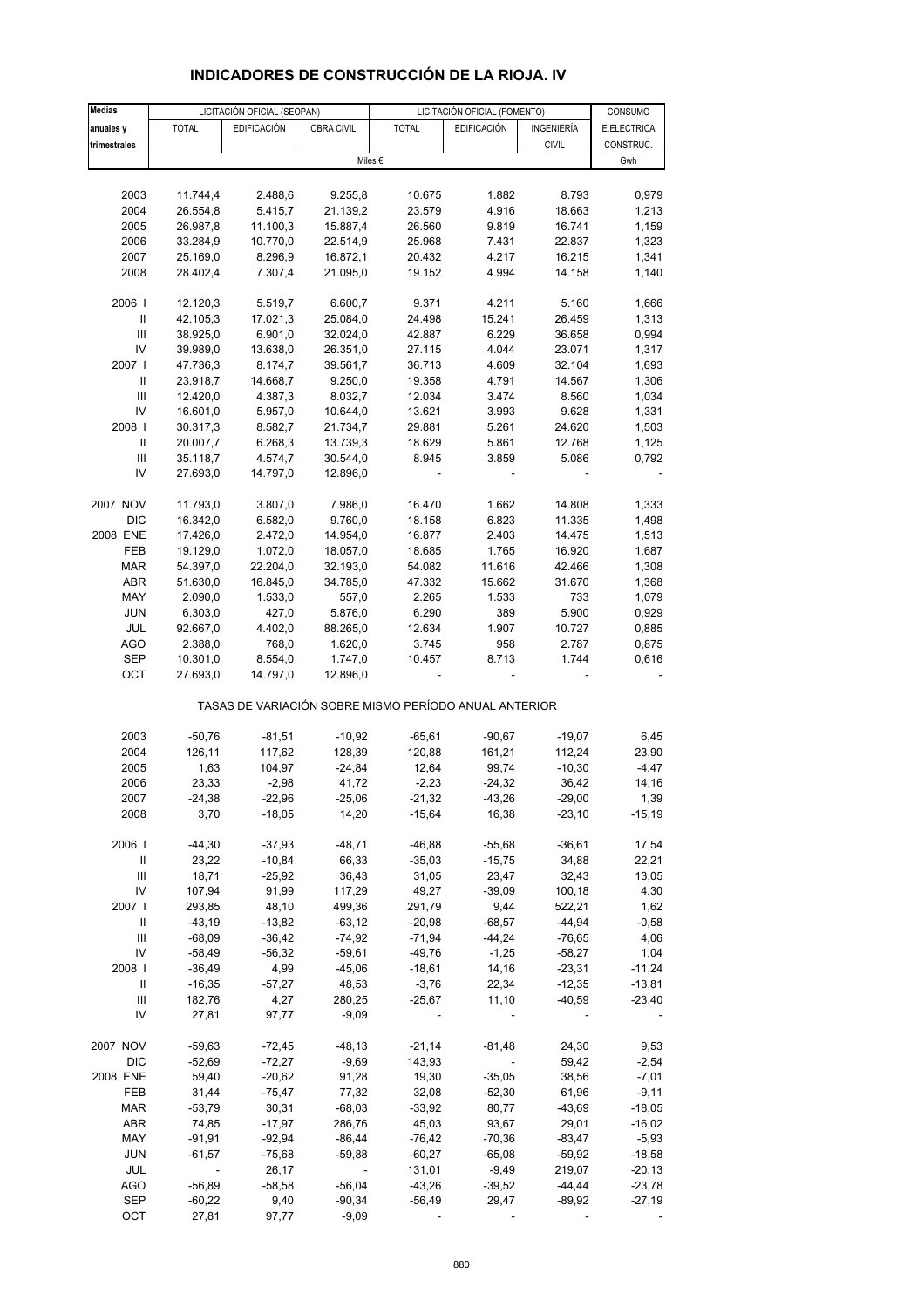# INDICADORES DE CONSTRUCCIÓN DE LA RIOJA. IV

| Medias anuales y trimestrales | LICITACIÓN OFICIAL (SEOPAN) | | | LICITACIÓN OFICIAL (FOMENTO) | | | CONSUMO |
|---|---|---|---|---|---|---|---|
| | TOTAL | EDIFICACIÓN | OBRA CIVIL | TOTAL | EDIFICACIÓN | INGENIERÍA CIVIL | E.ELECTRICA CONSTRUC. |
| | Miles € | | | | | | Gwh |
| 2003 | 11.744,4 | 2.488,6 | 9.255,8 | 10.675 | 1.882 | 8.793 | 0,979 |
| 2004 | 26.554,8 | 5.415,7 | 21.139,2 | 23.579 | 4.916 | 18.663 | 1,213 |
| 2005 | 26.987,8 | 11.100,3 | 15.887,4 | 26.560 | 9.819 | 16.741 | 1,159 |
| 2006 | 33.284,9 | 10.770,0 | 22.514,9 | 25.968 | 7.431 | 22.837 | 1,323 |
| 2007 | 25.169,0 | 8.296,9 | 16.872,1 | 20.432 | 4.217 | 16.215 | 1,341 |
| 2008 | 28.402,4 | 7.307,4 | 21.095,0 | 19.152 | 4.994 | 14.158 | 1,140 |
| 2006 I | 12.120,3 | 5.519,7 | 6.600,7 | 9.371 | 4.211 | 5.160 | 1,666 |
| II | 42.105,3 | 17.021,3 | 25.084,0 | 24.498 | 15.241 | 26.459 | 1,313 |
| III | 38.925,0 | 6.901,0 | 32.024,0 | 42.887 | 6.229 | 36.658 | 0,994 |
| IV | 39.989,0 | 13.638,0 | 26.351,0 | 27.115 | 4.044 | 23.071 | 1,317 |
| 2007 I | 47.736,3 | 8.174,7 | 39.561,7 | 36.713 | 4.609 | 32.104 | 1,693 |
| II | 23.918,7 | 14.668,7 | 9.250,0 | 19.358 | 4.791 | 14.567 | 1,306 |
| III | 12.420,0 | 4.387,3 | 8.032,7 | 12.034 | 3.474 | 8.560 | 1,034 |
| IV | 16.601,0 | 5.957,0 | 10.644,0 | 13.621 | 3.993 | 9.628 | 1,331 |
| 2008 I | 30.317,3 | 8.582,7 | 21.734,7 | 29.881 | 5.261 | 24.620 | 1,503 |
| II | 20.007,7 | 6.268,3 | 13.739,3 | 18.629 | 5.861 | 12.768 | 1,125 |
| III | 35.118,7 | 4.574,7 | 30.544,0 | 8.945 | 3.859 | 5.086 | 0,792 |
| IV | 27.693,0 | 14.797,0 | 12.896,0 | - | - | - | - |
| 2007 NOV | 11.793,0 | 3.807,0 | 7.986,0 | 16.470 | 1.662 | 14.808 | 1,333 |
| DIC | 16.342,0 | 6.582,0 | 9.760,0 | 18.158 | 6.823 | 11.335 | 1,498 |
| 2008 ENE | 17.426,0 | 2.472,0 | 14.954,0 | 16.877 | 2.403 | 14.475 | 1,513 |
| FEB | 19.129,0 | 1.072,0 | 18.057,0 | 18.685 | 1.765 | 16.920 | 1,687 |
| MAR | 54.397,0 | 22.204,0 | 32.193,0 | 54.082 | 11.616 | 42.466 | 1,308 |
| ABR | 51.630,0 | 16.845,0 | 34.785,0 | 47.332 | 15.662 | 31.670 | 1,368 |
| MAY | 2.090,0 | 1.533,0 | 557,0 | 2.265 | 1.533 | 733 | 1,079 |
| JUN | 6.303,0 | 427,0 | 5.876,0 | 6.290 | 389 | 5.900 | 0,929 |
| JUL | 92.667,0 | 4.402,0 | 88.265,0 | 12.634 | 1.907 | 10.727 | 0,885 |
| AGO | 2.388,0 | 768,0 | 1.620,0 | 3.745 | 958 | 2.787 | 0,875 |
| SEP | 10.301,0 | 8.554,0 | 1.747,0 | 10.457 | 8.713 | 1.744 | 0,616 |
| OCT | 27.693,0 | 14.797,0 | 12.896,0 | - | - | - | - |
| TASAS DE VARIACIÓN SOBRE MISMO PERÍODO ANUAL ANTERIOR | | | | | | | |
| 2003 | -50,76 | -81,51 | -10,92 | -65,61 | -90,67 | -19,07 | 6,45 |
| 2004 | 126,11 | 117,62 | 128,39 | 120,88 | 161,21 | 112,24 | 23,90 |
| 2005 | 1,63 | 104,97 | -24,84 | 12,64 | 99,74 | -10,30 | -4,47 |
| 2006 | 23,33 | -2,98 | 41,72 | -2,23 | -24,32 | 36,42 | 14,16 |
| 2007 | -24,38 | -22,96 | -25,06 | -21,32 | -43,26 | -29,00 | 1,39 |
| 2008 | 3,70 | -18,05 | 14,20 | -15,64 | 16,38 | -23,10 | -15,19 |
| 2006 I | -44,30 | -37,93 | -48,71 | -46,88 | -55,68 | -36,61 | 17,54 |
| II | 23,22 | -10,84 | 66,33 | -35,03 | -15,75 | 34,88 | 22,21 |
| III | 18,71 | -25,92 | 36,43 | 31,05 | 23,47 | 32,43 | 13,05 |
| IV | 107,94 | 91,99 | 117,29 | 49,27 | -39,09 | 100,18 | 4,30 |
| 2007 I | 293,85 | 48,10 | 499,36 | 291,79 | 9,44 | 522,21 | 1,62 |
| II | -43,19 | -13,82 | -63,12 | -20,98 | -68,57 | -44,94 | -0,58 |
| III | -68,09 | -36,42 | -74,92 | -71,94 | -44,24 | -76,65 | 4,06 |
| IV | -58,49 | -56,32 | -59,61 | -49,76 | -1,25 | -58,27 | 1,04 |
| 2008 I | -36,49 | 4,99 | -45,06 | -18,61 | 14,16 | -23,31 | -11,24 |
| II | -16,35 | -57,27 | 48,53 | -3,76 | 22,34 | -12,35 | -13,81 |
| III | 182,76 | 4,27 | 280,25 | -25,67 | 11,10 | -40,59 | -23,40 |
| IV | 27,81 | 97,77 | -9,09 | - | - | - | - |
| 2007 NOV | -59,63 | -72,45 | -48,13 | -21,14 | -81,48 | 24,30 | 9,53 |
| DIC | -52,69 | -72,27 | -9,69 | 143,93 | - | 59,42 | -2,54 |
| 2008 ENE | 59,40 | -20,62 | 91,28 | 19,30 | -35,05 | 38,56 | -7,01 |
| FEB | 31,44 | -75,47 | 77,32 | 32,08 | -52,30 | 61,96 | -9,11 |
| MAR | -53,79 | 30,31 | -68,03 | -33,92 | 80,77 | -43,69 | -18,05 |
| ABR | 74,85 | -17,97 | 286,76 | 45,03 | 93,67 | 29,01 | -16,02 |
| MAY | -91,91 | -92,94 | -86,44 | -76,42 | -70,36 | -83,47 | -5,93 |
| JUN | -61,57 | -75,68 | -59,88 | -60,27 | -65,08 | -59,92 | -18,58 |
| JUL | - | 26,17 | - | 131,01 | -9,49 | 219,07 | -20,13 |
| AGO | -56,89 | -58,58 | -56,04 | -43,26 | -39,52 | -44,44 | -23,78 |
| SEP | -60,22 | 9,40 | -90,34 | -56,49 | 29,47 | -89,92 | -27,19 |
| OCT | 27,81 | 97,77 | -9,09 | - | - | - | - |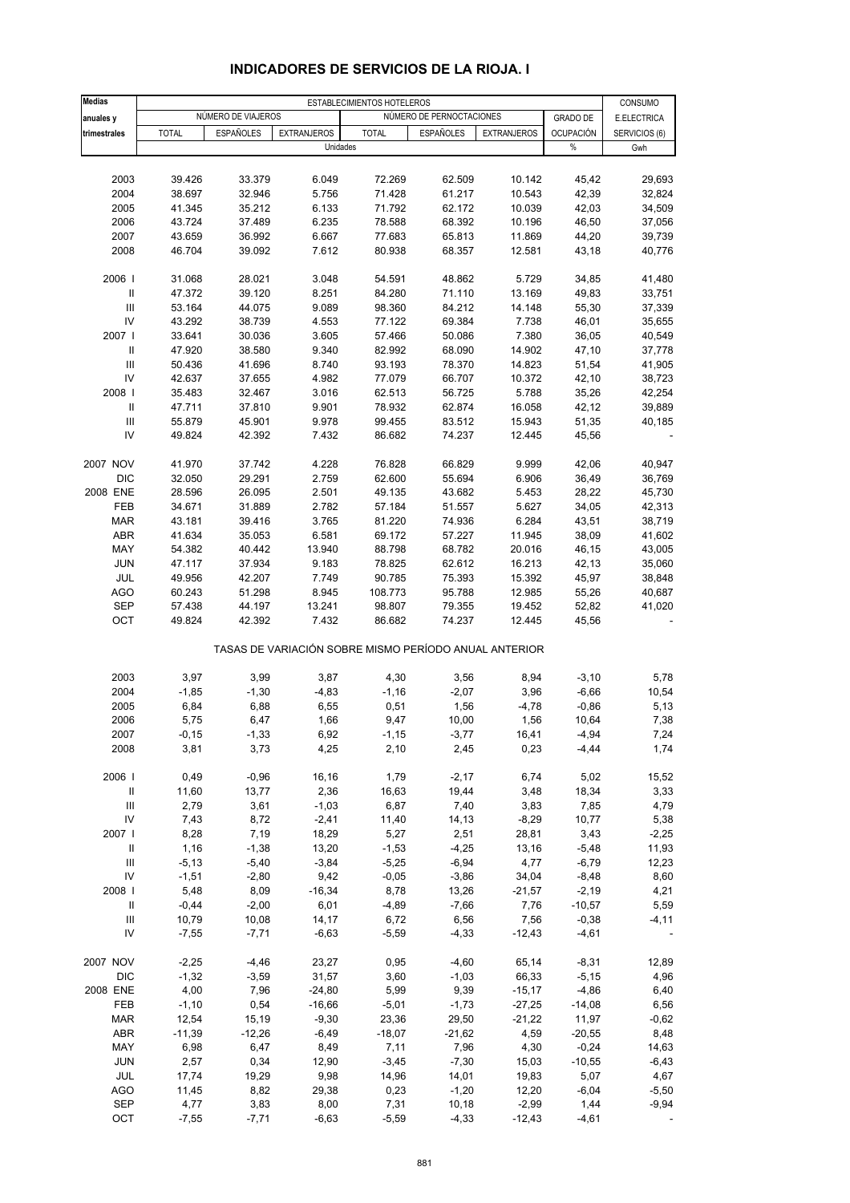# INDICADORES DE SERVICIOS DE LA RIOJA. I

| Medias anuales y trimestrales | ESTABLECIMIENTOS HOTELEROS | | | | | | | CONSUMO |
|---|---|---|---|---|---|---|---|---|
| | NÚMERO DE VIAJEROS | | | NÚMERO DE PERNOCTACIONES | | | GRADO DE | E.ELECTRICA |
| | TOTAL | ESPAÑOLES | EXTRANJEROS | TOTAL | ESPAÑOLES | EXTRANJEROS | OCUPACIÓN | SERVICIOS (6) |
| | Unidades | | | | | | % | Gwh |
| 2003 | 39.426 | 33.379 | 6.049 | 72.269 | 62.509 | 10.142 | 45,42 | 29,693 |
| 2004 | 38.697 | 32.946 | 5.756 | 71.428 | 61.217 | 10.543 | 42,39 | 32,824 |
| 2005 | 41.345 | 35.212 | 6.133 | 71.792 | 62.172 | 10.039 | 42,03 | 34,509 |
| 2006 | 43.724 | 37.489 | 6.235 | 78.588 | 68.392 | 10.196 | 46,50 | 37,056 |
| 2007 | 43.659 | 36.992 | 6.667 | 77.683 | 65.813 | 11.869 | 44,20 | 39,739 |
| 2008 | 46.704 | 39.092 | 7.612 | 80.938 | 68.357 | 12.581 | 43,18 | 40,776 |
| 2006 I | 31.068 | 28.021 | 3.048 | 54.591 | 48.862 | 5.729 | 34,85 | 41,480 |
| II | 47.372 | 39.120 | 8.251 | 84.280 | 71.110 | 13.169 | 49,83 | 33,751 |
| III | 53.164 | 44.075 | 9.089 | 98.360 | 84.212 | 14.148 | 55,30 | 37,339 |
| IV | 43.292 | 38.739 | 4.553 | 77.122 | 69.384 | 7.738 | 46,01 | 35,655 |
| 2007 I | 33.641 | 30.036 | 3.605 | 57.466 | 50.086 | 7.380 | 36,05 | 40,549 |
| II | 47.920 | 38.580 | 9.340 | 82.992 | 68.090 | 14.902 | 47,10 | 37,778 |
| III | 50.436 | 41.696 | 8.740 | 93.193 | 78.370 | 14.823 | 51,54 | 41,905 |
| IV | 42.637 | 37.655 | 4.982 | 77.079 | 66.707 | 10.372 | 42,10 | 38,723 |
| 2008 I | 35.483 | 32.467 | 3.016 | 62.513 | 56.725 | 5.788 | 35,26 | 42,254 |
| II | 47.711 | 37.810 | 9.901 | 78.932 | 62.874 | 16.058 | 42,12 | 39,889 |
| III | 55.879 | 45.901 | 9.978 | 99.455 | 83.512 | 15.943 | 51,35 | 40,185 |
| IV | 49.824 | 42.392 | 7.432 | 86.682 | 74.237 | 12.445 | 45,56 | - |
| 2007 NOV | 41.970 | 37.742 | 4.228 | 76.828 | 66.829 | 9.999 | 42,06 | 40,947 |
| DIC | 32.050 | 29.291 | 2.759 | 62.600 | 55.694 | 6.906 | 36,49 | 36,769 |
| 2008 ENE | 28.596 | 26.095 | 2.501 | 49.135 | 43.682 | 5.453 | 28,22 | 45,730 |
| FEB | 34.671 | 31.889 | 2.782 | 57.184 | 51.557 | 5.627 | 34,05 | 42,313 |
| MAR | 43.181 | 39.416 | 3.765 | 81.220 | 74.936 | 6.284 | 43,51 | 38,719 |
| ABR | 41.634 | 35.053 | 6.581 | 69.172 | 57.227 | 11.945 | 38,09 | 41,602 |
| MAY | 54.382 | 40.442 | 13.940 | 88.798 | 68.782 | 20.016 | 46,15 | 43,005 |
| JUN | 47.117 | 37.934 | 9.183 | 78.825 | 62.612 | 16.213 | 42,13 | 35,060 |
| JUL | 49.956 | 42.207 | 7.749 | 90.785 | 75.393 | 15.392 | 45,97 | 38,848 |
| AGO | 60.243 | 51.298 | 8.945 | 108.773 | 95.788 | 12.985 | 55,26 | 40,687 |
| SEP | 57.438 | 44.197 | 13.241 | 98.807 | 79.355 | 19.452 | 52,82 | 41,020 |
| OCT | 49.824 | 42.392 | 7.432 | 86.682 | 74.237 | 12.445 | 45,56 | - |
| | TASAS DE VARIACIÓN SOBRE MISMO PERÍODO ANUAL ANTERIOR | | | | | | | |
| 2003 | 3,97 | 3,99 | 3,87 | 4,30 | 3,56 | 8,94 | -3,10 | 5,78 |
| 2004 | -1,85 | -1,30 | -4,83 | -1,16 | -2,07 | 3,96 | -6,66 | 10,54 |
| 2005 | 6,84 | 6,88 | 6,55 | 0,51 | 1,56 | -4,78 | -0,86 | 5,13 |
| 2006 | 5,75 | 6,47 | 1,66 | 9,47 | 10,00 | 1,56 | 10,64 | 7,38 |
| 2007 | -0,15 | -1,33 | 6,92 | -1,15 | -3,77 | 16,41 | -4,94 | 7,24 |
| 2008 | 3,81 | 3,73 | 4,25 | 2,10 | 2,45 | 0,23 | -4,44 | 1,74 |
| 2006 I | 0,49 | -0,96 | 16,16 | 1,79 | -2,17 | 6,74 | 5,02 | 15,52 |
| II | 11,60 | 13,77 | 2,36 | 16,63 | 19,44 | 3,48 | 18,34 | 3,33 |
| III | 2,79 | 3,61 | -1,03 | 6,87 | 7,40 | 3,83 | 7,85 | 4,79 |
| IV | 7,43 | 8,72 | -2,41 | 11,40 | 14,13 | -8,29 | 10,77 | 5,38 |
| 2007 I | 8,28 | 7,19 | 18,29 | 5,27 | 2,51 | 28,81 | 3,43 | -2,25 |
| II | 1,16 | -1,38 | 13,20 | -1,53 | -4,25 | 13,16 | -5,48 | 11,93 |
| III | -5,13 | -5,40 | -3,84 | -5,25 | -6,94 | 4,77 | -6,79 | 12,23 |
| IV | -1,51 | -2,80 | 9,42 | -0,05 | -3,86 | 34,04 | -8,48 | 8,60 |
| 2008 I | 5,48 | 8,09 | -16,34 | 8,78 | 13,26 | -21,57 | -2,19 | 4,21 |
| II | -0,44 | -2,00 | 6,01 | -4,89 | -7,66 | 7,76 | -10,57 | 5,59 |
| III | 10,79 | 10,08 | 14,17 | 6,72 | 6,56 | 7,56 | -0,38 | -4,11 |
| IV | -7,55 | -7,71 | -6,63 | -5,59 | -4,33 | -12,43 | -4,61 | - |
| 2007 NOV | -2,25 | -4,46 | 23,27 | 0,95 | -4,60 | 65,14 | -8,31 | 12,89 |
| DIC | -1,32 | -3,59 | 31,57 | 3,60 | -1,03 | 66,33 | -5,15 | 4,96 |
| 2008 ENE | 4,00 | 7,96 | -24,80 | 5,99 | 9,39 | -15,17 | -4,86 | 6,40 |
| FEB | -1,10 | 0,54 | -16,66 | -5,01 | -1,73 | -27,25 | -14,08 | 6,56 |
| MAR | 12,54 | 15,19 | -9,30 | 23,36 | 29,50 | -21,22 | 11,97 | -0,62 |
| ABR | -11,39 | -12,26 | -6,49 | -18,07 | -21,62 | 4,59 | -20,55 | 8,48 |
| MAY | 6,98 | 6,47 | 8,49 | 7,11 | 7,96 | 4,30 | -0,24 | 14,63 |
| JUN | 2,57 | 0,34 | 12,90 | -3,45 | -7,30 | 15,03 | -10,55 | -6,43 |
| JUL | 17,74 | 19,29 | 9,98 | 14,96 | 14,01 | 19,83 | 5,07 | 4,67 |
| AGO | 11,45 | 8,82 | 29,38 | 0,23 | -1,20 | 12,20 | -6,04 | -5,50 |
| SEP | 4,77 | 3,83 | 8,00 | 7,31 | 10,18 | -2,99 | 1,44 | -9,94 |
| OCT | -7,55 | -7,71 | -6,63 | -5,59 | -4,33 | -12,43 | -4,61 | - |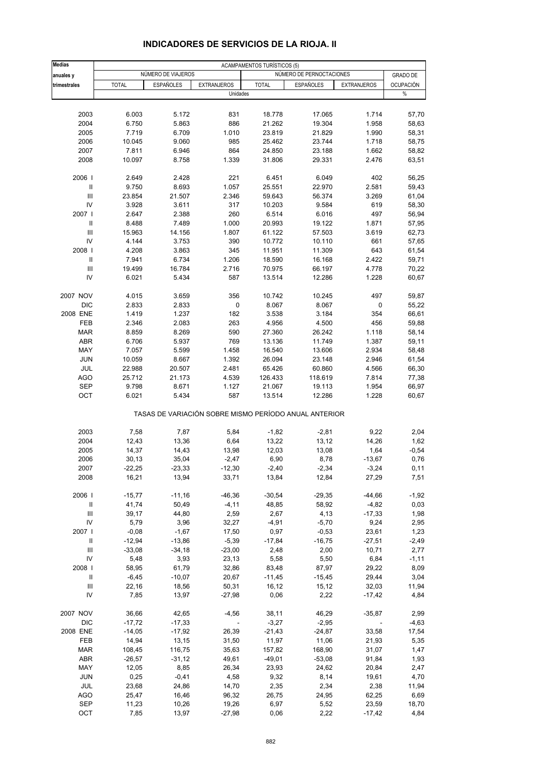# INDICADORES DE SERVICIOS DE LA RIOJA. II

| Medias anuales y trimestrales | ACAMPAMENTOS TURÍSTICOS (5) | | | | | | |
|---|---|---|---|---|---|---|---|
| | NÚMERO DE VIAJEROS | | | NÚMERO DE PERNOCTACIONES | | | GRADO DE OCUPACIÓN |
| | TOTAL | ESPAÑOLES | EXTRANJEROS | TOTAL | ESPAÑOLES | EXTRANJEROS | |
| | Unidades | | | | | | % |
| 2003 | 6.003 | 5.172 | 831 | 18.778 | 17.065 | 1.714 | 57,70 |
| 2004 | 6.750 | 5.863 | 886 | 21.262 | 19.304 | 1.958 | 58,63 |
| 2005 | 7.719 | 6.709 | 1.010 | 23.819 | 21.829 | 1.990 | 58,31 |
| 2006 | 10.045 | 9.060 | 985 | 25.462 | 23.744 | 1.718 | 58,75 |
| 2007 | 7.811 | 6.946 | 864 | 24.850 | 23.188 | 1.662 | 58,82 |
| 2008 | 10.097 | 8.758 | 1.339 | 31.806 | 29.331 | 2.476 | 63,51 |
| 2006 I | 2.649 | 2.428 | 221 | 6.451 | 6.049 | 402 | 56,25 |
| II | 9.750 | 8.693 | 1.057 | 25.551 | 22.970 | 2.581 | 59,43 |
| III | 23.854 | 21.507 | 2.346 | 59.643 | 56.374 | 3.269 | 61,04 |
| IV | 3.928 | 3.611 | 317 | 10.203 | 9.584 | 619 | 58,30 |
| 2007 I | 2.647 | 2.388 | 260 | 6.514 | 6.016 | 497 | 56,94 |
| II | 8.488 | 7.489 | 1.000 | 20.993 | 19.122 | 1.871 | 57,95 |
| III | 15.963 | 14.156 | 1.807 | 61.122 | 57.503 | 3.619 | 62,73 |
| IV | 4.144 | 3.753 | 390 | 10.772 | 10.110 | 661 | 57,65 |
| 2008 I | 4.208 | 3.863 | 345 | 11.951 | 11.309 | 643 | 61,54 |
| II | 7.941 | 6.734 | 1.206 | 18.590 | 16.168 | 2.422 | 59,71 |
| III | 19.499 | 16.784 | 2.716 | 70.975 | 66.197 | 4.778 | 70,22 |
| IV | 6.021 | 5.434 | 587 | 13.514 | 12.286 | 1.228 | 60,67 |
| 2007 NOV | 4.015 | 3.659 | 356 | 10.742 | 10.245 | 497 | 59,87 |
| DIC | 2.833 | 2.833 | 0 | 8.067 | 8.067 | 0 | 55,22 |
| 2008 ENE | 1.419 | 1.237 | 182 | 3.538 | 3.184 | 354 | 66,61 |
| FEB | 2.346 | 2.083 | 263 | 4.956 | 4.500 | 456 | 59,88 |
| MAR | 8.859 | 8.269 | 590 | 27.360 | 26.242 | 1.118 | 58,14 |
| ABR | 6.706 | 5.937 | 769 | 13.136 | 11.749 | 1.387 | 59,11 |
| MAY | 7.057 | 5.599 | 1.458 | 16.540 | 13.606 | 2.934 | 58,48 |
| JUN | 10.059 | 8.667 | 1.392 | 26.094 | 23.148 | 2.946 | 61,54 |
| JUL | 22.988 | 20.507 | 2.481 | 65.426 | 60.860 | 4.566 | 66,30 |
| AGO | 25.712 | 21.173 | 4.539 | 126.433 | 118.619 | 7.814 | 77,38 |
| SEP | 9.798 | 8.671 | 1.127 | 21.067 | 19.113 | 1.954 | 66,97 |
| OCT | 6.021 | 5.434 | 587 | 13.514 | 12.286 | 1.228 | 60,67 |
| | TASAS DE VARIACIÓN SOBRE MISMO PERÍODO ANUAL ANTERIOR | | | | | | |
| 2003 | 7,58 | 7,87 | 5,84 | -1,82 | -2,81 | 9,22 | 2,04 |
| 2004 | 12,43 | 13,36 | 6,64 | 13,22 | 13,12 | 14,26 | 1,62 |
| 2005 | 14,37 | 14,43 | 13,98 | 12,03 | 13,08 | 1,64 | -0,54 |
| 2006 | 30,13 | 35,04 | -2,47 | 6,90 | 8,78 | -13,67 | 0,76 |
| 2007 | -22,25 | -23,33 | -12,30 | -2,40 | -2,34 | -3,24 | 0,11 |
| 2008 | 16,21 | 13,94 | 33,71 | 13,84 | 12,84 | 27,29 | 7,51 |
| 2006 I | -15,77 | -11,16 | -46,36 | -30,54 | -29,35 | -44,66 | -1,92 |
| II | 41,74 | 50,49 | -4,11 | 48,85 | 58,92 | -4,82 | 0,03 |
| III | 39,17 | 44,80 | 2,59 | 2,67 | 4,13 | -17,33 | 1,98 |
| IV | 5,79 | 3,96 | 32,27 | -4,91 | -5,70 | 9,24 | 2,95 |
| 2007 I | -0,08 | -1,67 | 17,50 | 0,97 | -0,53 | 23,61 | 1,23 |
| II | -12,94 | -13,86 | -5,39 | -17,84 | -16,75 | -27,51 | -2,49 |
| III | -33,08 | -34,18 | -23,00 | 2,48 | 2,00 | 10,71 | 2,77 |
| IV | 5,48 | 3,93 | 23,13 | 5,58 | 5,50 | 6,84 | -1,11 |
| 2008 I | 58,95 | 61,79 | 32,86 | 83,48 | 87,97 | 29,22 | 8,09 |
| II | -6,45 | -10,07 | 20,67 | -11,45 | -15,45 | 29,44 | 3,04 |
| III | 22,16 | 18,56 | 50,31 | 16,12 | 15,12 | 32,03 | 11,94 |
| IV | 7,85 | 13,97 | -27,98 | 0,06 | 2,22 | -17,42 | 4,84 |
| 2007 NOV | 36,66 | 42,65 | -4,56 | 38,11 | 46,29 | -35,87 | 2,99 |
| DIC | -17,72 | -17,33 | - | -3,27 | -2,95 | - | -4,63 |
| 2008 ENE | -14,05 | -17,92 | 26,39 | -21,43 | -24,87 | 33,58 | 17,54 |
| FEB | 14,94 | 13,15 | 31,50 | 11,97 | 11,06 | 21,93 | 5,35 |
| MAR | 108,45 | 116,75 | 35,63 | 157,82 | 168,90 | 31,07 | 1,47 |
| ABR | -26,57 | -31,12 | 49,61 | -49,01 | -53,08 | 91,84 | 1,93 |
| MAY | 12,05 | 8,85 | 26,34 | 23,93 | 24,62 | 20,84 | 2,47 |
| JUN | 0,25 | -0,41 | 4,58 | 9,32 | 8,14 | 19,61 | 4,70 |
| JUL | 23,68 | 24,86 | 14,70 | 2,35 | 2,34 | 2,38 | 11,94 |
| AGO | 25,47 | 16,46 | 96,32 | 26,75 | 24,95 | 62,25 | 6,69 |
| SEP | 11,23 | 10,26 | 19,26 | 6,97 | 5,52 | 23,59 | 18,70 |
| OCT | 7,85 | 13,97 | -27,98 | 0,06 | 2,22 | -17,42 | 4,84 |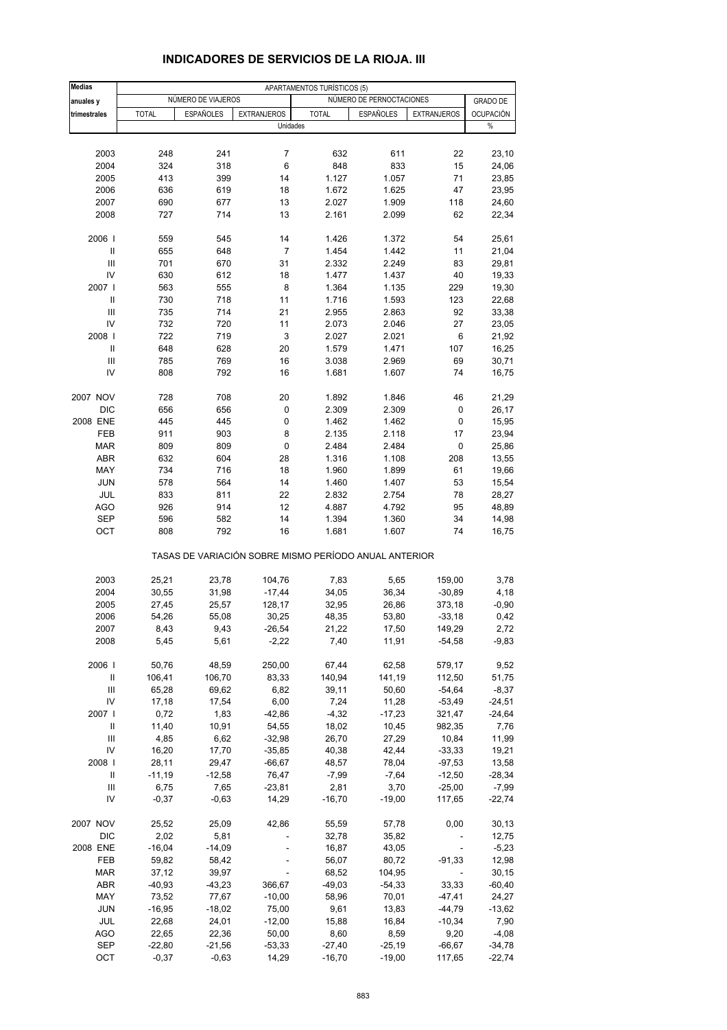# INDICADORES DE SERVICIOS DE LA RIOJA. III

| Medias anuales y trimestrales | APARTAMENTOS TURÍSTICOS (5) | | | | | | |
|---|---|---|---|---|---|---|---|
| | NÚMERO DE VIAJEROS | | | NÚMERO DE PERNOCTACIONES | | | GRADO DE OCUPACIÓN |
| | TOTAL | ESPAÑOLES | EXTRANJEROS | TOTAL | ESPAÑOLES | EXTRANJEROS | |
| | Unidades | | | | | | % |
| 2003 | 248 | 241 | 7 | 632 | 611 | 22 | 23,10 |
| 2004 | 324 | 318 | 6 | 848 | 833 | 15 | 24,06 |
| 2005 | 413 | 399 | 14 | 1.127 | 1.057 | 71 | 23,85 |
| 2006 | 636 | 619 | 18 | 1.672 | 1.625 | 47 | 23,95 |
| 2007 | 690 | 677 | 13 | 2.027 | 1.909 | 118 | 24,60 |
| 2008 | 727 | 714 | 13 | 2.161 | 2.099 | 62 | 22,34 |
| 2006 I | 559 | 545 | 14 | 1.426 | 1.372 | 54 | 25,61 |
| II | 655 | 648 | 7 | 1.454 | 1.442 | 11 | 21,04 |
| III | 701 | 670 | 31 | 2.332 | 2.249 | 83 | 29,81 |
| IV | 630 | 612 | 18 | 1.477 | 1.437 | 40 | 19,33 |
| 2007 I | 563 | 555 | 8 | 1.364 | 1.135 | 229 | 19,30 |
| II | 730 | 718 | 11 | 1.716 | 1.593 | 123 | 22,68 |
| III | 735 | 714 | 21 | 2.955 | 2.863 | 92 | 33,38 |
| IV | 732 | 720 | 11 | 2.073 | 2.046 | 27 | 23,05 |
| 2008 I | 722 | 719 | 3 | 2.027 | 2.021 | 6 | 21,92 |
| II | 648 | 628 | 20 | 1.579 | 1.471 | 107 | 16,25 |
| III | 785 | 769 | 16 | 3.038 | 2.969 | 69 | 30,71 |
| IV | 808 | 792 | 16 | 1.681 | 1.607 | 74 | 16,75 |
| 2007 NOV | 728 | 708 | 20 | 1.892 | 1.846 | 46 | 21,29 |
| DIC | 656 | 656 | 0 | 2.309 | 2.309 | 0 | 26,17 |
| 2008 ENE | 445 | 445 | 0 | 1.462 | 1.462 | 0 | 15,95 |
| FEB | 911 | 903 | 8 | 2.135 | 2.118 | 17 | 23,94 |
| MAR | 809 | 809 | 0 | 2.484 | 2.484 | 0 | 25,86 |
| ABR | 632 | 604 | 28 | 1.316 | 1.108 | 208 | 13,55 |
| MAY | 734 | 716 | 18 | 1.960 | 1.899 | 61 | 19,66 |
| JUN | 578 | 564 | 14 | 1.460 | 1.407 | 53 | 15,54 |
| JUL | 833 | 811 | 22 | 2.832 | 2.754 | 78 | 28,27 |
| AGO | 926 | 914 | 12 | 4.887 | 4.792 | 95 | 48,89 |
| SEP | 596 | 582 | 14 | 1.394 | 1.360 | 34 | 14,98 |
| OCT | 808 | 792 | 16 | 1.681 | 1.607 | 74 | 16,75 |
| | TASAS DE VARIACIÓN SOBRE MISMO PERÍODO ANUAL ANTERIOR | | | | | | |
| 2003 | 25,21 | 23,78 | 104,76 | 7,83 | 5,65 | 159,00 | 3,78 |
| 2004 | 30,55 | 31,98 | -17,44 | 34,05 | 36,34 | -30,89 | 4,18 |
| 2005 | 27,45 | 25,57 | 128,17 | 32,95 | 26,86 | 373,18 | -0,90 |
| 2006 | 54,26 | 55,08 | 30,25 | 48,35 | 53,80 | -33,18 | 0,42 |
| 2007 | 8,43 | 9,43 | -26,54 | 21,22 | 17,50 | 149,29 | 2,72 |
| 2008 | 5,45 | 5,61 | -2,22 | 7,40 | 11,91 | -54,58 | -9,83 |
| 2006 I | 50,76 | 48,59 | 250,00 | 67,44 | 62,58 | 579,17 | 9,52 |
| II | 106,41 | 106,70 | 83,33 | 140,94 | 141,19 | 112,50 | 51,75 |
| III | 65,28 | 69,62 | 6,82 | 39,11 | 50,60 | -54,64 | -8,37 |
| IV | 17,18 | 17,54 | 6,00 | 7,24 | 11,28 | -53,49 | -24,51 |
| 2007 I | 0,72 | 1,83 | -42,86 | -4,32 | -17,23 | 321,47 | -24,64 |
| II | 11,40 | 10,91 | 54,55 | 18,02 | 10,45 | 982,35 | 7,76 |
| III | 4,85 | 6,62 | -32,98 | 26,70 | 27,29 | 10,84 | 11,99 |
| IV | 16,20 | 17,70 | -35,85 | 40,38 | 42,44 | -33,33 | 19,21 |
| 2008 I | 28,11 | 29,47 | -66,67 | 48,57 | 78,04 | -97,53 | 13,58 |
| II | -11,19 | -12,58 | 76,47 | -7,99 | -7,64 | -12,50 | -28,34 |
| III | 6,75 | 7,65 | -23,81 | 2,81 | 3,70 | -25,00 | -7,99 |
| IV | -0,37 | -0,63 | 14,29 | -16,70 | -19,00 | 117,65 | -22,74 |
| 2007 NOV | 25,52 | 25,09 | 42,86 | 55,59 | 57,78 | 0,00 | 30,13 |
| DIC | 2,02 | 5,81 | - | 32,78 | 35,82 | - | 12,75 |
| 2008 ENE | -16,04 | -14,09 | - | 16,87 | 43,05 | - | -5,23 |
| FEB | 59,82 | 58,42 | - | 56,07 | 80,72 | -91,33 | 12,98 |
| MAR | 37,12 | 39,97 | - | 68,52 | 104,95 | - | 30,15 |
| ABR | -40,93 | -43,23 | 366,67 | -49,03 | -54,33 | 33,33 | -60,40 |
| MAY | 73,52 | 77,67 | -10,00 | 58,96 | 70,01 | -47,41 | 24,27 |
| JUN | -16,95 | -18,02 | 75,00 | 9,61 | 13,83 | -44,79 | -13,62 |
| JUL | 22,68 | 24,01 | -12,00 | 15,88 | 16,84 | -10,34 | 7,90 |
| AGO | 22,65 | 22,36 | 50,00 | 8,60 | 8,59 | 9,20 | -4,08 |
| SEP | -22,80 | -21,56 | -53,33 | -27,40 | -25,19 | -66,67 | -34,78 |
| OCT | -0,37 | -0,63 | 14,29 | -16,70 | -19,00 | 117,65 | -22,74 |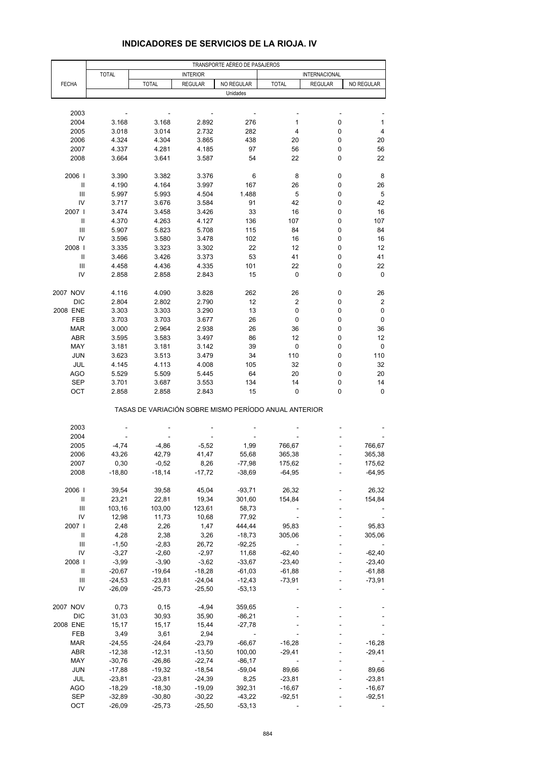# INDICADORES DE SERVICIOS DE LA RIOJA. IV

| FECHA | TRANSPORTE AÉREO DE PASAJEROS | | | | | | |
|---|---|---|---|---|---|---|---|
| | TOTAL | INTERIOR | | | INTERNACIONAL | | |
| | | TOTAL | REGULAR | NO REGULAR | TOTAL | REGULAR | NO REGULAR |
| | Unidades | | | | | | |
| 2003 | - | - | - | - | - | - | - |
| 2004 | 3.168 | 3.168 | 2.892 | 276 | 1 | 0 | 1 |
| 2005 | 3.018 | 3.014 | 2.732 | 282 | 4 | 0 | 4 |
| 2006 | 4.324 | 4.304 | 3.865 | 438 | 20 | 0 | 20 |
| 2007 | 4.337 | 4.281 | 4.185 | 97 | 56 | 0 | 56 |
| 2008 | 3.664 | 3.641 | 3.587 | 54 | 22 | 0 | 22 |
| 2006 I | 3.390 | 3.382 | 3.376 | 6 | 8 | 0 | 8 |
| II | 4.190 | 4.164 | 3.997 | 167 | 26 | 0 | 26 |
| III | 5.997 | 5.993 | 4.504 | 1.488 | 5 | 0 | 5 |
| IV | 3.717 | 3.676 | 3.584 | 91 | 42 | 0 | 42 |
| 2007 I | 3.474 | 3.458 | 3.426 | 33 | 16 | 0 | 16 |
| II | 4.370 | 4.263 | 4.127 | 136 | 107 | 0 | 107 |
| III | 5.907 | 5.823 | 5.708 | 115 | 84 | 0 | 84 |
| IV | 3.596 | 3.580 | 3.478 | 102 | 16 | 0 | 16 |
| 2008 I | 3.335 | 3.323 | 3.302 | 22 | 12 | 0 | 12 |
| II | 3.466 | 3.426 | 3.373 | 53 | 41 | 0 | 41 |
| III | 4.458 | 4.436 | 4.335 | 101 | 22 | 0 | 22 |
| IV | 2.858 | 2.858 | 2.843 | 15 | 0 | 0 | 0 |
| 2007 NOV | 4.116 | 4.090 | 3.828 | 262 | 26 | 0 | 26 |
| DIC | 2.804 | 2.802 | 2.790 | 12 | 2 | 0 | 2 |
| 2008 ENE | 3.303 | 3.303 | 3.290 | 13 | 0 | 0 | 0 |
| FEB | 3.703 | 3.703 | 3.677 | 26 | 0 | 0 | 0 |
| MAR | 3.000 | 2.964 | 2.938 | 26 | 36 | 0 | 36 |
| ABR | 3.595 | 3.583 | 3.497 | 86 | 12 | 0 | 12 |
| MAY | 3.181 | 3.181 | 3.142 | 39 | 0 | 0 | 0 |
| JUN | 3.623 | 3.513 | 3.479 | 34 | 110 | 0 | 110 |
| JUL | 4.145 | 4.113 | 4.008 | 105 | 32 | 0 | 32 |
| AGO | 5.529 | 5.509 | 5.445 | 64 | 20 | 0 | 20 |
| SEP | 3.701 | 3.687 | 3.553 | 134 | 14 | 0 | 14 |
| OCT | 2.858 | 2.858 | 2.843 | 15 | 0 | 0 | 0 |
| | TASAS DE VARIACIÓN SOBRE MISMO PERÍODO ANUAL ANTERIOR | | | | | | |
| 2003 | - | - | - | - | - | - | - |
| 2004 | - | - | - | - | - | - | - |
| 2005 | -4,74 | -4,86 | -5,52 | 1,99 | 766,67 | - | 766,67 |
| 2006 | 43,26 | 42,79 | 41,47 | 55,68 | 365,38 | - | 365,38 |
| 2007 | 0,30 | -0,52 | 8,26 | -77,98 | 175,62 | - | 175,62 |
| 2008 | -18,80 | -18,14 | -17,72 | -38,69 | -64,95 | - | -64,95 |
| 2006 I | 39,54 | 39,58 | 45,04 | -93,71 | 26,32 | - | 26,32 |
| II | 23,21 | 22,81 | 19,34 | 301,60 | 154,84 | - | 154,84 |
| III | 103,16 | 103,00 | 123,61 | 58,73 | - | - | - |
| IV | 12,98 | 11,73 | 10,68 | 77,92 | - | - | - |
| 2007 I | 2,48 | 2,26 | 1,47 | 444,44 | 95,83 | - | 95,83 |
| II | 4,28 | 2,38 | 3,26 | -18,73 | 305,06 | - | 305,06 |
| III | -1,50 | -2,83 | 26,72 | -92,25 | - | - | - |
| IV | -3,27 | -2,60 | -2,97 | 11,68 | -62,40 | - | -62,40 |
| 2008 I | -3,99 | -3,90 | -3,62 | -33,67 | -23,40 | - | -23,40 |
| II | -20,67 | -19,64 | -18,28 | -61,03 | -61,88 | - | -61,88 |
| III | -24,53 | -23,81 | -24,04 | -12,43 | -73,91 | - | -73,91 |
| IV | -26,09 | -25,73 | -25,50 | -53,13 | - | - | - |
| 2007 NOV | 0,73 | 0,15 | -4,94 | 359,65 | - | - | - |
| DIC | 31,03 | 30,93 | 35,90 | -86,21 | - | - | - |
| 2008 ENE | 15,17 | 15,17 | 15,44 | -27,78 | - | - | - |
| FEB | 3,49 | 3,61 | 2,94 | - | - | - | - |
| MAR | -24,55 | -24,64 | -23,79 | -66,67 | -16,28 | - | -16,28 |
| ABR | -12,38 | -12,31 | -13,50 | 100,00 | -29,41 | - | -29,41 |
| MAY | -30,76 | -26,86 | -22,74 | -86,17 | - | - | - |
| JUN | -17,88 | -19,32 | -18,54 | -59,04 | 89,66 | - | 89,66 |
| JUL | -23,81 | -23,81 | -24,39 | 8,25 | -23,81 | - | -23,81 |
| AGO | -18,29 | -18,30 | -19,09 | 392,31 | -16,67 | - | -16,67 |
| SEP | -32,89 | -30,80 | -30,22 | -43,22 | -92,51 | - | -92,51 |
| OCT | -26,09 | -25,73 | -25,50 | -53,13 | - | - | - |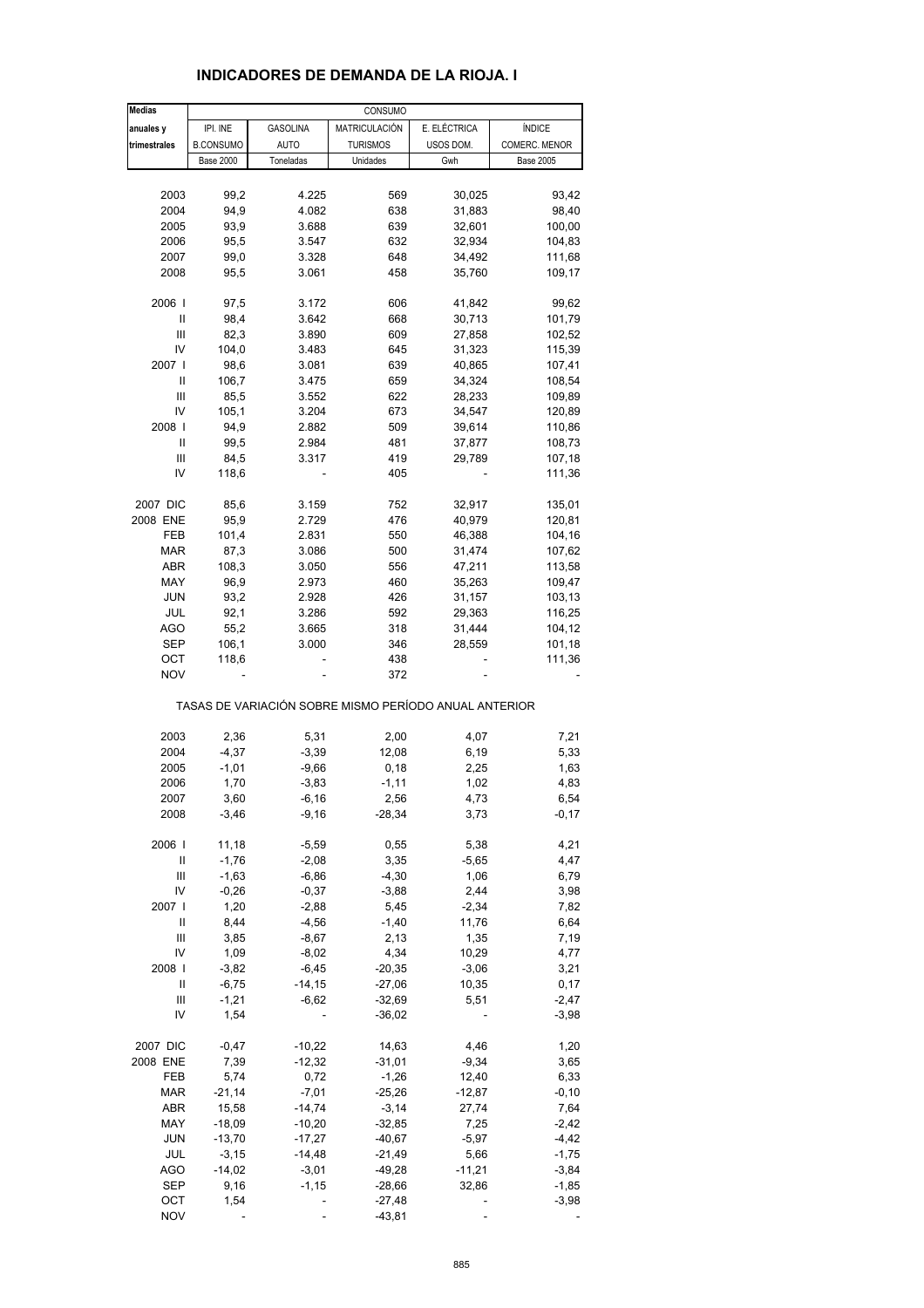## INDICADORES DE DEMANDA DE LA RIOJA. I

| Medias anuales y trimestrales | CONSUMO | | | | |
|---|---|---|---|---|---|
| | IPI. INE B.CONSUMO | GASOLINA AUTO | MATRICULACIÓN TURISMOS | E. ELÉCTRICA USOS DOM. | ÍNDICE COMERC. MENOR |
| | Base 2000 | Toneladas | Unidades | Gwh | Base 2005 |
| 2003 | 99,2 | 4.225 | 569 | 30,025 | 93,42 |
| 2004 | 94,9 | 4.082 | 638 | 31,883 | 98,40 |
| 2005 | 93,9 | 3.688 | 639 | 32,601 | 100,00 |
| 2006 | 95,5 | 3.547 | 632 | 32,934 | 104,83 |
| 2007 | 99,0 | 3.328 | 648 | 34,492 | 111,68 |
| 2008 | 95,5 | 3.061 | 458 | 35,760 | 109,17 |
| 2006 I | 97,5 | 3.172 | 606 | 41,842 | 99,62 |
| II | 98,4 | 3.642 | 668 | 30,713 | 101,79 |
| III | 82,3 | 3.890 | 609 | 27,858 | 102,52 |
| IV | 104,0 | 3.483 | 645 | 31,323 | 115,39 |
| 2007 I | 98,6 | 3.081 | 639 | 40,865 | 107,41 |
| II | 106,7 | 3.475 | 659 | 34,324 | 108,54 |
| III | 85,5 | 3.552 | 622 | 28,233 | 109,89 |
| IV | 105,1 | 3.204 | 673 | 34,547 | 120,89 |
| 2008 I | 94,9 | 2.882 | 509 | 39,614 | 110,86 |
| II | 99,5 | 2.984 | 481 | 37,877 | 108,73 |
| III | 84,5 | 3.317 | 419 | 29,789 | 107,18 |
| IV | 118,6 | - | 405 | - | 111,36 |
| 2007 DIC | 85,6 | 3.159 | 752 | 32,917 | 135,01 |
| 2008 ENE | 95,9 | 2.729 | 476 | 40,979 | 120,81 |
| FEB | 101,4 | 2.831 | 550 | 46,388 | 104,16 |
| MAR | 87,3 | 3.086 | 500 | 31,474 | 107,62 |
| ABR | 108,3 | 3.050 | 556 | 47,211 | 113,58 |
| MAY | 96,9 | 2.973 | 460 | 35,263 | 109,47 |
| JUN | 93,2 | 2.928 | 426 | 31,157 | 103,13 |
| JUL | 92,1 | 3.286 | 592 | 29,363 | 116,25 |
| AGO | 55,2 | 3.665 | 318 | 31,444 | 104,12 |
| SEP | 106,1 | 3.000 | 346 | 28,559 | 101,18 |
| OCT | 118,6 | - | 438 | - | 111,36 |
| NOV | - | - | 372 | - | - |
| | TASAS DE VARIACIÓN SOBRE MISMO PERÍODO ANUAL ANTERIOR | | | | |
| 2003 | 2,36 | 5,31 | 2,00 | 4,07 | 7,21 |
| 2004 | -4,37 | -3,39 | 12,08 | 6,19 | 5,33 |
| 2005 | -1,01 | -9,66 | 0,18 | 2,25 | 1,63 |
| 2006 | 1,70 | -3,83 | -1,11 | 1,02 | 4,83 |
| 2007 | 3,60 | -6,16 | 2,56 | 4,73 | 6,54 |
| 2008 | -3,46 | -9,16 | -28,34 | 3,73 | -0,17 |
| 2006 I | 11,18 | -5,59 | 0,55 | 5,38 | 4,21 |
| II | -1,76 | -2,08 | 3,35 | -5,65 | 4,47 |
| III | -1,63 | -6,86 | -4,30 | 1,06 | 6,79 |
| IV | -0,26 | -0,37 | -3,88 | 2,44 | 3,98 |
| 2007 I | 1,20 | -2,88 | 5,45 | -2,34 | 7,82 |
| II | 8,44 | -4,56 | -1,40 | 11,76 | 6,64 |
| III | 3,85 | -8,67 | 2,13 | 1,35 | 7,19 |
| IV | 1,09 | -8,02 | 4,34 | 10,29 | 4,77 |
| 2008 I | -3,82 | -6,45 | -20,35 | -3,06 | 3,21 |
| II | -6,75 | -14,15 | -27,06 | 10,35 | 0,17 |
| III | -1,21 | -6,62 | -32,69 | 5,51 | -2,47 |
| IV | 1,54 | - | -36,02 | - | -3,98 |
| 2007 DIC | -0,47 | -10,22 | 14,63 | 4,46 | 1,20 |
| 2008 ENE | 7,39 | -12,32 | -31,01 | -9,34 | 3,65 |
| FEB | 5,74 | 0,72 | -1,26 | 12,40 | 6,33 |
| MAR | -21,14 | -7,01 | -25,26 | -12,87 | -0,10 |
| ABR | 15,58 | -14,74 | -3,14 | 27,74 | 7,64 |
| MAY | -18,09 | -10,20 | -32,85 | 7,25 | -2,42 |
| JUN | -13,70 | -17,27 | -40,67 | -5,97 | -4,42 |
| JUL | -3,15 | -14,48 | -21,49 | 5,66 | -1,75 |
| AGO | -14,02 | -3,01 | -49,28 | -11,21 | -3,84 |
| SEP | 9,16 | -1,15 | -28,66 | 32,86 | -1,85 |
| OCT | 1,54 | - | -27,48 | - | -3,98 |
| NOV | - | - | -43,81 | - | - |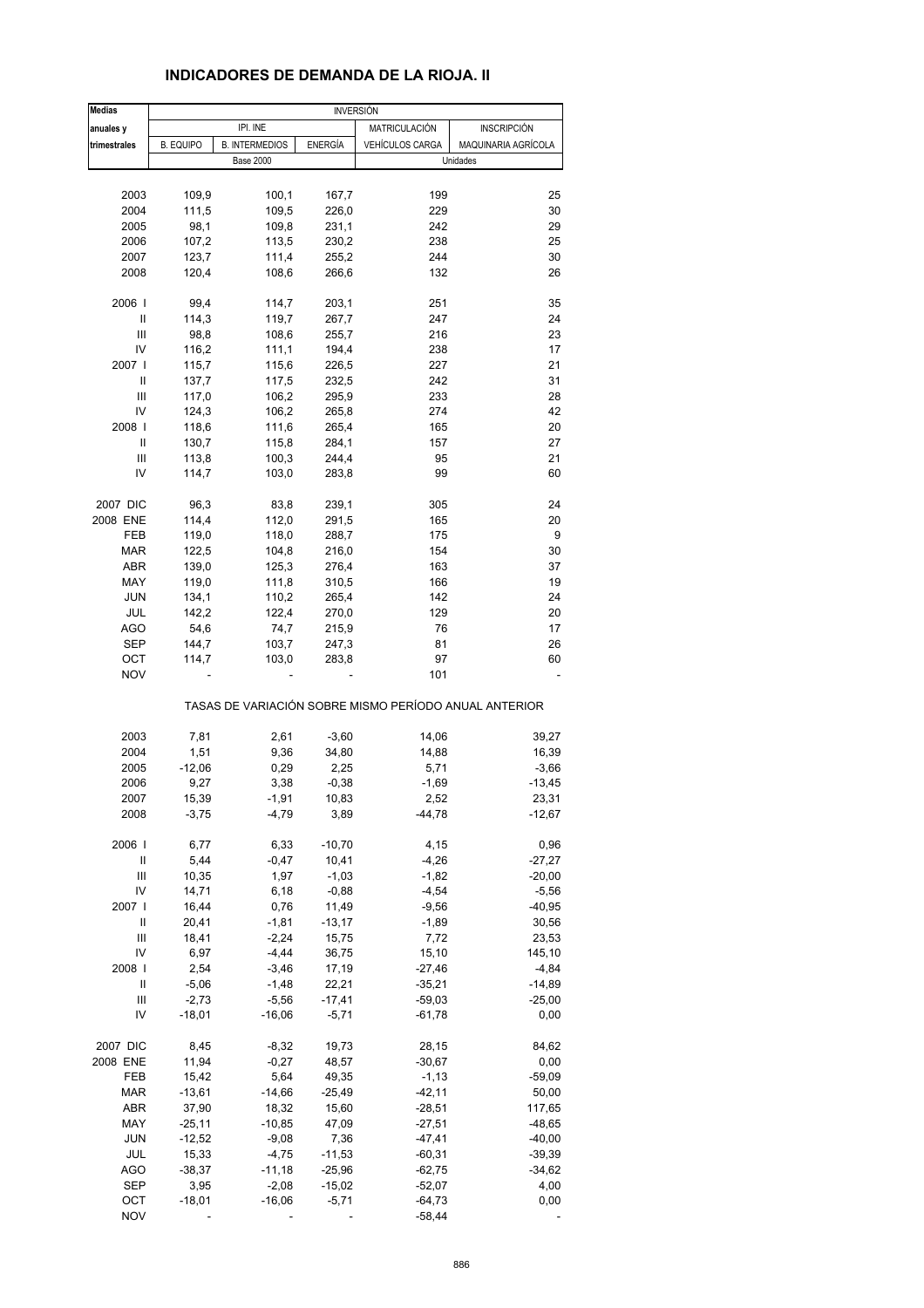# INDICADORES DE DEMANDA DE LA RIOJA. II

| Medias anuales y trimestrales | INVERSIÓN | | | | |
|---|---|---|---|---|---|
| | IPI. INE | | | MATRICULACIÓN | INSCRIPCIÓN |
| | B. EQUIPO | B. INTERMEDIOS | ENERGÍA | VEHÍCULOS CARGA | MAQUINARIA AGRÍCOLA |
| | Base 2000 | | | Unidades | |
| 2003 | 109,9 | 100,1 | 167,7 | 199 | 25 |
| 2004 | 111,5 | 109,5 | 226,0 | 229 | 30 |
| 2005 | 98,1 | 109,8 | 231,1 | 242 | 29 |
| 2006 | 107,2 | 113,5 | 230,2 | 238 | 25 |
| 2007 | 123,7 | 111,4 | 255,2 | 244 | 30 |
| 2008 | 120,4 | 108,6 | 266,6 | 132 | 26 |
| 2006 I | 99,4 | 114,7 | 203,1 | 251 | 35 |
| II | 114,3 | 119,7 | 267,7 | 247 | 24 |
| III | 98,8 | 108,6 | 255,7 | 216 | 23 |
| IV | 116,2 | 111,1 | 194,4 | 238 | 17 |
| 2007 I | 115,7 | 115,6 | 226,5 | 227 | 21 |
| II | 137,7 | 117,5 | 232,5 | 242 | 31 |
| III | 117,0 | 106,2 | 295,9 | 233 | 28 |
| IV | 124,3 | 106,2 | 265,8 | 274 | 42 |
| 2008 I | 118,6 | 111,6 | 265,4 | 165 | 20 |
| II | 130,7 | 115,8 | 284,1 | 157 | 27 |
| III | 113,8 | 100,3 | 244,4 | 95 | 21 |
| IV | 114,7 | 103,0 | 283,8 | 99 | 60 |
| 2007 DIC | 96,3 | 83,8 | 239,1 | 305 | 24 |
| 2008 ENE | 114,4 | 112,0 | 291,5 | 165 | 20 |
| FEB | 119,0 | 118,0 | 288,7 | 175 | 9 |
| MAR | 122,5 | 104,8 | 216,0 | 154 | 30 |
| ABR | 139,0 | 125,3 | 276,4 | 163 | 37 |
| MAY | 119,0 | 111,8 | 310,5 | 166 | 19 |
| JUN | 134,1 | 110,2 | 265,4 | 142 | 24 |
| JUL | 142,2 | 122,4 | 270,0 | 129 | 20 |
| AGO | 54,6 | 74,7 | 215,9 | 76 | 17 |
| SEP | 144,7 | 103,7 | 247,3 | 81 | 26 |
| OCT | 114,7 | 103,0 | 283,8 | 97 | 60 |
| NOV | - | - | - | 101 | - |
| | TASAS DE VARIACIÓN SOBRE MISMO PERÍODO ANUAL ANTERIOR | | | | |
| 2003 | 7,81 | 2,61 | -3,60 | 14,06 | 39,27 |
| 2004 | 1,51 | 9,36 | 34,80 | 14,88 | 16,39 |
| 2005 | -12,06 | 0,29 | 2,25 | 5,71 | -3,66 |
| 2006 | 9,27 | 3,38 | -0,38 | -1,69 | -13,45 |
| 2007 | 15,39 | -1,91 | 10,83 | 2,52 | 23,31 |
| 2008 | -3,75 | -4,79 | 3,89 | -44,78 | -12,67 |
| 2006 I | 6,77 | 6,33 | -10,70 | 4,15 | 0,96 |
| II | 5,44 | -0,47 | 10,41 | -4,26 | -27,27 |
| III | 10,35 | 1,97 | -1,03 | -1,82 | -20,00 |
| IV | 14,71 | 6,18 | -0,88 | -4,54 | -5,56 |
| 2007 I | 16,44 | 0,76 | 11,49 | -9,56 | -40,95 |
| II | 20,41 | -1,81 | -13,17 | -1,89 | 30,56 |
| III | 18,41 | -2,24 | 15,75 | 7,72 | 23,53 |
| IV | 6,97 | -4,44 | 36,75 | 15,10 | 145,10 |
| 2008 I | 2,54 | -3,46 | 17,19 | -27,46 | -4,84 |
| II | -5,06 | -1,48 | 22,21 | -35,21 | -14,89 |
| III | -2,73 | -5,56 | -17,41 | -59,03 | -25,00 |
| IV | -18,01 | -16,06 | -5,71 | -61,78 | 0,00 |
| 2007 DIC | 8,45 | -8,32 | 19,73 | 28,15 | 84,62 |
| 2008 ENE | 11,94 | -0,27 | 48,57 | -30,67 | 0,00 |
| FEB | 15,42 | 5,64 | 49,35 | -1,13 | -59,09 |
| MAR | -13,61 | -14,66 | -25,49 | -42,11 | 50,00 |
| ABR | 37,90 | 18,32 | 15,60 | -28,51 | 117,65 |
| MAY | -25,11 | -10,85 | 47,09 | -27,51 | -48,65 |
| JUN | -12,52 | -9,08 | 7,36 | -47,41 | -40,00 |
| JUL | 15,33 | -4,75 | -11,53 | -60,31 | -39,39 |
| AGO | -38,37 | -11,18 | -25,96 | -62,75 | -34,62 |
| SEP | 3,95 | -2,08 | -15,02 | -52,07 | 4,00 |
| OCT | -18,01 | -16,06 | -5,71 | -64,73 | 0,00 |
| NOV | - | - | - | -58,44 | - |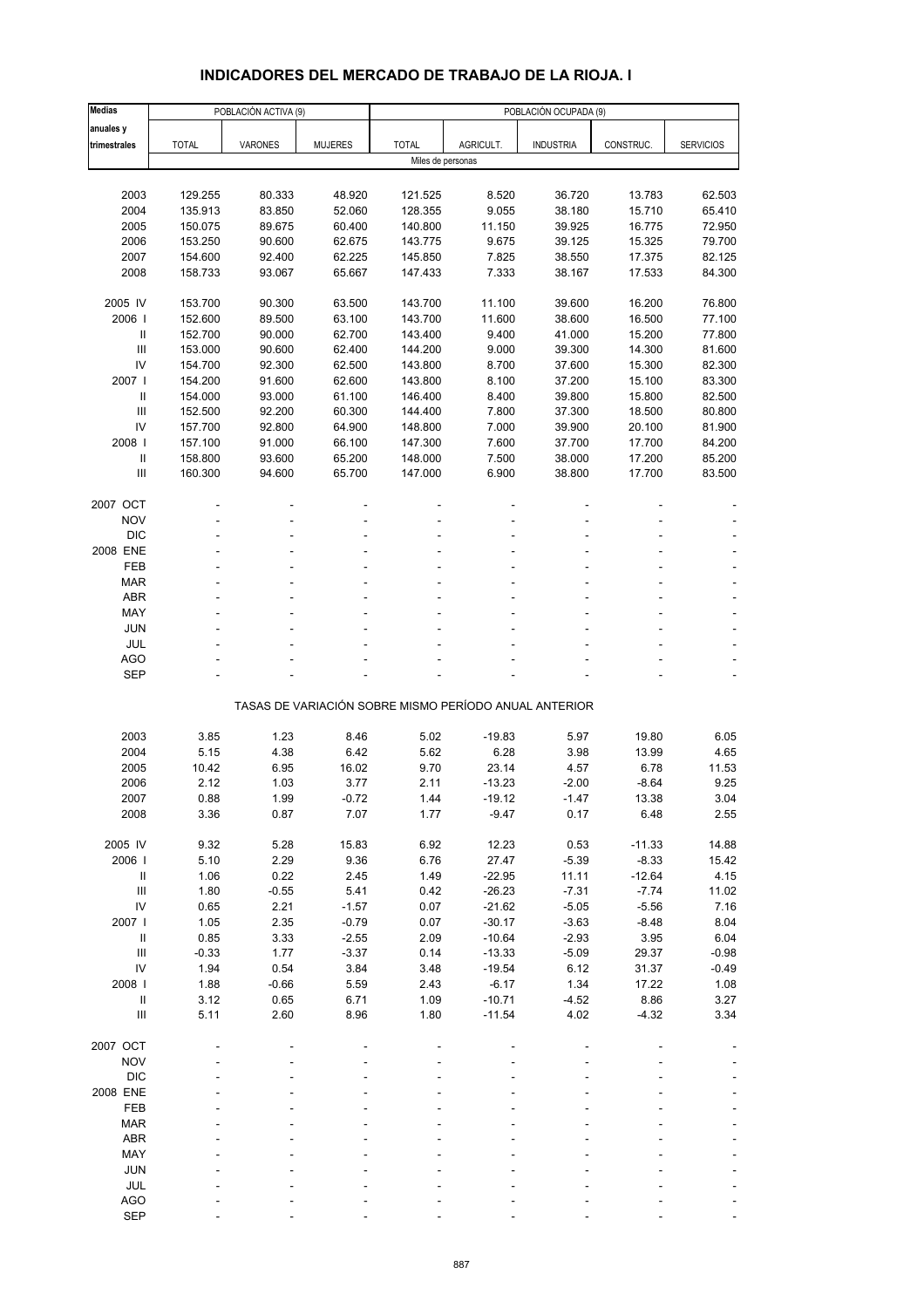# INDICADORES DEL MERCADO DE TRABAJO DE LA RIOJA. I

| Medias anuales y trimestrales | POBLACIÓN ACTIVA (9) | | | POBLACIÓN OCUPADA (9) | | | | |
|---|---|---|---|---|---|---|---|---|
| | TOTAL | VARONES | MUJERES | TOTAL | AGRICULT. | INDUSTRIA | CONSTRUC. | SERVICIOS |
| | Miles de personas | | | | | | | |
| 2003 | 129.255 | 80.333 | 48.920 | 121.525 | 8.520 | 36.720 | 13.783 | 62.503 |
| 2004 | 135.913 | 83.850 | 52.060 | 128.355 | 9.055 | 38.180 | 15.710 | 65.410 |
| 2005 | 150.075 | 89.675 | 60.400 | 140.800 | 11.150 | 39.925 | 16.775 | 72.950 |
| 2006 | 153.250 | 90.600 | 62.675 | 143.775 | 9.675 | 39.125 | 15.325 | 79.700 |
| 2007 | 154.600 | 92.400 | 62.225 | 145.850 | 7.825 | 38.550 | 17.375 | 82.125 |
| 2008 | 158.733 | 93.067 | 65.667 | 147.433 | 7.333 | 38.167 | 17.533 | 84.300 |
| 2005 IV | 153.700 | 90.300 | 63.500 | 143.700 | 11.100 | 39.600 | 16.200 | 76.800 |
| 2006 I | 152.600 | 89.500 | 63.100 | 143.700 | 11.600 | 38.600 | 16.500 | 77.100 |
| II | 152.700 | 90.000 | 62.700 | 143.400 | 9.400 | 41.000 | 15.200 | 77.800 |
| III | 153.000 | 90.600 | 62.400 | 144.200 | 9.000 | 39.300 | 14.300 | 81.600 |
| IV | 154.700 | 92.300 | 62.500 | 143.800 | 8.700 | 37.600 | 15.300 | 82.300 |
| 2007 I | 154.200 | 91.600 | 62.600 | 143.800 | 8.100 | 37.200 | 15.100 | 83.300 |
| II | 154.000 | 93.000 | 61.100 | 146.400 | 8.400 | 39.800 | 15.800 | 82.500 |
| III | 152.500 | 92.200 | 60.300 | 144.400 | 7.800 | 37.300 | 18.500 | 80.800 |
| IV | 157.700 | 92.800 | 64.900 | 148.800 | 7.000 | 39.900 | 20.100 | 81.900 |
| 2008 I | 157.100 | 91.000 | 66.100 | 147.300 | 7.600 | 37.700 | 17.700 | 84.200 |
| II | 158.800 | 93.600 | 65.200 | 148.000 | 7.500 | 38.000 | 17.200 | 85.200 |
| III | 160.300 | 94.600 | 65.700 | 147.000 | 6.900 | 38.800 | 17.700 | 83.500 |
| 2007 OCT | - | - | - | - | - | - | - | - |
| NOV | - | - | - | - | - | - | - | - |
| DIC | - | - | - | - | - | - | - | - |
| 2008 ENE | - | - | - | - | - | - | - | - |
| FEB | - | - | - | - | - | - | - | - |
| MAR | - | - | - | - | - | - | - | - |
| ABR | - | - | - | - | - | - | - | - |
| MAY | - | - | - | - | - | - | - | - |
| JUN | - | - | - | - | - | - | - | - |
| JUL | - | - | - | - | - | - | - | - |
| AGO | - | - | - | - | - | - | - | - |
| SEP | - | - | - | - | - | - | - | - |
| | TASAS DE VARIACIÓN SOBRE MISMO PERÍODO ANUAL ANTERIOR | | | | | | | |
| 2003 | 3.85 | 1.23 | 8.46 | 5.02 | -19.83 | 5.97 | 19.80 | 6.05 |
| 2004 | 5.15 | 4.38 | 6.42 | 5.62 | 6.28 | 3.98 | 13.99 | 4.65 |
| 2005 | 10.42 | 6.95 | 16.02 | 9.70 | 23.14 | 4.57 | 6.78 | 11.53 |
| 2006 | 2.12 | 1.03 | 3.77 | 2.11 | -13.23 | -2.00 | -8.64 | 9.25 |
| 2007 | 0.88 | 1.99 | -0.72 | 1.44 | -19.12 | -1.47 | 13.38 | 3.04 |
| 2008 | 3.36 | 0.87 | 7.07 | 1.77 | -9.47 | 0.17 | 6.48 | 2.55 |
| 2005 IV | 9.32 | 5.28 | 15.83 | 6.92 | 12.23 | 0.53 | -11.33 | 14.88 |
| 2006 I | 5.10 | 2.29 | 9.36 | 6.76 | 27.47 | -5.39 | -8.33 | 15.42 |
| II | 1.06 | 0.22 | 2.45 | 1.49 | -22.95 | 11.11 | -12.64 | 4.15 |
| III | 1.80 | -0.55 | 5.41 | 0.42 | -26.23 | -7.31 | -7.74 | 11.02 |
| IV | 0.65 | 2.21 | -1.57 | 0.07 | -21.62 | -5.05 | -5.56 | 7.16 |
| 2007 I | 1.05 | 2.35 | -0.79 | 0.07 | -30.17 | -3.63 | -8.48 | 8.04 |
| II | 0.85 | 3.33 | -2.55 | 2.09 | -10.64 | -2.93 | 3.95 | 6.04 |
| III | -0.33 | 1.77 | -3.37 | 0.14 | -13.33 | -5.09 | 29.37 | -0.98 |
| IV | 1.94 | 0.54 | 3.84 | 3.48 | -19.54 | 6.12 | 31.37 | -0.49 |
| 2008 I | 1.88 | -0.66 | 5.59 | 2.43 | -6.17 | 1.34 | 17.22 | 1.08 |
| II | 3.12 | 0.65 | 6.71 | 1.09 | -10.71 | -4.52 | 8.86 | 3.27 |
| III | 5.11 | 2.60 | 8.96 | 1.80 | -11.54 | 4.02 | -4.32 | 3.34 |
| 2007 OCT | - | - | - | - | - | - | - | - |
| NOV | - | - | - | - | - | - | - | - |
| DIC | - | - | - | - | - | - | - | - |
| 2008 ENE | - | - | - | - | - | - | - | - |
| FEB | - | - | - | - | - | - | - | - |
| MAR | - | - | - | - | - | - | - | - |
| ABR | - | - | - | - | - | - | - | - |
| MAY | - | - | - | - | - | - | - | - |
| JUN | - | - | - | - | - | - | - | - |
| JUL | - | - | - | - | - | - | - | - |
| AGO | - | - | - | - | - | - | - | - |
| SEP | - | - | - | - | - | - | - | - |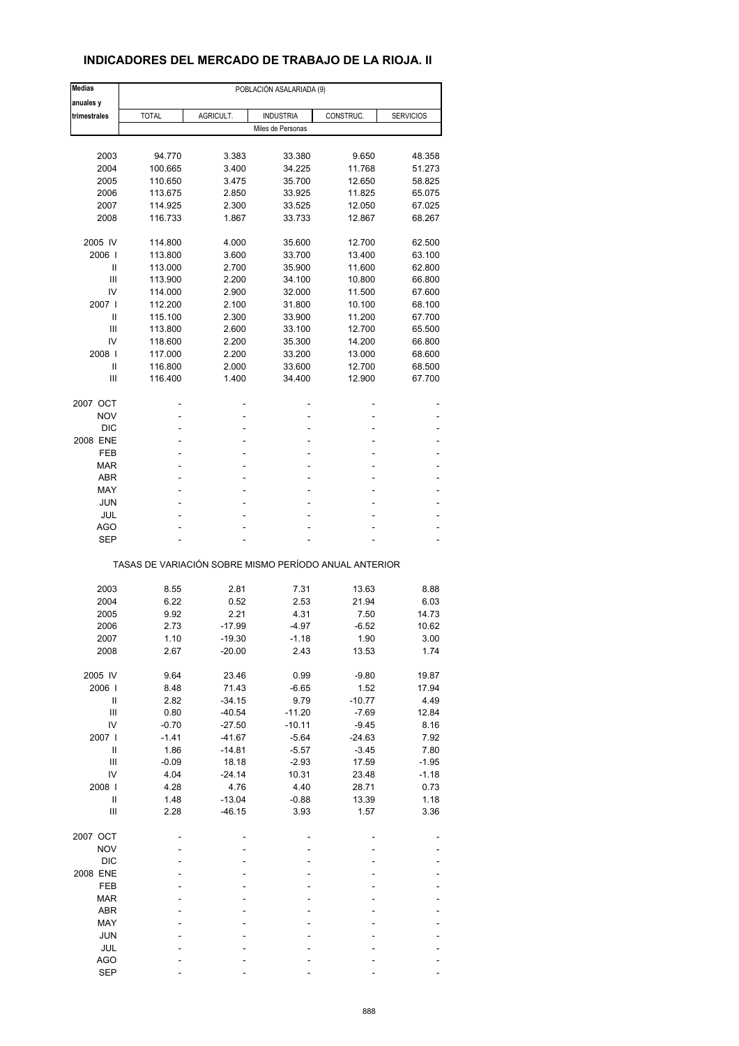# INDICADORES DEL MERCADO DE TRABAJO DE LA RIOJA. II

| Medias anuales y trimestrales | POBLACIÓN ASALARIADA (9) | | | | |
|---|---|---|---|---|---|
| | TOTAL | AGRICULT. | INDUSTRIA | CONSTRUC. | SERVICIOS |
| | Miles de Personas | | | | |
| 2003 | 94.770 | 3.383 | 33.380 | 9.650 | 48.358 |
| 2004 | 100.665 | 3.400 | 34.225 | 11.768 | 51.273 |
| 2005 | 110.650 | 3.475 | 35.700 | 12.650 | 58.825 |
| 2006 | 113.675 | 2.850 | 33.925 | 11.825 | 65.075 |
| 2007 | 114.925 | 2.300 | 33.525 | 12.050 | 67.025 |
| 2008 | 116.733 | 1.867 | 33.733 | 12.867 | 68.267 |
| 2005 IV | 114.800 | 4.000 | 35.600 | 12.700 | 62.500 |
| 2006 I | 113.800 | 3.600 | 33.700 | 13.400 | 63.100 |
| II | 113.000 | 2.700 | 35.900 | 11.600 | 62.800 |
| III | 113.900 | 2.200 | 34.100 | 10.800 | 66.800 |
| IV | 114.000 | 2.900 | 32.000 | 11.500 | 67.600 |
| 2007 I | 112.200 | 2.100 | 31.800 | 10.100 | 68.100 |
| II | 115.100 | 2.300 | 33.900 | 11.200 | 67.700 |
| III | 113.800 | 2.600 | 33.100 | 12.700 | 65.500 |
| IV | 118.600 | 2.200 | 35.300 | 14.200 | 66.800 |
| 2008 I | 117.000 | 2.200 | 33.200 | 13.000 | 68.600 |
| II | 116.800 | 2.000 | 33.600 | 12.700 | 68.500 |
| III | 116.400 | 1.400 | 34.400 | 12.900 | 67.700 |
| 2007 OCT | - | - | - | - | - |
| NOV | - | - | - | - | - |
| DIC | - | - | - | - | - |
| 2008 ENE | - | - | - | - | - |
| FEB | - | - | - | - | - |
| MAR | - | - | - | - | - |
| ABR | - | - | - | - | - |
| MAY | - | - | - | - | - |
| JUN | - | - | - | - | - |
| JUL | - | - | - | - | - |
| AGO | - | - | - | - | - |
| SEP | - | - | - | - | - |
| | TASAS DE VARIACIÓN SOBRE MISMO PERÍODO ANUAL ANTERIOR | | | | |
| 2003 | 8.55 | 2.81 | 7.31 | 13.63 | 8.88 |
| 2004 | 6.22 | 0.52 | 2.53 | 21.94 | 6.03 |
| 2005 | 9.92 | 2.21 | 4.31 | 7.50 | 14.73 |
| 2006 | 2.73 | -17.99 | -4.97 | -6.52 | 10.62 |
| 2007 | 1.10 | -19.30 | -1.18 | 1.90 | 3.00 |
| 2008 | 2.67 | -20.00 | 2.43 | 13.53 | 1.74 |
| 2005 IV | 9.64 | 23.46 | 0.99 | -9.80 | 19.87 |
| 2006 I | 8.48 | 71.43 | -6.65 | 1.52 | 17.94 |
| II | 2.82 | -34.15 | 9.79 | -10.77 | 4.49 |
| III | 0.80 | -40.54 | -11.20 | -7.69 | 12.84 |
| IV | -0.70 | -27.50 | -10.11 | -9.45 | 8.16 |
| 2007 I | -1.41 | -41.67 | -5.64 | -24.63 | 7.92 |
| II | 1.86 | -14.81 | -5.57 | -3.45 | 7.80 |
| III | -0.09 | 18.18 | -2.93 | 17.59 | -1.95 |
| IV | 4.04 | -24.14 | 10.31 | 23.48 | -1.18 |
| 2008 I | 4.28 | 4.76 | 4.40 | 28.71 | 0.73 |
| II | 1.48 | -13.04 | -0.88 | 13.39 | 1.18 |
| III | 2.28 | -46.15 | 3.93 | 1.57 | 3.36 |
| 2007 OCT | - | - | - | - | - |
| NOV | - | - | - | - | - |
| DIC | - | - | - | - | - |
| 2008 ENE | - | - | - | - | - |
| FEB | - | - | - | - | - |
| MAR | - | - | - | - | - |
| ABR | - | - | - | - | - |
| MAY | - | - | - | - | - |
| JUN | - | - | - | - | - |
| JUL | - | - | - | - | - |
| AGO | - | - | - | - | - |
| SEP | - | - | - | - | - |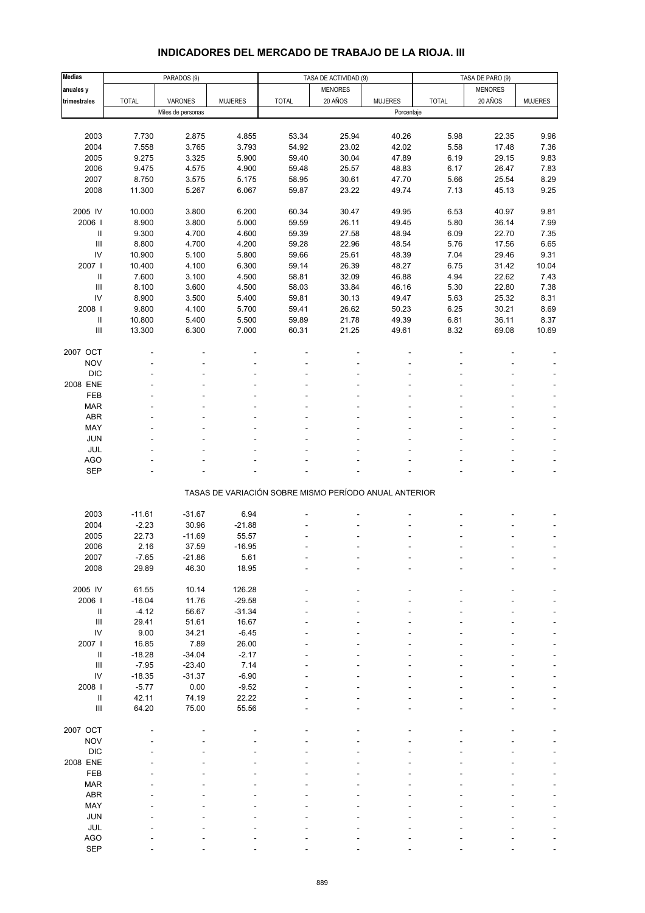# INDICADORES DEL MERCADO DE TRABAJO DE LA RIOJA. III

| Medias anuales y trimestrales | PARADOS (9) | | | TASA DE ACTIVIDAD (9) | | | TASA DE PARO (9) | | |
|---|---|---|---|---|---|---|---|---|---|
| | TOTAL | VARONES | MUJERES | TOTAL | MENORES 20 AÑOS | MUJERES | TOTAL | MENORES 20 AÑOS | MUJERES |
| | Miles de personas | | | Porcentaje | | | | | |
| 2003 | 7.730 | 2.875 | 4.855 | 53.34 | 25.94 | 40.26 | 5.98 | 22.35 | 9.96 |
| 2004 | 7.558 | 3.765 | 3.793 | 54.92 | 23.02 | 42.02 | 5.58 | 17.48 | 7.36 |
| 2005 | 9.275 | 3.325 | 5.900 | 59.40 | 30.04 | 47.89 | 6.19 | 29.15 | 9.83 |
| 2006 | 9.475 | 4.575 | 4.900 | 59.48 | 25.57 | 48.83 | 6.17 | 26.47 | 7.83 |
| 2007 | 8.750 | 3.575 | 5.175 | 58.95 | 30.61 | 47.70 | 5.66 | 25.54 | 8.29 |
| 2008 | 11.300 | 5.267 | 6.067 | 59.87 | 23.22 | 49.74 | 7.13 | 45.13 | 9.25 |
| 2005 IV | 10.000 | 3.800 | 6.200 | 60.34 | 30.47 | 49.95 | 6.53 | 40.97 | 9.81 |
| 2006 I | 8.900 | 3.800 | 5.000 | 59.59 | 26.11 | 49.45 | 5.80 | 36.14 | 7.99 |
| II | 9.300 | 4.700 | 4.600 | 59.39 | 27.58 | 48.94 | 6.09 | 22.70 | 7.35 |
| III | 8.800 | 4.700 | 4.200 | 59.28 | 22.96 | 48.54 | 5.76 | 17.56 | 6.65 |
| IV | 10.900 | 5.100 | 5.800 | 59.66 | 25.61 | 48.39 | 7.04 | 29.46 | 9.31 |
| 2007 I | 10.400 | 4.100 | 6.300 | 59.14 | 26.39 | 48.27 | 6.75 | 31.42 | 10.04 |
| II | 7.600 | 3.100 | 4.500 | 58.81 | 32.09 | 46.88 | 4.94 | 22.62 | 7.43 |
| III | 8.100 | 3.600 | 4.500 | 58.03 | 33.84 | 46.16 | 5.30 | 22.80 | 7.38 |
| IV | 8.900 | 3.500 | 5.400 | 59.81 | 30.13 | 49.47 | 5.63 | 25.32 | 8.31 |
| 2008 I | 9.800 | 4.100 | 5.700 | 59.41 | 26.62 | 50.23 | 6.25 | 30.21 | 8.69 |
| II | 10.800 | 5.400 | 5.500 | 59.89 | 21.78 | 49.39 | 6.81 | 36.11 | 8.37 |
| III | 13.300 | 6.300 | 7.000 | 60.31 | 21.25 | 49.61 | 8.32 | 69.08 | 10.69 |
| 2007 OCT | - | - | - | - | - | - | - | - | - |
| NOV | - | - | - | - | - | - | - | - | - |
| DIC | - | - | - | - | - | - | - | - | - |
| 2008 ENE | - | - | - | - | - | - | - | - | - |
| FEB | - | - | - | - | - | - | - | - | - |
| MAR | - | - | - | - | - | - | - | - | - |
| ABR | - | - | - | - | - | - | - | - | - |
| MAY | - | - | - | - | - | - | - | - | - |
| JUN | - | - | - | - | - | - | - | - | - |
| JUL | - | - | - | - | - | - | - | - | - |
| AGO | - | - | - | - | - | - | - | - | - |
| SEP | - | - | - | - | - | - | - | - | - |
| | TASAS DE VARIACIÓN SOBRE MISMO PERÍODO ANUAL ANTERIOR | | | | | | | | |
| 2003 | -11.61 | -31.67 | 6.94 | - | - | - | - | - | - |
| 2004 | -2.23 | 30.96 | -21.88 | - | - | - | - | - | - |
| 2005 | 22.73 | -11.69 | 55.57 | - | - | - | - | - | - |
| 2006 | 2.16 | 37.59 | -16.95 | - | - | - | - | - | - |
| 2007 | -7.65 | -21.86 | 5.61 | - | - | - | - | - | - |
| 2008 | 29.89 | 46.30 | 18.95 | - | - | - | - | - | - |
| 2005 IV | 61.55 | 10.14 | 126.28 | - | - | - | - | - | - |
| 2006 I | -16.04 | 11.76 | -29.58 | - | - | - | - | - | - |
| II | -4.12 | 56.67 | -31.34 | - | - | - | - | - | - |
| III | 29.41 | 51.61 | 16.67 | - | - | - | - | - | - |
| IV | 9.00 | 34.21 | -6.45 | - | - | - | - | - | - |
| 2007 I | 16.85 | 7.89 | 26.00 | - | - | - | - | - | - |
| II | -18.28 | -34.04 | -2.17 | - | - | - | - | - | - |
| III | -7.95 | -23.40 | 7.14 | - | - | - | - | - | - |
| IV | -18.35 | -31.37 | -6.90 | - | - | - | - | - | - |
| 2008 I | -5.77 | 0.00 | -9.52 | - | - | - | - | - | - |
| II | 42.11 | 74.19 | 22.22 | - | - | - | - | - | - |
| III | 64.20 | 75.00 | 55.56 | - | - | - | - | - | - |
| 2007 OCT | - | - | - | - | - | - | - | - | - |
| NOV | - | - | - | - | - | - | - | - | - |
| DIC | - | - | - | - | - | - | - | - | - |
| 2008 ENE | - | - | - | - | - | - | - | - | - |
| FEB | - | - | - | - | - | - | - | - | - |
| MAR | - | - | - | - | - | - | - | - | - |
| ABR | - | - | - | - | - | - | - | - | - |
| MAY | - | - | - | - | - | - | - | - | - |
| JUN | - | - | - | - | - | - | - | - | - |
| JUL | - | - | - | - | - | - | - | - | - |
| AGO | - | - | - | - | - | - | - | - | - |
| SEP | - | - | - | - | - | - | - | - | - |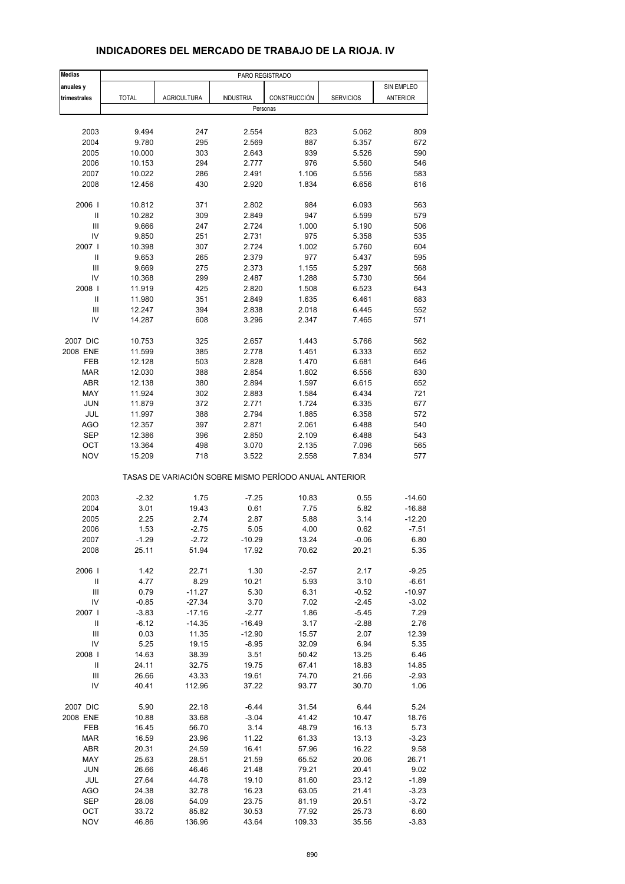## INDICADORES DEL MERCADO DE TRABAJO DE LA RIOJA. IV

| Medias anuales y trimestrales | PARO REGISTRADO | | | | | |
|---|---|---|---|---|---|---|
| | TOTAL | AGRICULTURA | INDUSTRIA | CONSTRUCCIÓN | SERVICIOS | SIN EMPLEO ANTERIOR |
| | Personas | | | | | |
| 2003 | 9.494 | 247 | 2.554 | 823 | 5.062 | 809 |
| 2004 | 9.780 | 295 | 2.569 | 887 | 5.357 | 672 |
| 2005 | 10.000 | 303 | 2.643 | 939 | 5.526 | 590 |
| 2006 | 10.153 | 294 | 2.777 | 976 | 5.560 | 546 |
| 2007 | 10.022 | 286 | 2.491 | 1.106 | 5.556 | 583 |
| 2008 | 12.456 | 430 | 2.920 | 1.834 | 6.656 | 616 |
| 2006 I | 10.812 | 371 | 2.802 | 984 | 6.093 | 563 |
| II | 10.282 | 309 | 2.849 | 947 | 5.599 | 579 |
| III | 9.666 | 247 | 2.724 | 1.000 | 5.190 | 506 |
| IV | 9.850 | 251 | 2.731 | 975 | 5.358 | 535 |
| 2007 I | 10.398 | 307 | 2.724 | 1.002 | 5.760 | 604 |
| II | 9.653 | 265 | 2.379 | 977 | 5.437 | 595 |
| III | 9.669 | 275 | 2.373 | 1.155 | 5.297 | 568 |
| IV | 10.368 | 299 | 2.487 | 1.288 | 5.730 | 564 |
| 2008 I | 11.919 | 425 | 2.820 | 1.508 | 6.523 | 643 |
| II | 11.980 | 351 | 2.849 | 1.635 | 6.461 | 683 |
| III | 12.247 | 394 | 2.838 | 2.018 | 6.445 | 552 |
| IV | 14.287 | 608 | 3.296 | 2.347 | 7.465 | 571 |
| 2007 DIC | 10.753 | 325 | 2.657 | 1.443 | 5.766 | 562 |
| 2008 ENE | 11.599 | 385 | 2.778 | 1.451 | 6.333 | 652 |
| FEB | 12.128 | 503 | 2.828 | 1.470 | 6.681 | 646 |
| MAR | 12.030 | 388 | 2.854 | 1.602 | 6.556 | 630 |
| ABR | 12.138 | 380 | 2.894 | 1.597 | 6.615 | 652 |
| MAY | 11.924 | 302 | 2.883 | 1.584 | 6.434 | 721 |
| JUN | 11.879 | 372 | 2.771 | 1.724 | 6.335 | 677 |
| JUL | 11.997 | 388 | 2.794 | 1.885 | 6.358 | 572 |
| AGO | 12.357 | 397 | 2.871 | 2.061 | 6.488 | 540 |
| SEP | 12.386 | 396 | 2.850 | 2.109 | 6.488 | 543 |
| OCT | 13.364 | 498 | 3.070 | 2.135 | 7.096 | 565 |
| NOV | 15.209 | 718 | 3.522 | 2.558 | 7.834 | 577 |
| | TASAS DE VARIACIÓN SOBRE MISMO PERÍODO ANUAL ANTERIOR | | | | | |
| 2003 | -2.32 | 1.75 | -7.25 | 10.83 | 0.55 | -14.60 |
| 2004 | 3.01 | 19.43 | 0.61 | 7.75 | 5.82 | -16.88 |
| 2005 | 2.25 | 2.74 | 2.87 | 5.88 | 3.14 | -12.20 |
| 2006 | 1.53 | -2.75 | 5.05 | 4.00 | 0.62 | -7.51 |
| 2007 | -1.29 | -2.72 | -10.29 | 13.24 | -0.06 | 6.80 |
| 2008 | 25.11 | 51.94 | 17.92 | 70.62 | 20.21 | 5.35 |
| 2006 I | 1.42 | 22.71 | 1.30 | -2.57 | 2.17 | -9.25 |
| II | 4.77 | 8.29 | 10.21 | 5.93 | 3.10 | -6.61 |
| III | 0.79 | -11.27 | 5.30 | 6.31 | -0.52 | -10.97 |
| IV | -0.85 | -27.34 | 3.70 | 7.02 | -2.45 | -3.02 |
| 2007 I | -3.83 | -17.16 | -2.77 | 1.86 | -5.45 | 7.29 |
| II | -6.12 | -14.35 | -16.49 | 3.17 | -2.88 | 2.76 |
| III | 0.03 | 11.35 | -12.90 | 15.57 | 2.07 | 12.39 |
| IV | 5.25 | 19.15 | -8.95 | 32.09 | 6.94 | 5.35 |
| 2008 I | 14.63 | 38.39 | 3.51 | 50.42 | 13.25 | 6.46 |
| II | 24.11 | 32.75 | 19.75 | 67.41 | 18.83 | 14.85 |
| III | 26.66 | 43.33 | 19.61 | 74.70 | 21.66 | -2.93 |
| IV | 40.41 | 112.96 | 37.22 | 93.77 | 30.70 | 1.06 |
| 2007 DIC | 5.90 | 22.18 | -6.44 | 31.54 | 6.44 | 5.24 |
| 2008 ENE | 10.88 | 33.68 | -3.04 | 41.42 | 10.47 | 18.76 |
| FEB | 16.45 | 56.70 | 3.14 | 48.79 | 16.13 | 5.73 |
| MAR | 16.59 | 23.96 | 11.22 | 61.33 | 13.13 | -3.23 |
| ABR | 20.31 | 24.59 | 16.41 | 57.96 | 16.22 | 9.58 |
| MAY | 25.63 | 28.51 | 21.59 | 65.52 | 20.06 | 26.71 |
| JUN | 26.66 | 46.46 | 21.48 | 79.21 | 20.41 | 9.02 |
| JUL | 27.64 | 44.78 | 19.10 | 81.60 | 23.12 | -1.89 |
| AGO | 24.38 | 32.78 | 16.23 | 63.05 | 21.41 | -3.23 |
| SEP | 28.06 | 54.09 | 23.75 | 81.19 | 20.51 | -3.72 |
| OCT | 33.72 | 85.82 | 30.53 | 77.92 | 25.73 | 6.60 |
| NOV | 46.86 | 136.96 | 43.64 | 109.33 | 35.56 | -3.83 |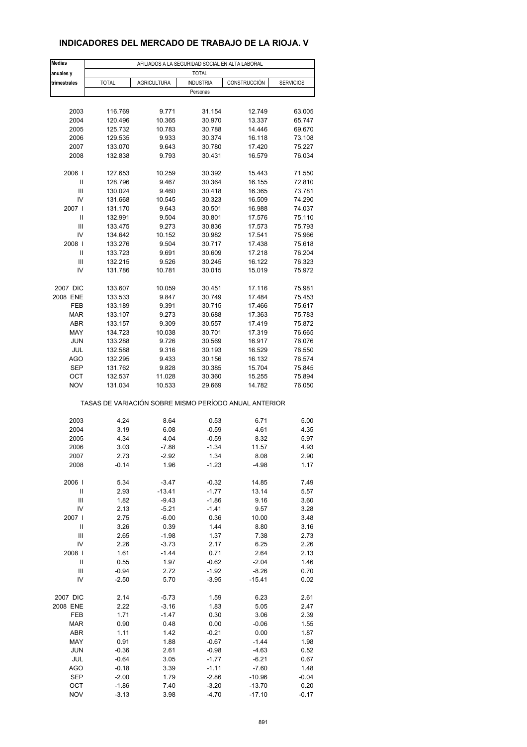## INDICADORES DEL MERCADO DE TRABAJO DE LA RIOJA. V

| Medias anuales y trimestrales | AFILIADOS A LA SEGURIDAD SOCIAL EN ALTA LABORAL | | | | |
|---|---|---|---|---|---|
| | TOTAL | | | | |
| | TOTAL | AGRICULTURA | INDUSTRIA | CONSTRUCCIÓN | SERVICIOS |
| | Personas | | | | |
| 2003 | 116.769 | 9.771 | 31.154 | 12.749 | 63.005 |
| 2004 | 120.496 | 10.365 | 30.970 | 13.337 | 65.747 |
| 2005 | 125.732 | 10.783 | 30.788 | 14.446 | 69.670 |
| 2006 | 129.535 | 9.933 | 30.374 | 16.118 | 73.108 |
| 2007 | 133.070 | 9.643 | 30.780 | 17.420 | 75.227 |
| 2008 | 132.838 | 9.793 | 30.431 | 16.579 | 76.034 |
| 2006 I | 127.653 | 10.259 | 30.392 | 15.443 | 71.550 |
| II | 128.796 | 9.467 | 30.364 | 16.155 | 72.810 |
| III | 130.024 | 9.460 | 30.418 | 16.365 | 73.781 |
| IV | 131.668 | 10.545 | 30.323 | 16.509 | 74.290 |
| 2007 I | 131.170 | 9.643 | 30.501 | 16.988 | 74.037 |
| II | 132.991 | 9.504 | 30.801 | 17.576 | 75.110 |
| III | 133.475 | 9.273 | 30.836 | 17.573 | 75.793 |
| IV | 134.642 | 10.152 | 30.982 | 17.541 | 75.966 |
| 2008 I | 133.276 | 9.504 | 30.717 | 17.438 | 75.618 |
| II | 133.723 | 9.691 | 30.609 | 17.218 | 76.204 |
| III | 132.215 | 9.526 | 30.245 | 16.122 | 76.323 |
| IV | 131.786 | 10.781 | 30.015 | 15.019 | 75.972 |
| 2007 DIC | 133.607 | 10.059 | 30.451 | 17.116 | 75.981 |
| 2008 ENE | 133.533 | 9.847 | 30.749 | 17.484 | 75.453 |
| FEB | 133.189 | 9.391 | 30.715 | 17.466 | 75.617 |
| MAR | 133.107 | 9.273 | 30.688 | 17.363 | 75.783 |
| ABR | 133.157 | 9.309 | 30.557 | 17.419 | 75.872 |
| MAY | 134.723 | 10.038 | 30.701 | 17.319 | 76.665 |
| JUN | 133.288 | 9.726 | 30.569 | 16.917 | 76.076 |
| JUL | 132.588 | 9.316 | 30.193 | 16.529 | 76.550 |
| AGO | 132.295 | 9.433 | 30.156 | 16.132 | 76.574 |
| SEP | 131.762 | 9.828 | 30.385 | 15.704 | 75.845 |
| OCT | 132.537 | 11.028 | 30.360 | 15.255 | 75.894 |
| NOV | 131.034 | 10.533 | 29.669 | 14.782 | 76.050 |
| | TASAS DE VARIACIÓN SOBRE MISMO PERÍODO ANUAL ANTERIOR | | | | |
| 2003 | 4.24 | 8.64 | 0.53 | 6.71 | 5.00 |
| 2004 | 3.19 | 6.08 | -0.59 | 4.61 | 4.35 |
| 2005 | 4.34 | 4.04 | -0.59 | 8.32 | 5.97 |
| 2006 | 3.03 | -7.88 | -1.34 | 11.57 | 4.93 |
| 2007 | 2.73 | -2.92 | 1.34 | 8.08 | 2.90 |
| 2008 | -0.14 | 1.96 | -1.23 | -4.98 | 1.17 |
| 2006 I | 5.34 | -3.47 | -0.32 | 14.85 | 7.49 |
| II | 2.93 | -13.41 | -1.77 | 13.14 | 5.57 |
| III | 1.82 | -9.43 | -1.86 | 9.16 | 3.60 |
| IV | 2.13 | -5.21 | -1.41 | 9.57 | 3.28 |
| 2007 I | 2.75 | -6.00 | 0.36 | 10.00 | 3.48 |
| II | 3.26 | 0.39 | 1.44 | 8.80 | 3.16 |
| III | 2.65 | -1.98 | 1.37 | 7.38 | 2.73 |
| IV | 2.26 | -3.73 | 2.17 | 6.25 | 2.26 |
| 2008 I | 1.61 | -1.44 | 0.71 | 2.64 | 2.13 |
| II | 0.55 | 1.97 | -0.62 | -2.04 | 1.46 |
| III | -0.94 | 2.72 | -1.92 | -8.26 | 0.70 |
| IV | -2.50 | 5.70 | -3.95 | -15.41 | 0.02 |
| 2007 DIC | 2.14 | -5.73 | 1.59 | 6.23 | 2.61 |
| 2008 ENE | 2.22 | -3.16 | 1.83 | 5.05 | 2.47 |
| FEB | 1.71 | -1.47 | 0.30 | 3.06 | 2.39 |
| MAR | 0.90 | 0.48 | 0.00 | -0.06 | 1.55 |
| ABR | 1.11 | 1.42 | -0.21 | 0.00 | 1.87 |
| MAY | 0.91 | 1.88 | -0.67 | -1.44 | 1.98 |
| JUN | -0.36 | 2.61 | -0.98 | -4.63 | 0.52 |
| JUL | -0.64 | 3.05 | -1.77 | -6.21 | 0.67 |
| AGO | -0.18 | 3.39 | -1.11 | -7.60 | 1.48 |
| SEP | -2.00 | 1.79 | -2.86 | -10.96 | -0.04 |
| OCT | -1.86 | 7.40 | -3.20 | -13.70 | 0.20 |
| NOV | -3.13 | 3.98 | -4.70 | -17.10 | -0.17 |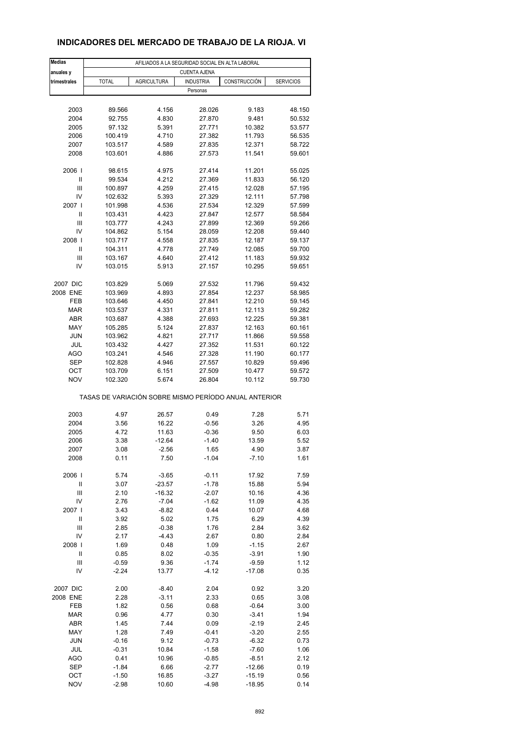## INDICADORES DEL MERCADO DE TRABAJO DE LA RIOJA. VI

| Medias anuales y trimestrales | AFILIADOS A LA SEGURIDAD SOCIAL EN ALTA LABORAL | | | | |
|---|---|---|---|---|---|
| | CUENTA AJENA | | | | |
| | TOTAL | AGRICULTURA | INDUSTRIA | CONSTRUCCIÓN | SERVICIOS |
| | Personas | | | | |
| 2003 | 89.566 | 4.156 | 28.026 | 9.183 | 48.150 |
| 2004 | 92.755 | 4.830 | 27.870 | 9.481 | 50.532 |
| 2005 | 97.132 | 5.391 | 27.771 | 10.382 | 53.577 |
| 2006 | 100.419 | 4.710 | 27.382 | 11.793 | 56.535 |
| 2007 | 103.517 | 4.589 | 27.835 | 12.371 | 58.722 |
| 2008 | 103.601 | 4.886 | 27.573 | 11.541 | 59.601 |
| 2006 I | 98.615 | 4.975 | 27.414 | 11.201 | 55.025 |
| II | 99.534 | 4.212 | 27.369 | 11.833 | 56.120 |
| III | 100.897 | 4.259 | 27.415 | 12.028 | 57.195 |
| IV | 102.632 | 5.393 | 27.329 | 12.111 | 57.798 |
| 2007 I | 101.998 | 4.536 | 27.534 | 12.329 | 57.599 |
| II | 103.431 | 4.423 | 27.847 | 12.577 | 58.584 |
| III | 103.777 | 4.243 | 27.899 | 12.369 | 59.266 |
| IV | 104.862 | 5.154 | 28.059 | 12.208 | 59.440 |
| 2008 I | 103.717 | 4.558 | 27.835 | 12.187 | 59.137 |
| II | 104.311 | 4.778 | 27.749 | 12.085 | 59.700 |
| III | 103.167 | 4.640 | 27.412 | 11.183 | 59.932 |
| IV | 103.015 | 5.913 | 27.157 | 10.295 | 59.651 |
| 2007 DIC | 103.829 | 5.069 | 27.532 | 11.796 | 59.432 |
| 2008 ENE | 103.969 | 4.893 | 27.854 | 12.237 | 58.985 |
| FEB | 103.646 | 4.450 | 27.841 | 12.210 | 59.145 |
| MAR | 103.537 | 4.331 | 27.811 | 12.113 | 59.282 |
| ABR | 103.687 | 4.388 | 27.693 | 12.225 | 59.381 |
| MAY | 105.285 | 5.124 | 27.837 | 12.163 | 60.161 |
| JUN | 103.962 | 4.821 | 27.717 | 11.866 | 59.558 |
| JUL | 103.432 | 4.427 | 27.352 | 11.531 | 60.122 |
| AGO | 103.241 | 4.546 | 27.328 | 11.190 | 60.177 |
| SEP | 102.828 | 4.946 | 27.557 | 10.829 | 59.496 |
| OCT | 103.709 | 6.151 | 27.509 | 10.477 | 59.572 |
| NOV | 102.320 | 5.674 | 26.804 | 10.112 | 59.730 |
| | TASAS DE VARIACIÓN SOBRE MISMO PERÍODO ANUAL ANTERIOR | | | | |
| 2003 | 4.97 | 26.57 | 0.49 | 7.28 | 5.71 |
| 2004 | 3.56 | 16.22 | -0.56 | 3.26 | 4.95 |
| 2005 | 4.72 | 11.63 | -0.36 | 9.50 | 6.03 |
| 2006 | 3.38 | -12.64 | -1.40 | 13.59 | 5.52 |
| 2007 | 3.08 | -2.56 | 1.65 | 4.90 | 3.87 |
| 2008 | 0.11 | 7.50 | -1.04 | -7.10 | 1.61 |
| 2006 I | 5.74 | -3.65 | -0.11 | 17.92 | 7.59 |
| II | 3.07 | -23.57 | -1.78 | 15.88 | 5.94 |
| III | 2.10 | -16.32 | -2.07 | 10.16 | 4.36 |
| IV | 2.76 | -7.04 | -1.62 | 11.09 | 4.35 |
| 2007 I | 3.43 | -8.82 | 0.44 | 10.07 | 4.68 |
| II | 3.92 | 5.02 | 1.75 | 6.29 | 4.39 |
| III | 2.85 | -0.38 | 1.76 | 2.84 | 3.62 |
| IV | 2.17 | -4.43 | 2.67 | 0.80 | 2.84 |
| 2008 I | 1.69 | 0.48 | 1.09 | -1.15 | 2.67 |
| II | 0.85 | 8.02 | -0.35 | -3.91 | 1.90 |
| III | -0.59 | 9.36 | -1.74 | -9.59 | 1.12 |
| IV | -2.24 | 13.77 | -4.12 | -17.08 | 0.35 |
| 2007 DIC | 2.00 | -8.40 | 2.04 | 0.92 | 3.20 |
| 2008 ENE | 2.28 | -3.11 | 2.33 | 0.65 | 3.08 |
| FEB | 1.82 | 0.56 | 0.68 | -0.64 | 3.00 |
| MAR | 0.96 | 4.77 | 0.30 | -3.41 | 1.94 |
| ABR | 1.45 | 7.44 | 0.09 | -2.19 | 2.45 |
| MAY | 1.28 | 7.49 | -0.41 | -3.20 | 2.55 |
| JUN | -0.16 | 9.12 | -0.73 | -6.32 | 0.73 |
| JUL | -0.31 | 10.84 | -1.58 | -7.60 | 1.06 |
| AGO | 0.41 | 10.96 | -0.85 | -8.51 | 2.12 |
| SEP | -1.84 | 6.66 | -2.77 | -12.66 | 0.19 |
| OCT | -1.50 | 16.85 | -3.27 | -15.19 | 0.56 |
| NOV | -2.98 | 10.60 | -4.98 | -18.95 | 0.14 |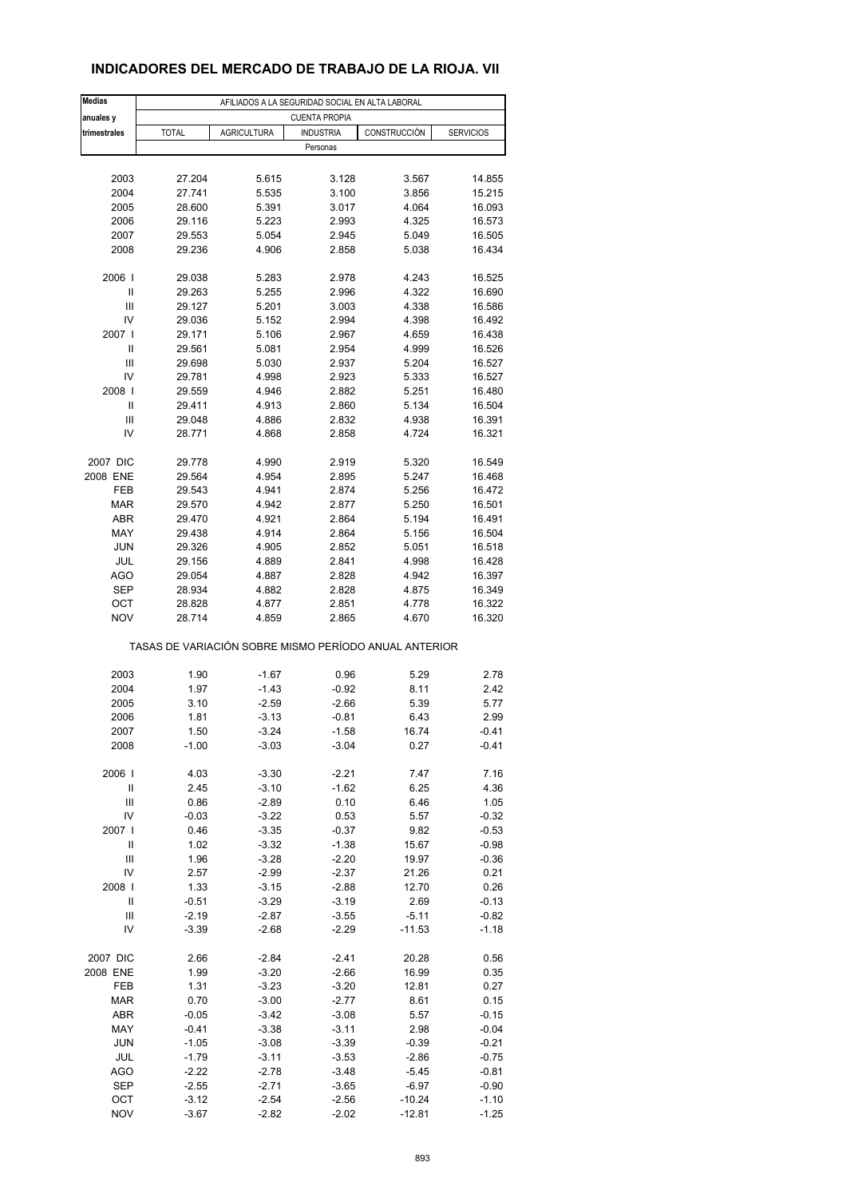# INDICADORES DEL MERCADO DE TRABAJO DE LA RIOJA. VII

| Medias anuales y trimestrales | AFILIADOS A LA SEGURIDAD SOCIAL EN ALTA LABORAL | | | | |
|---|---|---|---|---|---|
| | CUENTA PROPIA | | | | |
| | TOTAL | AGRICULTURA | INDUSTRIA | CONSTRUCCIÓN | SERVICIOS |
| | Personas | | | | |
| 2003 | 27.204 | 5.615 | 3.128 | 3.567 | 14.855 |
| 2004 | 27.741 | 5.535 | 3.100 | 3.856 | 15.215 |
| 2005 | 28.600 | 5.391 | 3.017 | 4.064 | 16.093 |
| 2006 | 29.116 | 5.223 | 2.993 | 4.325 | 16.573 |
| 2007 | 29.553 | 5.054 | 2.945 | 5.049 | 16.505 |
| 2008 | 29.236 | 4.906 | 2.858 | 5.038 | 16.434 |
| 2006 I | 29.038 | 5.283 | 2.978 | 4.243 | 16.525 |
| II | 29.263 | 5.255 | 2.996 | 4.322 | 16.690 |
| III | 29.127 | 5.201 | 3.003 | 4.338 | 16.586 |
| IV | 29.036 | 5.152 | 2.994 | 4.398 | 16.492 |
| 2007 I | 29.171 | 5.106 | 2.967 | 4.659 | 16.438 |
| II | 29.561 | 5.081 | 2.954 | 4.999 | 16.526 |
| III | 29.698 | 5.030 | 2.937 | 5.204 | 16.527 |
| IV | 29.781 | 4.998 | 2.923 | 5.333 | 16.527 |
| 2008 I | 29.559 | 4.946 | 2.882 | 5.251 | 16.480 |
| II | 29.411 | 4.913 | 2.860 | 5.134 | 16.504 |
| III | 29.048 | 4.886 | 2.832 | 4.938 | 16.391 |
| IV | 28.771 | 4.868 | 2.858 | 4.724 | 16.321 |
| 2007 DIC | 29.778 | 4.990 | 2.919 | 5.320 | 16.549 |
| 2008 ENE | 29.564 | 4.954 | 2.895 | 5.247 | 16.468 |
| FEB | 29.543 | 4.941 | 2.874 | 5.256 | 16.472 |
| MAR | 29.570 | 4.942 | 2.877 | 5.250 | 16.501 |
| ABR | 29.470 | 4.921 | 2.864 | 5.194 | 16.491 |
| MAY | 29.438 | 4.914 | 2.864 | 5.156 | 16.504 |
| JUN | 29.326 | 4.905 | 2.852 | 5.051 | 16.518 |
| JUL | 29.156 | 4.889 | 2.841 | 4.998 | 16.428 |
| AGO | 29.054 | 4.887 | 2.828 | 4.942 | 16.397 |
| SEP | 28.934 | 4.882 | 2.828 | 4.875 | 16.349 |
| OCT | 28.828 | 4.877 | 2.851 | 4.778 | 16.322 |
| NOV | 28.714 | 4.859 | 2.865 | 4.670 | 16.320 |
| | TASAS DE VARIACIÓN SOBRE MISMO PERÍODO ANUAL ANTERIOR | | | | |
| 2003 | 1.90 | -1.67 | 0.96 | 5.29 | 2.78 |
| 2004 | 1.97 | -1.43 | -0.92 | 8.11 | 2.42 |
| 2005 | 3.10 | -2.59 | -2.66 | 5.39 | 5.77 |
| 2006 | 1.81 | -3.13 | -0.81 | 6.43 | 2.99 |
| 2007 | 1.50 | -3.24 | -1.58 | 16.74 | -0.41 |
| 2008 | -1.00 | -3.03 | -3.04 | 0.27 | -0.41 |
| 2006 I | 4.03 | -3.30 | -2.21 | 7.47 | 7.16 |
| II | 2.45 | -3.10 | -1.62 | 6.25 | 4.36 |
| III | 0.86 | -2.89 | 0.10 | 6.46 | 1.05 |
| IV | -0.03 | -3.22 | 0.53 | 5.57 | -0.32 |
| 2007 I | 0.46 | -3.35 | -0.37 | 9.82 | -0.53 |
| II | 1.02 | -3.32 | -1.38 | 15.67 | -0.98 |
| III | 1.96 | -3.28 | -2.20 | 19.97 | -0.36 |
| IV | 2.57 | -2.99 | -2.37 | 21.26 | 0.21 |
| 2008 I | 1.33 | -3.15 | -2.88 | 12.70 | 0.26 |
| II | -0.51 | -3.29 | -3.19 | 2.69 | -0.13 |
| III | -2.19 | -2.87 | -3.55 | -5.11 | -0.82 |
| IV | -3.39 | -2.68 | -2.29 | -11.53 | -1.18 |
| 2007 DIC | 2.66 | -2.84 | -2.41 | 20.28 | 0.56 |
| 2008 ENE | 1.99 | -3.20 | -2.66 | 16.99 | 0.35 |
| FEB | 1.31 | -3.23 | -3.20 | 12.81 | 0.27 |
| MAR | 0.70 | -3.00 | -2.77 | 8.61 | 0.15 |
| ABR | -0.05 | -3.42 | -3.08 | 5.57 | -0.15 |
| MAY | -0.41 | -3.38 | -3.11 | 2.98 | -0.04 |
| JUN | -1.05 | -3.08 | -3.39 | -0.39 | -0.21 |
| JUL | -1.79 | -3.11 | -3.53 | -2.86 | -0.75 |
| AGO | -2.22 | -2.78 | -3.48 | -5.45 | -0.81 |
| SEP | -2.55 | -2.71 | -3.65 | -6.97 | -0.90 |
| OCT | -3.12 | -2.54 | -2.56 | -10.24 | -1.10 |
| NOV | -3.67 | -2.82 | -2.02 | -12.81 | -1.25 |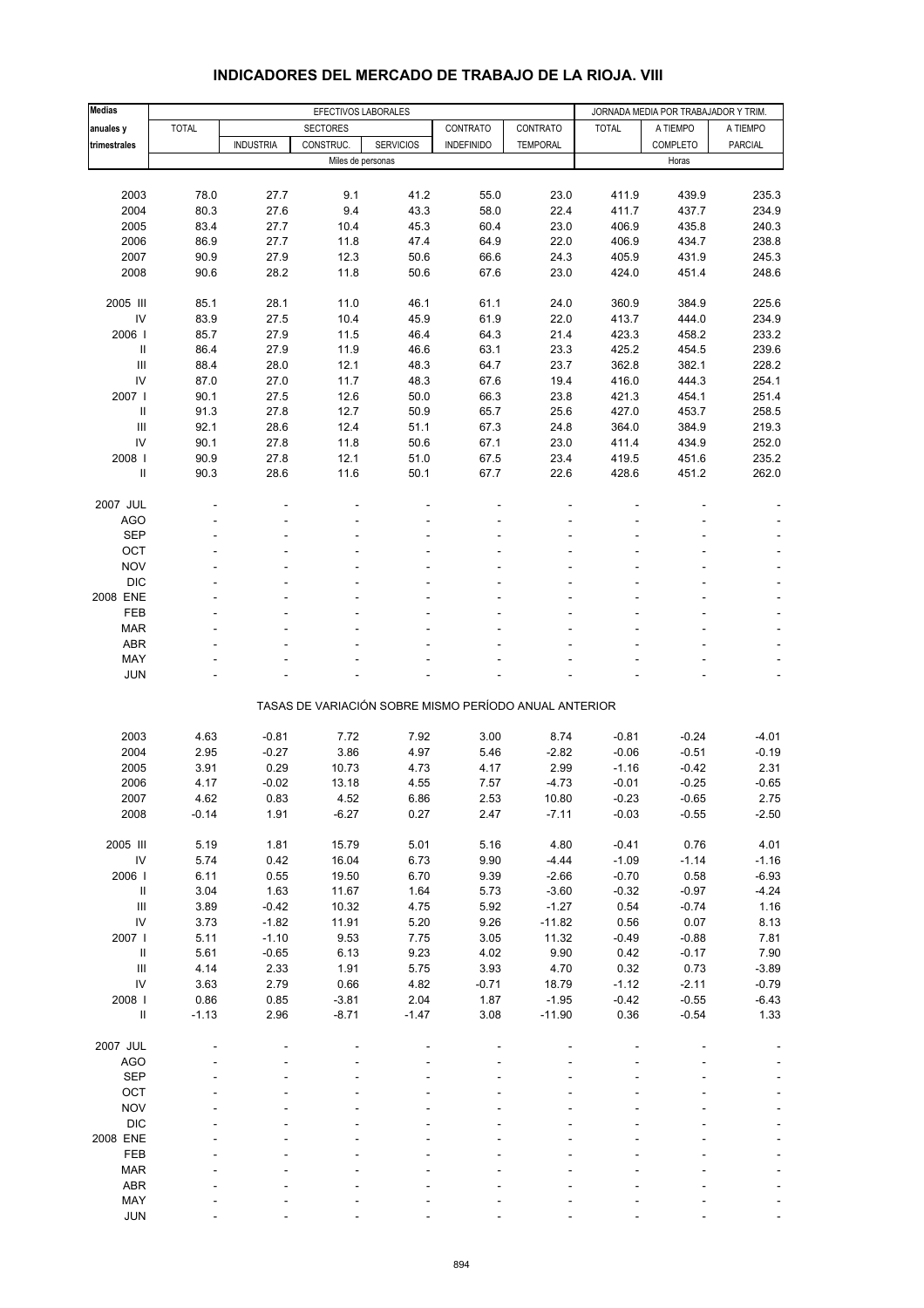# INDICADORES DEL MERCADO DE TRABAJO DE LA RIOJA. VIII

| Medias anuales y trimestrales | EFECTIVOS LABORALES | | | | | | JORNADA MEDIA POR TRABAJADOR Y TRIM. | | |
|---|---|---|---|---|---|---|---|---|---|
| | TOTAL | SECTORES | | | CONTRATO | CONTRATO | TOTAL | A TIEMPO | A TIEMPO |
| | | INDUSTRIA | CONSTRUC. | SERVICIOS | INDEFINIDO | TEMPORAL | | COMPLETO | PARCIAL |
| | Miles de personas | | | | | | Horas | | |
| 2003 | 78.0 | 27.7 | 9.1 | 41.2 | 55.0 | 23.0 | 411.9 | 439.9 | 235.3 |
| 2004 | 80.3 | 27.6 | 9.4 | 43.3 | 58.0 | 22.4 | 411.7 | 437.7 | 234.9 |
| 2005 | 83.4 | 27.7 | 10.4 | 45.3 | 60.4 | 23.0 | 406.9 | 435.8 | 240.3 |
| 2006 | 86.9 | 27.7 | 11.8 | 47.4 | 64.9 | 22.0 | 406.9 | 434.7 | 238.8 |
| 2007 | 90.9 | 27.9 | 12.3 | 50.6 | 66.6 | 24.3 | 405.9 | 431.9 | 245.3 |
| 2008 | 90.6 | 28.2 | 11.8 | 50.6 | 67.6 | 23.0 | 424.0 | 451.4 | 248.6 |
| 2005 III | 85.1 | 28.1 | 11.0 | 46.1 | 61.1 | 24.0 | 360.9 | 384.9 | 225.6 |
| IV | 83.9 | 27.5 | 10.4 | 45.9 | 61.9 | 22.0 | 413.7 | 444.0 | 234.9 |
| 2006 I | 85.7 | 27.9 | 11.5 | 46.4 | 64.3 | 21.4 | 423.3 | 458.2 | 233.2 |
| II | 86.4 | 27.9 | 11.9 | 46.6 | 63.1 | 23.3 | 425.2 | 454.5 | 239.6 |
| III | 88.4 | 28.0 | 12.1 | 48.3 | 64.7 | 23.7 | 362.8 | 382.1 | 228.2 |
| IV | 87.0 | 27.0 | 11.7 | 48.3 | 67.6 | 19.4 | 416.0 | 444.3 | 254.1 |
| 2007 I | 90.1 | 27.5 | 12.6 | 50.0 | 66.3 | 23.8 | 421.3 | 454.1 | 251.4 |
| II | 91.3 | 27.8 | 12.7 | 50.9 | 65.7 | 25.6 | 427.0 | 453.7 | 258.5 |
| III | 92.1 | 28.6 | 12.4 | 51.1 | 67.3 | 24.8 | 364.0 | 384.9 | 219.3 |
| IV | 90.1 | 27.8 | 11.8 | 50.6 | 67.1 | 23.0 | 411.4 | 434.9 | 252.0 |
| 2008 I | 90.9 | 27.8 | 12.1 | 51.0 | 67.5 | 23.4 | 419.5 | 451.6 | 235.2 |
| II | 90.3 | 28.6 | 11.6 | 50.1 | 67.7 | 22.6 | 428.6 | 451.2 | 262.0 |
| 2007 JUL | - | - | - | - | - | - | - | - | - |
| AGO | - | - | - | - | - | - | - | - | - |
| SEP | - | - | - | - | - | - | - | - | - |
| OCT | - | - | - | - | - | - | - | - | - |
| NOV | - | - | - | - | - | - | - | - | - |
| DIC | - | - | - | - | - | - | - | - | - |
| 2008 ENE | - | - | - | - | - | - | - | - | - |
| FEB | - | - | - | - | - | - | - | - | - |
| MAR | - | - | - | - | - | - | - | - | - |
| ABR | - | - | - | - | - | - | - | - | - |
| MAY | - | - | - | - | - | - | - | - | - |
| JUN | - | - | - | - | - | - | - | - | - |
| | TASAS DE VARIACIÓN SOBRE MISMO PERÍODO ANUAL ANTERIOR | | | | | | | | |
| 2003 | 4.63 | -0.81 | 7.72 | 7.92 | 3.00 | 8.74 | -0.81 | -0.24 | -4.01 |
| 2004 | 2.95 | -0.27 | 3.86 | 4.97 | 5.46 | -2.82 | -0.06 | -0.51 | -0.19 |
| 2005 | 3.91 | 0.29 | 10.73 | 4.73 | 4.17 | 2.99 | -1.16 | -0.42 | 2.31 |
| 2006 | 4.17 | -0.02 | 13.18 | 4.55 | 7.57 | -4.73 | -0.01 | -0.25 | -0.65 |
| 2007 | 4.62 | 0.83 | 4.52 | 6.86 | 2.53 | 10.80 | -0.23 | -0.65 | 2.75 |
| 2008 | -0.14 | 1.91 | -6.27 | 0.27 | 2.47 | -7.11 | -0.03 | -0.55 | -2.50 |
| 2005 III | 5.19 | 1.81 | 15.79 | 5.01 | 5.16 | 4.80 | -0.41 | 0.76 | 4.01 |
| IV | 5.74 | 0.42 | 16.04 | 6.73 | 9.90 | -4.44 | -1.09 | -1.14 | -1.16 |
| 2006 I | 6.11 | 0.55 | 19.50 | 6.70 | 9.39 | -2.66 | -0.70 | 0.58 | -6.93 |
| II | 3.04 | 1.63 | 11.67 | 1.64 | 5.73 | -3.60 | -0.32 | -0.97 | -4.24 |
| III | 3.89 | -0.42 | 10.32 | 4.75 | 5.92 | -1.27 | 0.54 | -0.74 | 1.16 |
| IV | 3.73 | -1.82 | 11.91 | 5.20 | 9.26 | -11.82 | 0.56 | 0.07 | 8.13 |
| 2007 I | 5.11 | -1.10 | 9.53 | 7.75 | 3.05 | 11.32 | -0.49 | -0.88 | 7.81 |
| II | 5.61 | -0.65 | 6.13 | 9.23 | 4.02 | 9.90 | 0.42 | -0.17 | 7.90 |
| III | 4.14 | 2.33 | 1.91 | 5.75 | 3.93 | 4.70 | 0.32 | 0.73 | -3.89 |
| IV | 3.63 | 2.79 | 0.66 | 4.82 | -0.71 | 18.79 | -1.12 | -2.11 | -0.79 |
| 2008 I | 0.86 | 0.85 | -3.81 | 2.04 | 1.87 | -1.95 | -0.42 | -0.55 | -6.43 |
| II | -1.13 | 2.96 | -8.71 | -1.47 | 3.08 | -11.90 | 0.36 | -0.54 | 1.33 |
| 2007 JUL | - | - | - | - | - | - | - | - | - |
| AGO | - | - | - | - | - | - | - | - | - |
| SEP | - | - | - | - | - | - | - | - | - |
| OCT | - | - | - | - | - | - | - | - | - |
| NOV | - | - | - | - | - | - | - | - | - |
| DIC | - | - | - | - | - | - | - | - | - |
| 2008 ENE | - | - | - | - | - | - | - | - | - |
| FEB | - | - | - | - | - | - | - | - | - |
| MAR | - | - | - | - | - | - | - | - | - |
| ABR | - | - | - | - | - | - | - | - | - |
| MAY | - | - | - | - | - | - | - | - | - |
| JUN | - | - | - | - | - | - | - | - | - |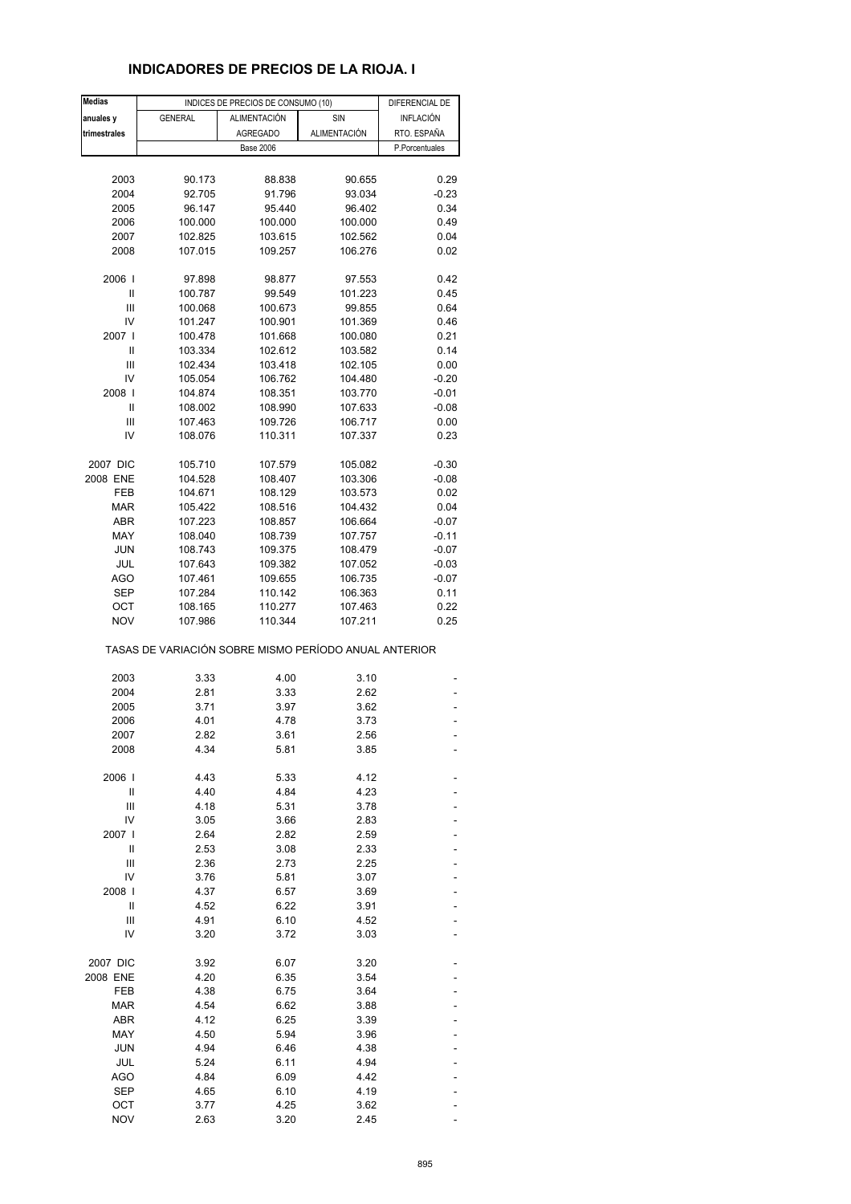## INDICADORES DE PRECIOS DE LA RIOJA. I

| Medias anuales y trimestrales | INDICES DE PRECIOS DE CONSUMO (10) | | | DIFERENCIAL DE INFLACIÓN RTO. ESPAÑA |
|---|---|---|---|---|
| | GENERAL | ALIMENTACIÓN AGREGADO | SIN ALIMENTACIÓN | |
| | Base 2006 | | | P.Porcentuales |
| 2003 | 90.173 | 88.838 | 90.655 | 0.29 |
| 2004 | 92.705 | 91.796 | 93.034 | -0.23 |
| 2005 | 96.147 | 95.440 | 96.402 | 0.34 |
| 2006 | 100.000 | 100.000 | 100.000 | 0.49 |
| 2007 | 102.825 | 103.615 | 102.562 | 0.04 |
| 2008 | 107.015 | 109.257 | 106.276 | 0.02 |
| 2006 I | 97.898 | 98.877 | 97.553 | 0.42 |
| II | 100.787 | 99.549 | 101.223 | 0.45 |
| III | 100.068 | 100.673 | 99.855 | 0.64 |
| IV | 101.247 | 100.901 | 101.369 | 0.46 |
| 2007 I | 100.478 | 101.668 | 100.080 | 0.21 |
| II | 103.334 | 102.612 | 103.582 | 0.14 |
| III | 102.434 | 103.418 | 102.105 | 0.00 |
| IV | 105.054 | 106.762 | 104.480 | -0.20 |
| 2008 I | 104.874 | 108.351 | 103.770 | -0.01 |
| II | 108.002 | 108.990 | 107.633 | -0.08 |
| III | 107.463 | 109.726 | 106.717 | 0.00 |
| IV | 108.076 | 110.311 | 107.337 | 0.23 |
| 2007 DIC | 105.710 | 107.579 | 105.082 | -0.30 |
| 2008 ENE | 104.528 | 108.407 | 103.306 | -0.08 |
| FEB | 104.671 | 108.129 | 103.573 | 0.02 |
| MAR | 105.422 | 108.516 | 104.432 | 0.04 |
| ABR | 107.223 | 108.857 | 106.664 | -0.07 |
| MAY | 108.040 | 108.739 | 107.757 | -0.11 |
| JUN | 108.743 | 109.375 | 108.479 | -0.07 |
| JUL | 107.643 | 109.382 | 107.052 | -0.03 |
| AGO | 107.461 | 109.655 | 106.735 | -0.07 |
| SEP | 107.284 | 110.142 | 106.363 | 0.11 |
| OCT | 108.165 | 110.277 | 107.463 | 0.22 |
| NOV | 107.986 | 110.344 | 107.211 | 0.25 |
| TASAS DE VARIACIÓN SOBRE MISMO PERÍODO ANUAL ANTERIOR | | | | |
| 2003 | 3.33 | 4.00 | 3.10 | - |
| 2004 | 2.81 | 3.33 | 2.62 | - |
| 2005 | 3.71 | 3.97 | 3.62 | - |
| 2006 | 4.01 | 4.78 | 3.73 | - |
| 2007 | 2.82 | 3.61 | 2.56 | - |
| 2008 | 4.34 | 5.81 | 3.85 | - |
| 2006 I | 4.43 | 5.33 | 4.12 | - |
| II | 4.40 | 4.84 | 4.23 | - |
| III | 4.18 | 5.31 | 3.78 | - |
| IV | 3.05 | 3.66 | 2.83 | - |
| 2007 I | 2.64 | 2.82 | 2.59 | - |
| II | 2.53 | 3.08 | 2.33 | - |
| III | 2.36 | 2.73 | 2.25 | - |
| IV | 3.76 | 5.81 | 3.07 | - |
| 2008 I | 4.37 | 6.57 | 3.69 | - |
| II | 4.52 | 6.22 | 3.91 | - |
| III | 4.91 | 6.10 | 4.52 | - |
| IV | 3.20 | 3.72 | 3.03 | - |
| 2007 DIC | 3.92 | 6.07 | 3.20 | - |
| 2008 ENE | 4.20 | 6.35 | 3.54 | - |
| FEB | 4.38 | 6.75 | 3.64 | - |
| MAR | 4.54 | 6.62 | 3.88 | - |
| ABR | 4.12 | 6.25 | 3.39 | - |
| MAY | 4.50 | 5.94 | 3.96 | - |
| JUN | 4.94 | 6.46 | 4.38 | - |
| JUL | 5.24 | 6.11 | 4.94 | - |
| AGO | 4.84 | 6.09 | 4.42 | - |
| SEP | 4.65 | 6.10 | 4.19 | - |
| OCT | 3.77 | 4.25 | 3.62 | - |
| NOV | 2.63 | 3.20 | 2.45 | - |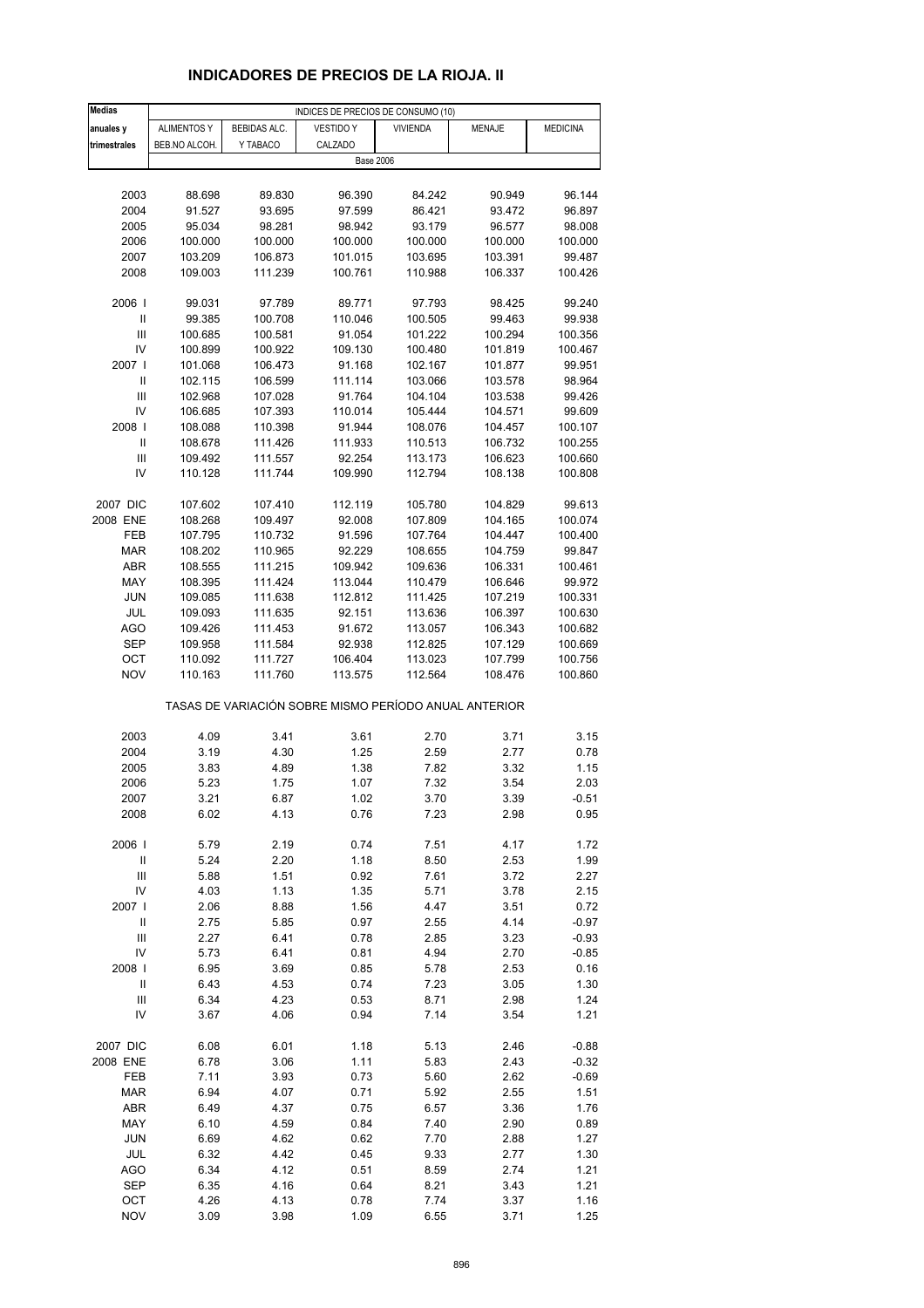# INDICADORES DE PRECIOS DE LA RIOJA. II

| Medias anuales y trimestrales | INDICES DE PRECIOS DE CONSUMO (10) | | | | | |
|---|---|---|---|---|---|---|
| | ALIMENTOS Y BEB.NO ALCOH. | BEBIDAS ALC. Y TABACO | VESTIDO Y CALZADO | VIVIENDA | MENAJE | MEDICINA |
| | Base 2006 | | | | | |
| 2003 | 88.698 | 89.830 | 96.390 | 84.242 | 90.949 | 96.144 |
| 2004 | 91.527 | 93.695 | 97.599 | 86.421 | 93.472 | 96.897 |
| 2005 | 95.034 | 98.281 | 98.942 | 93.179 | 96.577 | 98.008 |
| 2006 | 100.000 | 100.000 | 100.000 | 100.000 | 100.000 | 100.000 |
| 2007 | 103.209 | 106.873 | 101.015 | 103.695 | 103.391 | 99.487 |
| 2008 | 109.003 | 111.239 | 100.761 | 110.988 | 106.337 | 100.426 |
| 2006 I | 99.031 | 97.789 | 89.771 | 97.793 | 98.425 | 99.240 |
| II | 99.385 | 100.708 | 110.046 | 100.505 | 99.463 | 99.938 |
| III | 100.685 | 100.581 | 91.054 | 101.222 | 100.294 | 100.356 |
| IV | 100.899 | 100.922 | 109.130 | 100.480 | 101.819 | 100.467 |
| 2007 I | 101.068 | 106.473 | 91.168 | 102.167 | 101.877 | 99.951 |
| II | 102.115 | 106.599 | 111.114 | 103.066 | 103.578 | 98.964 |
| III | 102.968 | 107.028 | 91.764 | 104.104 | 103.538 | 99.426 |
| IV | 106.685 | 107.393 | 110.014 | 105.444 | 104.571 | 99.609 |
| 2008 I | 108.088 | 110.398 | 91.944 | 108.076 | 104.457 | 100.107 |
| II | 108.678 | 111.426 | 111.933 | 110.513 | 106.732 | 100.255 |
| III | 109.492 | 111.557 | 92.254 | 113.173 | 106.623 | 100.660 |
| IV | 110.128 | 111.744 | 109.990 | 112.794 | 108.138 | 100.808 |
| 2007 DIC | 107.602 | 107.410 | 112.119 | 105.780 | 104.829 | 99.613 |
| 2008 ENE | 108.268 | 109.497 | 92.008 | 107.809 | 104.165 | 100.074 |
| FEB | 107.795 | 110.732 | 91.596 | 107.764 | 104.447 | 100.400 |
| MAR | 108.202 | 110.965 | 92.229 | 108.655 | 104.759 | 99.847 |
| ABR | 108.555 | 111.215 | 109.942 | 109.636 | 106.331 | 100.461 |
| MAY | 108.395 | 111.424 | 113.044 | 110.479 | 106.646 | 99.972 |
| JUN | 109.085 | 111.638 | 112.812 | 111.425 | 107.219 | 100.331 |
| JUL | 109.093 | 111.635 | 92.151 | 113.636 | 106.397 | 100.630 |
| AGO | 109.426 | 111.453 | 91.672 | 113.057 | 106.343 | 100.682 |
| SEP | 109.958 | 111.584 | 92.938 | 112.825 | 107.129 | 100.669 |
| OCT | 110.092 | 111.727 | 106.404 | 113.023 | 107.799 | 100.756 |
| NOV | 110.163 | 111.760 | 113.575 | 112.564 | 108.476 | 100.860 |
| | TASAS DE VARIACIÓN SOBRE MISMO PERÍODO ANUAL ANTERIOR | | | | | |
| 2003 | 4.09 | 3.41 | 3.61 | 2.70 | 3.71 | 3.15 |
| 2004 | 3.19 | 4.30 | 1.25 | 2.59 | 2.77 | 0.78 |
| 2005 | 3.83 | 4.89 | 1.38 | 7.82 | 3.32 | 1.15 |
| 2006 | 5.23 | 1.75 | 1.07 | 7.32 | 3.54 | 2.03 |
| 2007 | 3.21 | 6.87 | 1.02 | 3.70 | 3.39 | -0.51 |
| 2008 | 6.02 | 4.13 | 0.76 | 7.23 | 2.98 | 0.95 |
| 2006 I | 5.79 | 2.19 | 0.74 | 7.51 | 4.17 | 1.72 |
| II | 5.24 | 2.20 | 1.18 | 8.50 | 2.53 | 1.99 |
| III | 5.88 | 1.51 | 0.92 | 7.61 | 3.72 | 2.27 |
| IV | 4.03 | 1.13 | 1.35 | 5.71 | 3.78 | 2.15 |
| 2007 I | 2.06 | 8.88 | 1.56 | 4.47 | 3.51 | 0.72 |
| II | 2.75 | 5.85 | 0.97 | 2.55 | 4.14 | -0.97 |
| III | 2.27 | 6.41 | 0.78 | 2.85 | 3.23 | -0.93 |
| IV | 5.73 | 6.41 | 0.81 | 4.94 | 2.70 | -0.85 |
| 2008 I | 6.95 | 3.69 | 0.85 | 5.78 | 2.53 | 0.16 |
| II | 6.43 | 4.53 | 0.74 | 7.23 | 3.05 | 1.30 |
| III | 6.34 | 4.23 | 0.53 | 8.71 | 2.98 | 1.24 |
| IV | 3.67 | 4.06 | 0.94 | 7.14 | 3.54 | 1.21 |
| 2007 DIC | 6.08 | 6.01 | 1.18 | 5.13 | 2.46 | -0.88 |
| 2008 ENE | 6.78 | 3.06 | 1.11 | 5.83 | 2.43 | -0.32 |
| FEB | 7.11 | 3.93 | 0.73 | 5.60 | 2.62 | -0.69 |
| MAR | 6.94 | 4.07 | 0.71 | 5.92 | 2.55 | 1.51 |
| ABR | 6.49 | 4.37 | 0.75 | 6.57 | 3.36 | 1.76 |
| MAY | 6.10 | 4.59 | 0.84 | 7.40 | 2.90 | 0.89 |
| JUN | 6.69 | 4.62 | 0.62 | 7.70 | 2.88 | 1.27 |
| JUL | 6.32 | 4.42 | 0.45 | 9.33 | 2.77 | 1.30 |
| AGO | 6.34 | 4.12 | 0.51 | 8.59 | 2.74 | 1.21 |
| SEP | 6.35 | 4.16 | 0.64 | 8.21 | 3.43 | 1.21 |
| OCT | 4.26 | 4.13 | 0.78 | 7.74 | 3.37 | 1.16 |
| NOV | 3.09 | 3.98 | 1.09 | 6.55 | 3.71 | 1.25 |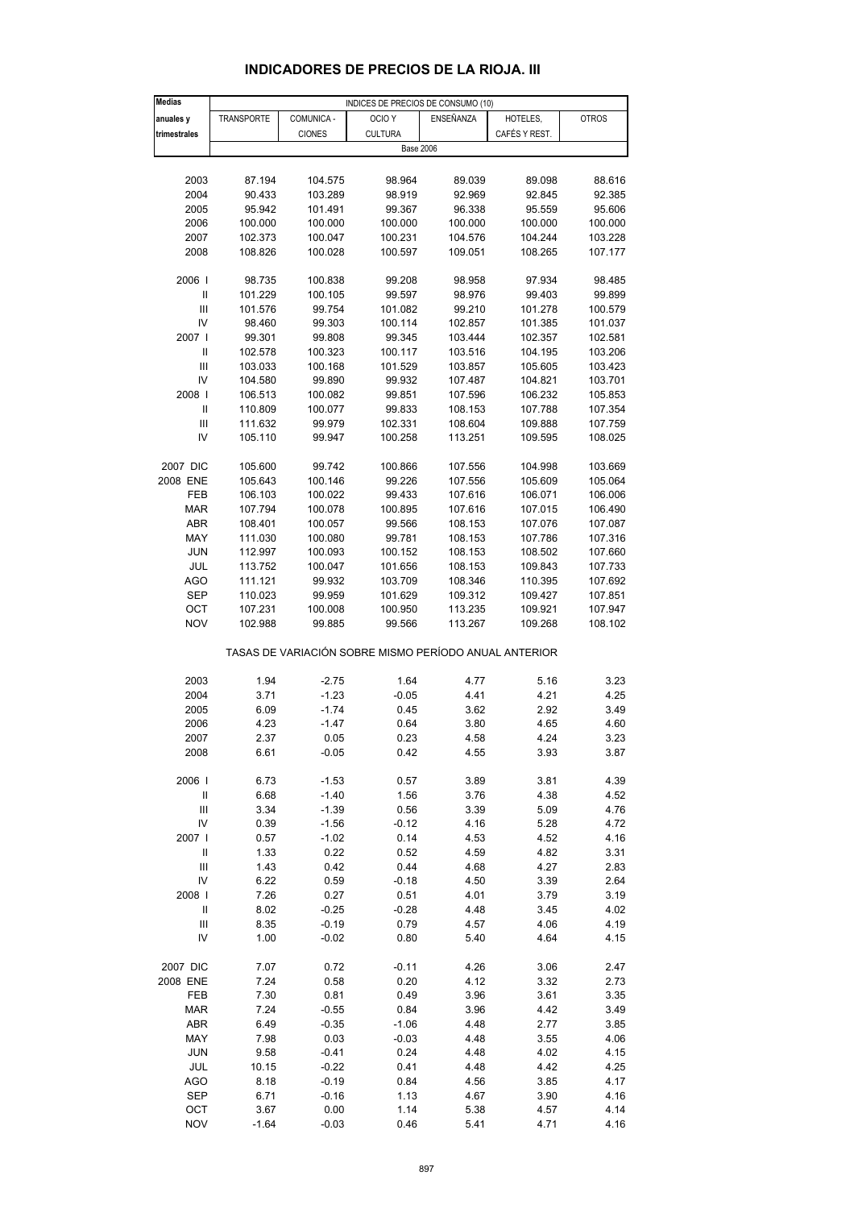# INDICADORES DE PRECIOS DE LA RIOJA. III

| Medias anuales y trimestrales | INDICES DE PRECIOS DE CONSUMO (10) | | | | | |
|---|---|---|---|---|---|---|
| | TRANSPORTE | COMUNICA - CIONES | OCIO Y CULTURA | ENSEÑANZA | HOTELES, CAFÉS Y REST. | OTROS |
| | Base 2006 | | | | | |
| 2003 | 87.194 | 104.575 | 98.964 | 89.039 | 89.098 | 88.616 |
| 2004 | 90.433 | 103.289 | 98.919 | 92.969 | 92.845 | 92.385 |
| 2005 | 95.942 | 101.491 | 99.367 | 96.338 | 95.559 | 95.606 |
| 2006 | 100.000 | 100.000 | 100.000 | 100.000 | 100.000 | 100.000 |
| 2007 | 102.373 | 100.047 | 100.231 | 104.576 | 104.244 | 103.228 |
| 2008 | 108.826 | 100.028 | 100.597 | 109.051 | 108.265 | 107.177 |
| 2006 I | 98.735 | 100.838 | 99.208 | 98.958 | 97.934 | 98.485 |
| II | 101.229 | 100.105 | 99.597 | 98.976 | 99.403 | 99.899 |
| III | 101.576 | 99.754 | 101.082 | 99.210 | 101.278 | 100.579 |
| IV | 98.460 | 99.303 | 100.114 | 102.857 | 101.385 | 101.037 |
| 2007 I | 99.301 | 99.808 | 99.345 | 103.444 | 102.357 | 102.581 |
| II | 102.578 | 100.323 | 100.117 | 103.516 | 104.195 | 103.206 |
| III | 103.033 | 100.168 | 101.529 | 103.857 | 105.605 | 103.423 |
| IV | 104.580 | 99.890 | 99.932 | 107.487 | 104.821 | 103.701 |
| 2008 I | 106.513 | 100.082 | 99.851 | 107.596 | 106.232 | 105.853 |
| II | 110.809 | 100.077 | 99.833 | 108.153 | 107.788 | 107.354 |
| III | 111.632 | 99.979 | 102.331 | 108.604 | 109.888 | 107.759 |
| IV | 105.110 | 99.947 | 100.258 | 113.251 | 109.595 | 108.025 |
| 2007 DIC | 105.600 | 99.742 | 100.866 | 107.556 | 104.998 | 103.669 |
| 2008 ENE | 105.643 | 100.146 | 99.226 | 107.556 | 105.609 | 105.064 |
| FEB | 106.103 | 100.022 | 99.433 | 107.616 | 106.071 | 106.006 |
| MAR | 107.794 | 100.078 | 100.895 | 107.616 | 107.015 | 106.490 |
| ABR | 108.401 | 100.057 | 99.566 | 108.153 | 107.076 | 107.087 |
| MAY | 111.030 | 100.080 | 99.781 | 108.153 | 107.786 | 107.316 |
| JUN | 112.997 | 100.093 | 100.152 | 108.153 | 108.502 | 107.660 |
| JUL | 113.752 | 100.047 | 101.656 | 108.153 | 109.843 | 107.733 |
| AGO | 111.121 | 99.932 | 103.709 | 108.346 | 110.395 | 107.692 |
| SEP | 110.023 | 99.959 | 101.629 | 109.312 | 109.427 | 107.851 |
| OCT | 107.231 | 100.008 | 100.950 | 113.235 | 109.921 | 107.947 |
| NOV | 102.988 | 99.885 | 99.566 | 113.267 | 109.268 | 108.102 |
| | TASAS DE VARIACIÓN SOBRE MISMO PERÍODO ANUAL ANTERIOR | | | | | |
| 2003 | 1.94 | -2.75 | 1.64 | 4.77 | 5.16 | 3.23 |
| 2004 | 3.71 | -1.23 | -0.05 | 4.41 | 4.21 | 4.25 |
| 2005 | 6.09 | -1.74 | 0.45 | 3.62 | 2.92 | 3.49 |
| 2006 | 4.23 | -1.47 | 0.64 | 3.80 | 4.65 | 4.60 |
| 2007 | 2.37 | 0.05 | 0.23 | 4.58 | 4.24 | 3.23 |
| 2008 | 6.61 | -0.05 | 0.42 | 4.55 | 3.93 | 3.87 |
| 2006 I | 6.73 | -1.53 | 0.57 | 3.89 | 3.81 | 4.39 |
| II | 6.68 | -1.40 | 1.56 | 3.76 | 4.38 | 4.52 |
| III | 3.34 | -1.39 | 0.56 | 3.39 | 5.09 | 4.76 |
| IV | 0.39 | -1.56 | -0.12 | 4.16 | 5.28 | 4.72 |
| 2007 I | 0.57 | -1.02 | 0.14 | 4.53 | 4.52 | 4.16 |
| II | 1.33 | 0.22 | 0.52 | 4.59 | 4.82 | 3.31 |
| III | 1.43 | 0.42 | 0.44 | 4.68 | 4.27 | 2.83 |
| IV | 6.22 | 0.59 | -0.18 | 4.50 | 3.39 | 2.64 |
| 2008 I | 7.26 | 0.27 | 0.51 | 4.01 | 3.79 | 3.19 |
| II | 8.02 | -0.25 | -0.28 | 4.48 | 3.45 | 4.02 |
| III | 8.35 | -0.19 | 0.79 | 4.57 | 4.06 | 4.19 |
| IV | 1.00 | -0.02 | 0.80 | 5.40 | 4.64 | 4.15 |
| 2007 DIC | 7.07 | 0.72 | -0.11 | 4.26 | 3.06 | 2.47 |
| 2008 ENE | 7.24 | 0.58 | 0.20 | 4.12 | 3.32 | 2.73 |
| FEB | 7.30 | 0.81 | 0.49 | 3.96 | 3.61 | 3.35 |
| MAR | 7.24 | -0.55 | 0.84 | 3.96 | 4.42 | 3.49 |
| ABR | 6.49 | -0.35 | -1.06 | 4.48 | 2.77 | 3.85 |
| MAY | 7.98 | 0.03 | -0.03 | 4.48 | 3.55 | 4.06 |
| JUN | 9.58 | -0.41 | 0.24 | 4.48 | 4.02 | 4.15 |
| JUL | 10.15 | -0.22 | 0.41 | 4.48 | 4.42 | 4.25 |
| AGO | 8.18 | -0.19 | 0.84 | 4.56 | 3.85 | 4.17 |
| SEP | 6.71 | -0.16 | 1.13 | 4.67 | 3.90 | 4.16 |
| OCT | 3.67 | 0.00 | 1.14 | 5.38 | 4.57 | 4.14 |
| NOV | -1.64 | -0.03 | 0.46 | 5.41 | 4.71 | 4.16 |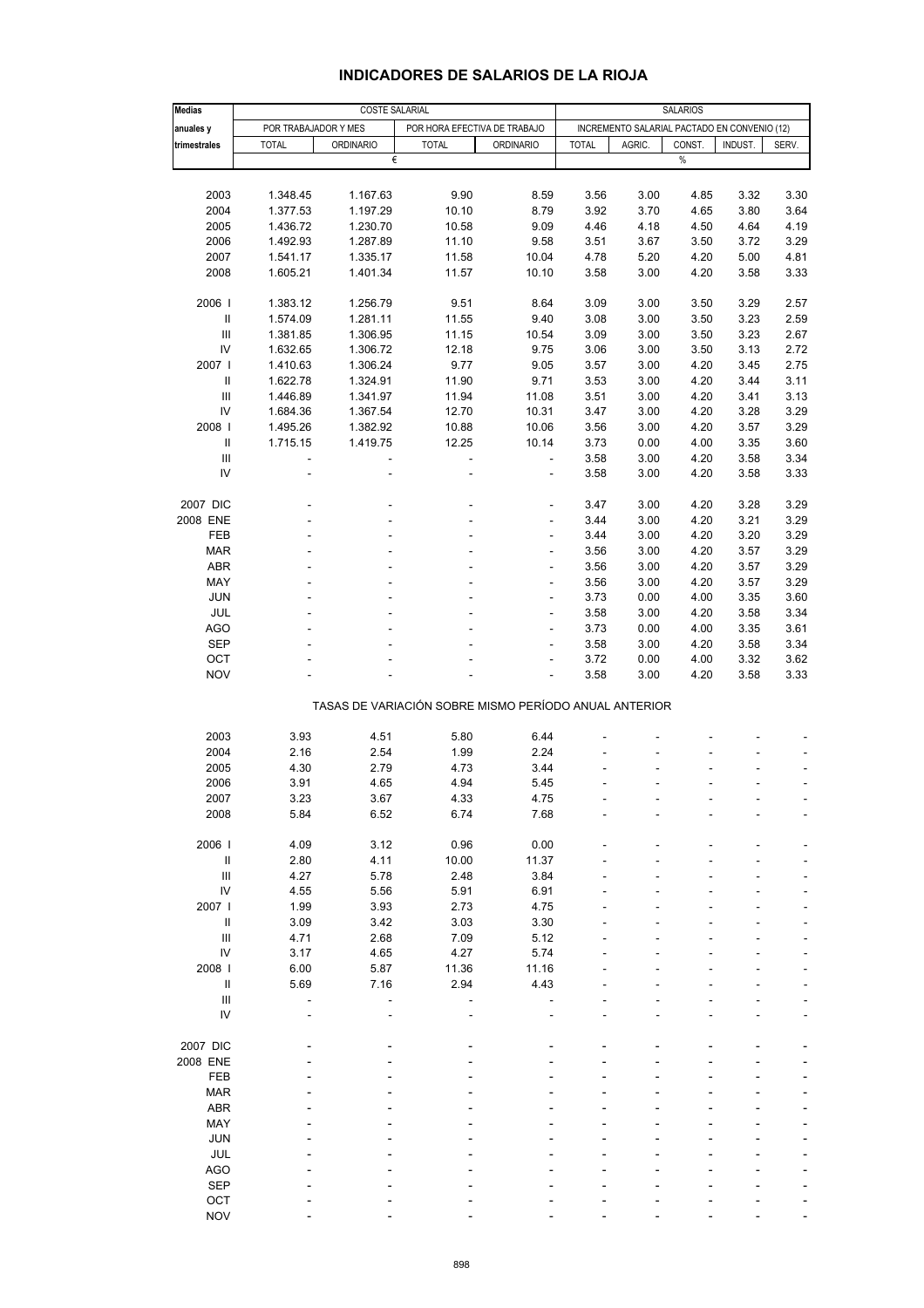# INDICADORES DE SALARIOS DE LA RIOJA

| Medias anuales y trimestrales | COSTE SALARIAL | | | | SALARIOS | | | | |
|---|---|---|---|---|---|---|---|---|---|
| | POR TRABAJADOR Y MES | | POR HORA EFECTIVA DE TRABAJO | | INCREMENTO SALARIAL PACTADO EN CONVENIO (12) | | | | |
| | TOTAL | ORDINARIO | TOTAL | ORDINARIO | TOTAL | AGRIC. | CONST. | INDUST. | SERV. |
| | € | | | | % | | | | |
| 2003 | 1.348.45 | 1.167.63 | 9.90 | 8.59 | 3.56 | 3.00 | 4.85 | 3.32 | 3.30 |
| 2004 | 1.377.53 | 1.197.29 | 10.10 | 8.79 | 3.92 | 3.70 | 4.65 | 3.80 | 3.64 |
| 2005 | 1.436.72 | 1.230.70 | 10.58 | 9.09 | 4.46 | 4.18 | 4.50 | 4.64 | 4.19 |
| 2006 | 1.492.93 | 1.287.89 | 11.10 | 9.58 | 3.51 | 3.67 | 3.50 | 3.72 | 3.29 |
| 2007 | 1.541.17 | 1.335.17 | 11.58 | 10.04 | 4.78 | 5.20 | 4.20 | 5.00 | 4.81 |
| 2008 | 1.605.21 | 1.401.34 | 11.57 | 10.10 | 3.58 | 3.00 | 4.20 | 3.58 | 3.33 |
| 2006 I | 1.383.12 | 1.256.79 | 9.51 | 8.64 | 3.09 | 3.00 | 3.50 | 3.29 | 2.57 |
| II | 1.574.09 | 1.281.11 | 11.55 | 9.40 | 3.08 | 3.00 | 3.50 | 3.23 | 2.59 |
| III | 1.381.85 | 1.306.95 | 11.15 | 10.54 | 3.09 | 3.00 | 3.50 | 3.23 | 2.67 |
| IV | 1.632.65 | 1.306.72 | 12.18 | 9.75 | 3.06 | 3.00 | 3.50 | 3.13 | 2.72 |
| 2007 I | 1.410.63 | 1.306.24 | 9.77 | 9.05 | 3.57 | 3.00 | 4.20 | 3.45 | 2.75 |
| II | 1.622.78 | 1.324.91 | 11.90 | 9.71 | 3.53 | 3.00 | 4.20 | 3.44 | 3.11 |
| III | 1.446.89 | 1.341.97 | 11.94 | 11.08 | 3.51 | 3.00 | 4.20 | 3.41 | 3.13 |
| IV | 1.684.36 | 1.367.54 | 12.70 | 10.31 | 3.47 | 3.00 | 4.20 | 3.28 | 3.29 |
| 2008 I | 1.495.26 | 1.382.92 | 10.88 | 10.06 | 3.56 | 3.00 | 4.20 | 3.57 | 3.29 |
| II | 1.715.15 | 1.419.75 | 12.25 | 10.14 | 3.73 | 0.00 | 4.00 | 3.35 | 3.60 |
| III | - | - | - | - | 3.58 | 3.00 | 4.20 | 3.58 | 3.34 |
| IV | - | - | - | - | 3.58 | 3.00 | 4.20 | 3.58 | 3.33 |
| 2007 DIC | - | - | - | - | 3.47 | 3.00 | 4.20 | 3.28 | 3.29 |
| 2008 ENE | - | - | - | - | 3.44 | 3.00 | 4.20 | 3.21 | 3.29 |
| FEB | - | - | - | - | 3.44 | 3.00 | 4.20 | 3.20 | 3.29 |
| MAR | - | - | - | - | 3.56 | 3.00 | 4.20 | 3.57 | 3.29 |
| ABR | - | - | - | - | 3.56 | 3.00 | 4.20 | 3.57 | 3.29 |
| MAY | - | - | - | - | 3.56 | 3.00 | 4.20 | 3.57 | 3.29 |
| JUN | - | - | - | - | 3.73 | 0.00 | 4.00 | 3.35 | 3.60 |
| JUL | - | - | - | - | 3.58 | 3.00 | 4.20 | 3.58 | 3.34 |
| AGO | - | - | - | - | 3.73 | 0.00 | 4.00 | 3.35 | 3.61 |
| SEP | - | - | - | - | 3.58 | 3.00 | 4.20 | 3.58 | 3.34 |
| OCT | - | - | - | - | 3.72 | 0.00 | 4.00 | 3.32 | 3.62 |
| NOV | - | - | - | - | 3.58 | 3.00 | 4.20 | 3.58 | 3.33 |
| | TASAS DE VARIACIÓN SOBRE MISMO PERÍODO ANUAL ANTERIOR | | | | | | | | |
| 2003 | 3.93 | 4.51 | 5.80 | 6.44 | - | - | - | - | - |
| 2004 | 2.16 | 2.54 | 1.99 | 2.24 | - | - | - | - | - |
| 2005 | 4.30 | 2.79 | 4.73 | 3.44 | - | - | - | - | - |
| 2006 | 3.91 | 4.65 | 4.94 | 5.45 | - | - | - | - | - |
| 2007 | 3.23 | 3.67 | 4.33 | 4.75 | - | - | - | - | - |
| 2008 | 5.84 | 6.52 | 6.74 | 7.68 | - | - | - | - | - |
| 2006 I | 4.09 | 3.12 | 0.96 | 0.00 | - | - | - | - | - |
| II | 2.80 | 4.11 | 10.00 | 11.37 | - | - | - | - | - |
| III | 4.27 | 5.78 | 2.48 | 3.84 | - | - | - | - | - |
| IV | 4.55 | 5.56 | 5.91 | 6.91 | - | - | - | - | - |
| 2007 I | 1.99 | 3.93 | 2.73 | 4.75 | - | - | - | - | - |
| II | 3.09 | 3.42 | 3.03 | 3.30 | - | - | - | - | - |
| III | 4.71 | 2.68 | 7.09 | 5.12 | - | - | - | - | - |
| IV | 3.17 | 4.65 | 4.27 | 5.74 | - | - | - | - | - |
| 2008 I | 6.00 | 5.87 | 11.36 | 11.16 | - | - | - | - | - |
| II | 5.69 | 7.16 | 2.94 | 4.43 | - | - | - | - | - |
| III | - | - | - | - | - | - | - | - | - |
| IV | - | - | - | - | - | - | - | - | - |
| 2007 DIC | - | - | - | - | - | - | - | - | - |
| 2008 ENE | - | - | - | - | - | - | - | - | - |
| FEB | - | - | - | - | - | - | - | - | - |
| MAR | - | - | - | - | - | - | - | - | - |
| ABR | - | - | - | - | - | - | - | - | - |
| MAY | - | - | - | - | - | - | - | - | - |
| JUN | - | - | - | - | - | - | - | - | - |
| JUL | - | - | - | - | - | - | - | - | - |
| AGO | - | - | - | - | - | - | - | - | - |
| SEP | - | - | - | - | - | - | - | - | - |
| OCT | - | - | - | - | - | - | - | - | - |
| NOV | - | - | - | - | - | - | - | - | - |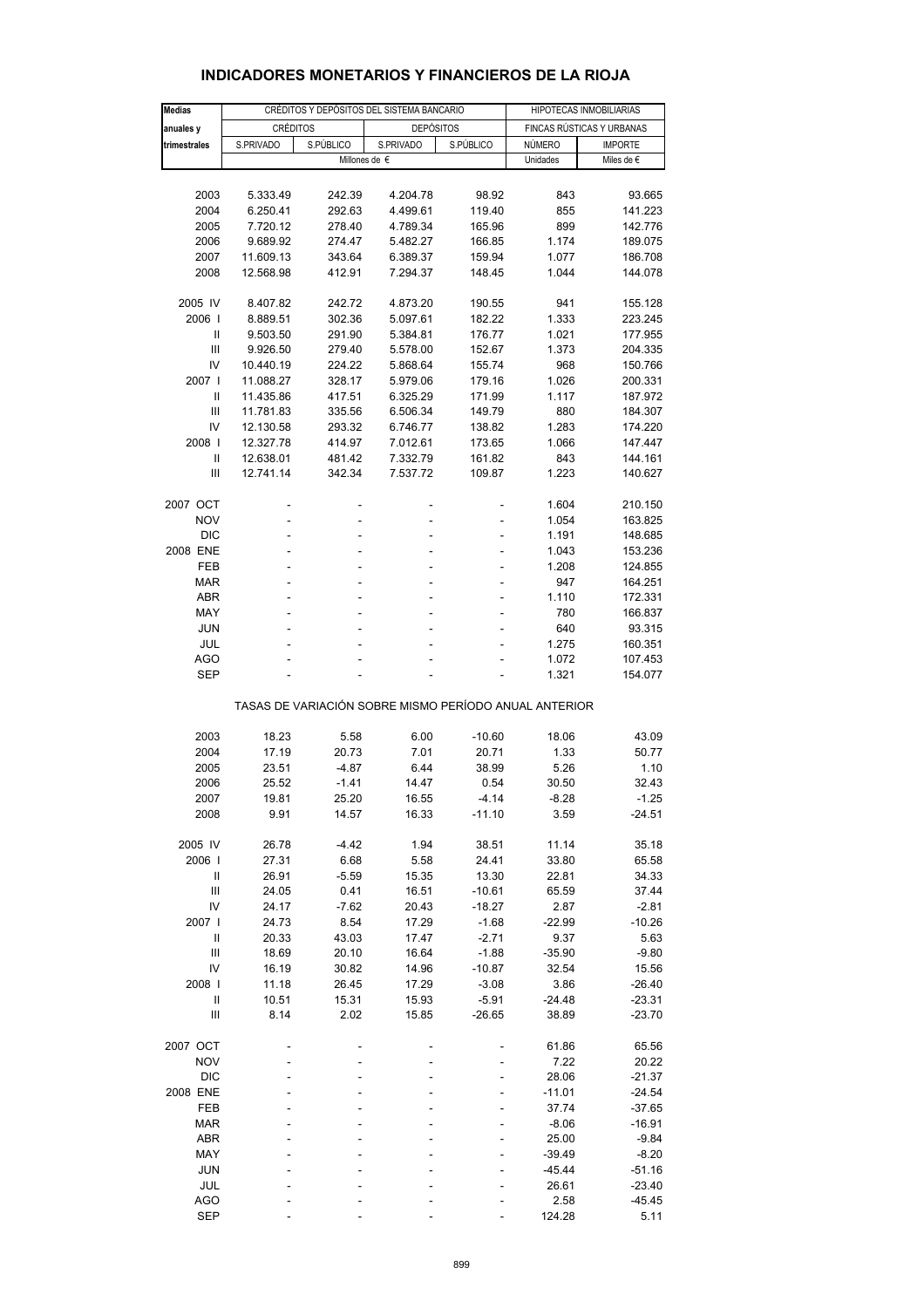## INDICADORES MONETARIOS Y FINANCIEROS DE LA RIOJA

| Medias anuales y trimestrales | CRÉDITOS Y DEPÓSITOS DEL SISTEMA BANCARIO | | | | HIPOTECAS INMOBILIARIAS | |
|---|---|---|---|---|---|---|
| | CRÉDITOS | | DEPÓSITOS | | FINCAS RÚSTICAS Y URBANAS | |
| | S.PRIVADO | S.PÚBLICO | S.PRIVADO | S.PÚBLICO | NÚMERO | IMPORTE |
| | Millones de € | | | | Unidades | Miles de € |
| 2003 | 5.333.49 | 242.39 | 4.204.78 | 98.92 | 843 | 93.665 |
| 2004 | 6.250.41 | 292.63 | 4.499.61 | 119.40 | 855 | 141.223 |
| 2005 | 7.720.12 | 278.40 | 4.789.34 | 165.96 | 899 | 142.776 |
| 2006 | 9.689.92 | 274.47 | 5.482.27 | 166.85 | 1.174 | 189.075 |
| 2007 | 11.609.13 | 343.64 | 6.389.37 | 159.94 | 1.077 | 186.708 |
| 2008 | 12.568.98 | 412.91 | 7.294.37 | 148.45 | 1.044 | 144.078 |
| 2005 IV | 8.407.82 | 242.72 | 4.873.20 | 190.55 | 941 | 155.128 |
| 2006 I | 8.889.51 | 302.36 | 5.097.61 | 182.22 | 1.333 | 223.245 |
| II | 9.503.50 | 291.90 | 5.384.81 | 176.77 | 1.021 | 177.955 |
| III | 9.926.50 | 279.40 | 5.578.00 | 152.67 | 1.373 | 204.335 |
| IV | 10.440.19 | 224.22 | 5.868.64 | 155.74 | 968 | 150.766 |
| 2007 I | 11.088.27 | 328.17 | 5.979.06 | 179.16 | 1.026 | 200.331 |
| II | 11.435.86 | 417.51 | 6.325.29 | 171.99 | 1.117 | 187.972 |
| III | 11.781.83 | 335.56 | 6.506.34 | 149.79 | 880 | 184.307 |
| IV | 12.130.58 | 293.32 | 6.746.77 | 138.82 | 1.283 | 174.220 |
| 2008 I | 12.327.78 | 414.97 | 7.012.61 | 173.65 | 1.066 | 147.447 |
| II | 12.638.01 | 481.42 | 7.332.79 | 161.82 | 843 | 144.161 |
| III | 12.741.14 | 342.34 | 7.537.72 | 109.87 | 1.223 | 140.627 |
| 2007 OCT | - | - | - | - | 1.604 | 210.150 |
| NOV | - | - | - | - | 1.054 | 163.825 |
| DIC | - | - | - | - | 1.191 | 148.685 |
| 2008 ENE | - | - | - | - | 1.043 | 153.236 |
| FEB | - | - | - | - | 1.208 | 124.855 |
| MAR | - | - | - | - | 947 | 164.251 |
| ABR | - | - | - | - | 1.110 | 172.331 |
| MAY | - | - | - | - | 780 | 166.837 |
| JUN | - | - | - | - | 640 | 93.315 |
| JUL | - | - | - | - | 1.275 | 160.351 |
| AGO | - | - | - | - | 1.072 | 107.453 |
| SEP | - | - | - | - | 1.321 | 154.077 |
| TASAS DE VARIACIÓN SOBRE MISMO PERÍODO ANUAL ANTERIOR | | | | | | |
| 2003 | 18.23 | 5.58 | 6.00 | -10.60 | 18.06 | 43.09 |
| 2004 | 17.19 | 20.73 | 7.01 | 20.71 | 1.33 | 50.77 |
| 2005 | 23.51 | -4.87 | 6.44 | 38.99 | 5.26 | 1.10 |
| 2006 | 25.52 | -1.41 | 14.47 | 0.54 | 30.50 | 32.43 |
| 2007 | 19.81 | 25.20 | 16.55 | -4.14 | -8.28 | -1.25 |
| 2008 | 9.91 | 14.57 | 16.33 | -11.10 | 3.59 | -24.51 |
| 2005 IV | 26.78 | -4.42 | 1.94 | 38.51 | 11.14 | 35.18 |
| 2006 I | 27.31 | 6.68 | 5.58 | 24.41 | 33.80 | 65.58 |
| II | 26.91 | -5.59 | 15.35 | 13.30 | 22.81 | 34.33 |
| III | 24.05 | 0.41 | 16.51 | -10.61 | 65.59 | 37.44 |
| IV | 24.17 | -7.62 | 20.43 | -18.27 | 2.87 | -2.81 |
| 2007 I | 24.73 | 8.54 | 17.29 | -1.68 | -22.99 | -10.26 |
| II | 20.33 | 43.03 | 17.47 | -2.71 | 9.37 | 5.63 |
| III | 18.69 | 20.10 | 16.64 | -1.88 | -35.90 | -9.80 |
| IV | 16.19 | 30.82 | 14.96 | -10.87 | 32.54 | 15.56 |
| 2008 I | 11.18 | 26.45 | 17.29 | -3.08 | 3.86 | -26.40 |
| II | 10.51 | 15.31 | 15.93 | -5.91 | -24.48 | -23.31 |
| III | 8.14 | 2.02 | 15.85 | -26.65 | 38.89 | -23.70 |
| 2007 OCT | - | - | - | - | 61.86 | 65.56 |
| NOV | - | - | - | - | 7.22 | 20.22 |
| DIC | - | - | - | - | 28.06 | -21.37 |
| 2008 ENE | - | - | - | - | -11.01 | -24.54 |
| FEB | - | - | - | - | 37.74 | -37.65 |
| MAR | - | - | - | - | -8.06 | -16.91 |
| ABR | - | - | - | - | 25.00 | -9.84 |
| MAY | - | - | - | - | -39.49 | -8.20 |
| JUN | - | - | - | - | -45.44 | -51.16 |
| JUL | - | - | - | - | 26.61 | -23.40 |
| AGO | - | - | - | - | 2.58 | -45.45 |
| SEP | - | - | - | - | 124.28 | 5.11 |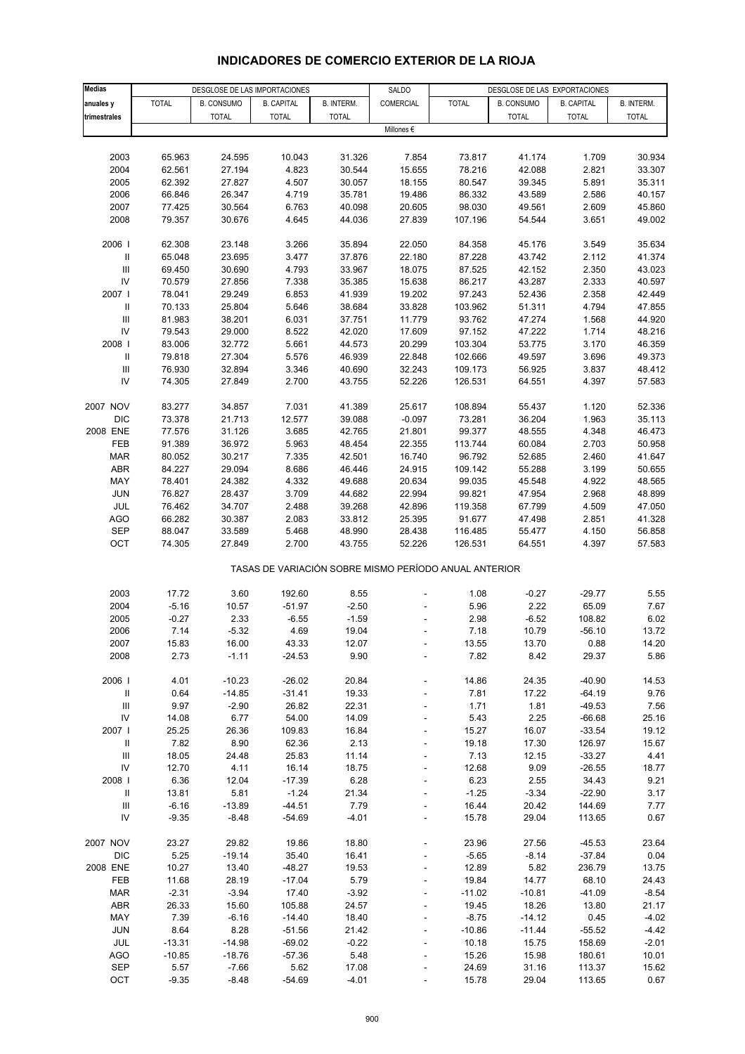# INDICADORES DE COMERCIO EXTERIOR DE LA RIOJA

| Medias anuales y trimestrales | DESGLOSE DE LAS IMPORTACIONES | | | | SALDO | DESGLOSE DE LAS EXPORTACIONES | | | |
|---|---|---|---|---|---|---|---|---|---|
| | TOTAL | B. CONSUMO TOTAL | B. CAPITAL TOTAL | B. INTERM. TOTAL | COMERCIAL | TOTAL | B. CONSUMO TOTAL | B. CAPITAL TOTAL | B. INTERM. TOTAL |
| | Millones € | | | | | | | | |
| 2003 | 65.963 | 24.595 | 10.043 | 31.326 | 7.854 | 73.817 | 41.174 | 1.709 | 30.934 |
| 2004 | 62.561 | 27.194 | 4.823 | 30.544 | 15.655 | 78.216 | 42.088 | 2.821 | 33.307 |
| 2005 | 62.392 | 27.827 | 4.507 | 30.057 | 18.155 | 80.547 | 39.345 | 5.891 | 35.311 |
| 2006 | 66.846 | 26.347 | 4.719 | 35.781 | 19.486 | 86.332 | 43.589 | 2.586 | 40.157 |
| 2007 | 77.425 | 30.564 | 6.763 | 40.098 | 20.605 | 98.030 | 49.561 | 2.609 | 45.860 |
| 2008 | 79.357 | 30.676 | 4.645 | 44.036 | 27.839 | 107.196 | 54.544 | 3.651 | 49.002 |
| 2006 I | 62.308 | 23.148 | 3.266 | 35.894 | 22.050 | 84.358 | 45.176 | 3.549 | 35.634 |
| II | 65.048 | 23.695 | 3.477 | 37.876 | 22.180 | 87.228 | 43.742 | 2.112 | 41.374 |
| III | 69.450 | 30.690 | 4.793 | 33.967 | 18.075 | 87.525 | 42.152 | 2.350 | 43.023 |
| IV | 70.579 | 27.856 | 7.338 | 35.385 | 15.638 | 86.217 | 43.287 | 2.333 | 40.597 |
| 2007 I | 78.041 | 29.249 | 6.853 | 41.939 | 19.202 | 97.243 | 52.436 | 2.358 | 42.449 |
| II | 70.133 | 25.804 | 5.646 | 38.684 | 33.828 | 103.962 | 51.311 | 4.794 | 47.855 |
| III | 81.983 | 38.201 | 6.031 | 37.751 | 11.779 | 93.762 | 47.274 | 1.568 | 44.920 |
| IV | 79.543 | 29.000 | 8.522 | 42.020 | 17.609 | 97.152 | 47.222 | 1.714 | 48.216 |
| 2008 I | 83.006 | 32.772 | 5.661 | 44.573 | 20.299 | 103.304 | 53.775 | 3.170 | 46.359 |
| II | 79.818 | 27.304 | 5.576 | 46.939 | 22.848 | 102.666 | 49.597 | 3.696 | 49.373 |
| III | 76.930 | 32.894 | 3.346 | 40.690 | 32.243 | 109.173 | 56.925 | 3.837 | 48.412 |
| IV | 74.305 | 27.849 | 2.700 | 43.755 | 52.226 | 126.531 | 64.551 | 4.397 | 57.583 |
| 2007 NOV | 83.277 | 34.857 | 7.031 | 41.389 | 25.617 | 108.894 | 55.437 | 1.120 | 52.336 |
| DIC | 73.378 | 21.713 | 12.577 | 39.088 | -0.097 | 73.281 | 36.204 | 1.963 | 35.113 |
| 2008 ENE | 77.576 | 31.126 | 3.685 | 42.765 | 21.801 | 99.377 | 48.555 | 4.348 | 46.473 |
| FEB | 91.389 | 36.972 | 5.963 | 48.454 | 22.355 | 113.744 | 60.084 | 2.703 | 50.958 |
| MAR | 80.052 | 30.217 | 7.335 | 42.501 | 16.740 | 96.792 | 52.685 | 2.460 | 41.647 |
| ABR | 84.227 | 29.094 | 8.686 | 46.446 | 24.915 | 109.142 | 55.288 | 3.199 | 50.655 |
| MAY | 78.401 | 24.382 | 4.332 | 49.688 | 20.634 | 99.035 | 45.548 | 4.922 | 48.565 |
| JUN | 76.827 | 28.437 | 3.709 | 44.682 | 22.994 | 99.821 | 47.954 | 2.968 | 48.899 |
| JUL | 76.462 | 34.707 | 2.488 | 39.268 | 42.896 | 119.358 | 67.799 | 4.509 | 47.050 |
| AGO | 66.282 | 30.387 | 2.083 | 33.812 | 25.395 | 91.677 | 47.498 | 2.851 | 41.328 |
| SEP | 88.047 | 33.589 | 5.468 | 48.990 | 28.438 | 116.485 | 55.477 | 4.150 | 56.858 |
| OCT | 74.305 | 27.849 | 2.700 | 43.755 | 52.226 | 126.531 | 64.551 | 4.397 | 57.583 |
| | TASAS DE VARIACIÓN SOBRE MISMO PERÍODO ANUAL ANTERIOR | | | | | | | | |
| 2003 | 17.72 | 3.60 | 192.60 | 8.55 | - | 1.08 | -0.27 | -29.77 | 5.55 |
| 2004 | -5.16 | 10.57 | -51.97 | -2.50 | - | 5.96 | 2.22 | 65.09 | 7.67 |
| 2005 | -0.27 | 2.33 | -6.55 | -1.59 | - | 2.98 | -6.52 | 108.82 | 6.02 |
| 2006 | 7.14 | -5.32 | 4.69 | 19.04 | - | 7.18 | 10.79 | -56.10 | 13.72 |
| 2007 | 15.83 | 16.00 | 43.33 | 12.07 | - | 13.55 | 13.70 | 0.88 | 14.20 |
| 2008 | 2.73 | -1.11 | -24.53 | 9.90 | - | 7.82 | 8.42 | 29.37 | 5.86 |
| 2006 I | 4.01 | -10.23 | -26.02 | 20.84 | - | 14.86 | 24.35 | -40.90 | 14.53 |
| II | 0.64 | -14.85 | -31.41 | 19.33 | - | 7.81 | 17.22 | -64.19 | 9.76 |
| III | 9.97 | -2.90 | 26.82 | 22.31 | - | 1.71 | 1.81 | -49.53 | 7.56 |
| IV | 14.08 | 6.77 | 54.00 | 14.09 | - | 5.43 | 2.25 | -66.68 | 25.16 |
| 2007 I | 25.25 | 26.36 | 109.83 | 16.84 | - | 15.27 | 16.07 | -33.54 | 19.12 |
| II | 7.82 | 8.90 | 62.36 | 2.13 | - | 19.18 | 17.30 | 126.97 | 15.67 |
| III | 18.05 | 24.48 | 25.83 | 11.14 | - | 7.13 | 12.15 | -33.27 | 4.41 |
| IV | 12.70 | 4.11 | 16.14 | 18.75 | - | 12.68 | 9.09 | -26.55 | 18.77 |
| 2008 I | 6.36 | 12.04 | -17.39 | 6.28 | - | 6.23 | 2.55 | 34.43 | 9.21 |
| II | 13.81 | 5.81 | -1.24 | 21.34 | - | -1.25 | -3.34 | -22.90 | 3.17 |
| III | -6.16 | -13.89 | -44.51 | 7.79 | - | 16.44 | 20.42 | 144.69 | 7.77 |
| IV | -9.35 | -8.48 | -54.69 | -4.01 | - | 15.78 | 29.04 | 113.65 | 0.67 |
| 2007 NOV | 23.27 | 29.82 | 19.86 | 18.80 | - | 23.96 | 27.56 | -45.53 | 23.64 |
| DIC | 5.25 | -19.14 | 35.40 | 16.41 | - | -5.65 | -8.14 | -37.84 | 0.04 |
| 2008 ENE | 10.27 | 13.40 | -48.27 | 19.53 | - | 12.89 | 5.82 | 236.79 | 13.75 |
| FEB | 11.68 | 28.19 | -17.04 | 5.79 | - | 19.84 | 14.77 | 68.10 | 24.43 |
| MAR | -2.31 | -3.94 | 17.40 | -3.92 | - | -11.02 | -10.81 | -41.09 | -8.54 |
| ABR | 26.33 | 15.60 | 105.88 | 24.57 | - | 19.45 | 18.26 | 13.80 | 21.17 |
| MAY | 7.39 | -6.16 | -14.40 | 18.40 | - | -8.75 | -14.12 | 0.45 | -4.02 |
| JUN | 8.64 | 8.28 | -51.56 | 21.42 | - | -10.86 | -11.44 | -55.52 | -4.42 |
| JUL | -13.31 | -14.98 | -69.02 | -0.22 | - | 10.18 | 15.75 | 158.69 | -2.01 |
| AGO | -10.85 | -18.76 | -57.36 | 5.48 | - | 15.26 | 15.98 | 180.61 | 10.01 |
| SEP | 5.57 | -7.66 | 5.62 | 17.08 | - | 24.69 | 31.16 | 113.37 | 15.62 |
| OCT | -9.35 | -8.48 | -54.69 | -4.01 | - | 15.78 | 29.04 | 113.65 | 0.67 |